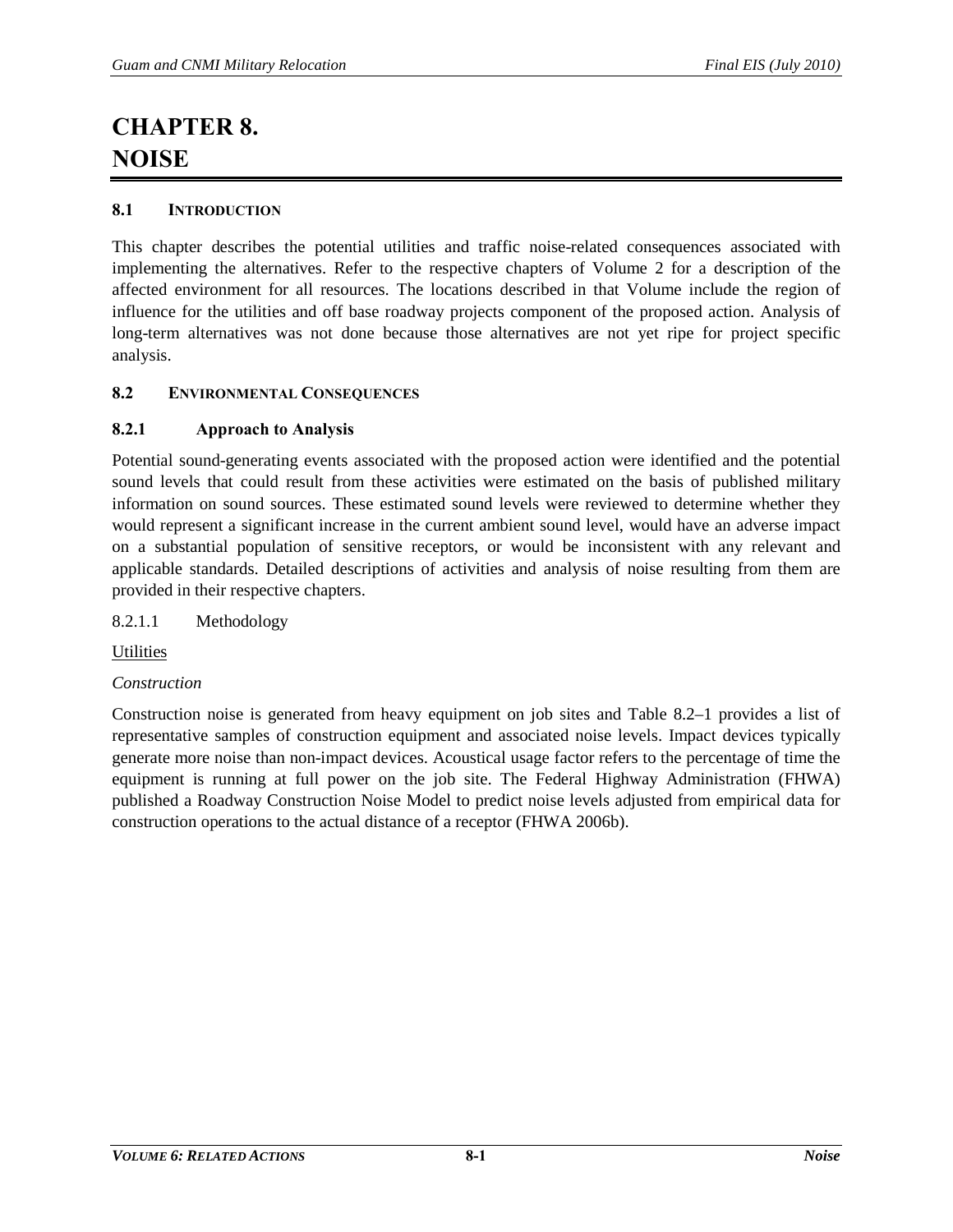# CHAPTER 8. NOISE

## 8.1 INTRODUCTION

This chapter describes the potential utilities and traffic noise-related consequences associated with implementing the alternatives. Refer to the respective chapters of Volume 2 for a description of the affected environment for all resources. The locations described in that Volume include the region of influence for the utilities and off base roadway projects component of the proposed action. Analysis of long-term alternatives was not done because those alternatives are not yet ripe for project specific analysis.

## 8.2 ENVIRONMENTAL CONSEQUENCES

### 8.2.1 Approach to Analysis

Potential sound-generating events associated with the proposed action were identified and the potential sound levels that could result from these activities were estimated on the basis of published military information on sound sources. These estimated sound levels were reviewed to determine whether they would represent a significant increase in the current ambient sound level, would have an adverse impact on a substantial population of sensitive receptors, or would be inconsistent with any relevant and applicable standards. Detailed descriptions of activities and analysis of noise resulting from them are provided in their respective chapters.

#### 8.2.1.1 Methodology

Utilities

*Construction*

Construction noise is generated from heavy equipment on job sites and Table 8.2–1 provides a list of representative samples of construction equipment and associated noise levels. Impact devices typically generate more noise than non-impact devices. Acoustical usage factor refers to the percentage of time the equipment is running at full power on the job site. The Federal Highway Administration (FHWA) published a Roadway Construction Noise Model to predict noise levels adjusted from empirical data for construction operations to the actual distance of a receptor (FHWA 2006b).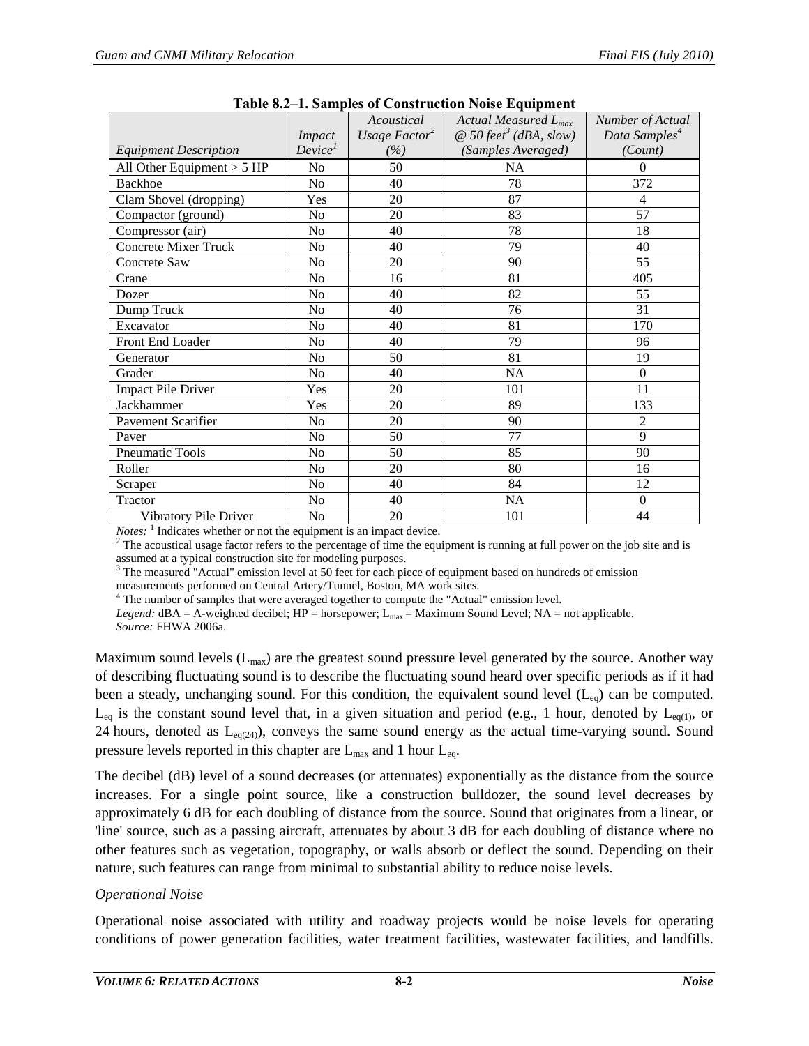**Table 8.2–1. Samples of Construction Noise Equipment**

| *Equipment Description* | *Impact Device*[1] | *Acoustical Usage Factor*[2] *(%)* | *Actual Measured $L_{max}$ @ 50 feet*[3] *(dBA, slow) (Samples Averaged)* | *Number of Actual Data Samples*[4] *(Count)* |
|---|---|---|---|---|
| All Other Equipment > 5 HP | No | 50 | NA | 0 |
| Backhoe | No | 40 | 78 | 372 |
| Clam Shovel (dropping) | Yes | 20 | 87 | 4 |
| Compactor (ground) | No | 20 | 83 | 57 |
| Compressor (air) | No | 40 | 78 | 18 |
| Concrete Mixer Truck | No | 40 | 79 | 40 |
| Concrete Saw | No | 20 | 90 | 55 |
| Crane | No | 16 | 81 | 405 |
| Dozer | No | 40 | 82 | 55 |
| Dump Truck | No | 40 | 76 | 31 |
| Excavator | No | 40 | 81 | 170 |
| Front End Loader | No | 40 | 79 | 96 |
| Generator | No | 50 | 81 | 19 |
| Grader | No | 40 | NA | 0 |
| Impact Pile Driver | Yes | 20 | 101 | 11 |
| Jackhammer | Yes | 20 | 89 | 133 |
| Pavement Scarifier | No | 20 | 90 | 2 |
| Paver | No | 50 | 77 | 9 |
| Pneumatic Tools | No | 50 | 85 | 90 |
| Roller | No | 20 | 80 | 16 |
| Scraper | No | 40 | 84 | 12 |
| Tractor | No | 40 | NA | 0 |
| Vibratory Pile Driver | No | 20 | 101 | 44 |

*Notes:* [1] Indicates whether or not the equipment is an impact device.
[2] The acoustical usage factor refers to the percentage of time the equipment is running at full power on the job site and is assumed at a typical construction site for modeling purposes.
[3] The measured "Actual" emission level at 50 feet for each piece of equipment based on hundreds of emission measurements performed on Central Artery/Tunnel, Boston, MA work sites.
[4] The number of samples that were averaged together to compute the "Actual" emission level.
*Legend:* dBA = A-weighted decibel; HP = horsepower; $L_{max}$ = Maximum Sound Level; NA = not applicable.
*Source:* FHWA 2006a.

Maximum sound levels ($L_{max}$) are the greatest sound pressure level generated by the source. Another way of describing fluctuating sound is to describe the fluctuating sound heard over specific periods as if it had been a steady, unchanging sound. For this condition, the equivalent sound level ($L_{eq}$) can be computed. $L_{eq}$ is the constant sound level that, in a given situation and period (e.g., 1 hour, denoted by $L_{eq(1)}$, or 24 hours, denoted as $L_{eq(24)}$), conveys the same sound energy as the actual time-varying sound. Sound pressure levels reported in this chapter are $L_{max}$ and 1 hour $L_{eq}$.

The decibel (dB) level of a sound decreases (or attenuates) exponentially as the distance from the source increases. For a single point source, like a construction bulldozer, the sound level decreases by approximately 6 dB for each doubling of distance from the source. Sound that originates from a linear, or 'line' source, such as a passing aircraft, attenuates by about 3 dB for each doubling of distance where no other features such as vegetation, topography, or walls absorb or deflect the sound. Depending on their nature, such features can range from minimal to substantial ability to reduce noise levels.

*Operational Noise*

Operational noise associated with utility and roadway projects would be noise levels for operating conditions of power generation facilities, water treatment facilities, wastewater facilities, and landfills.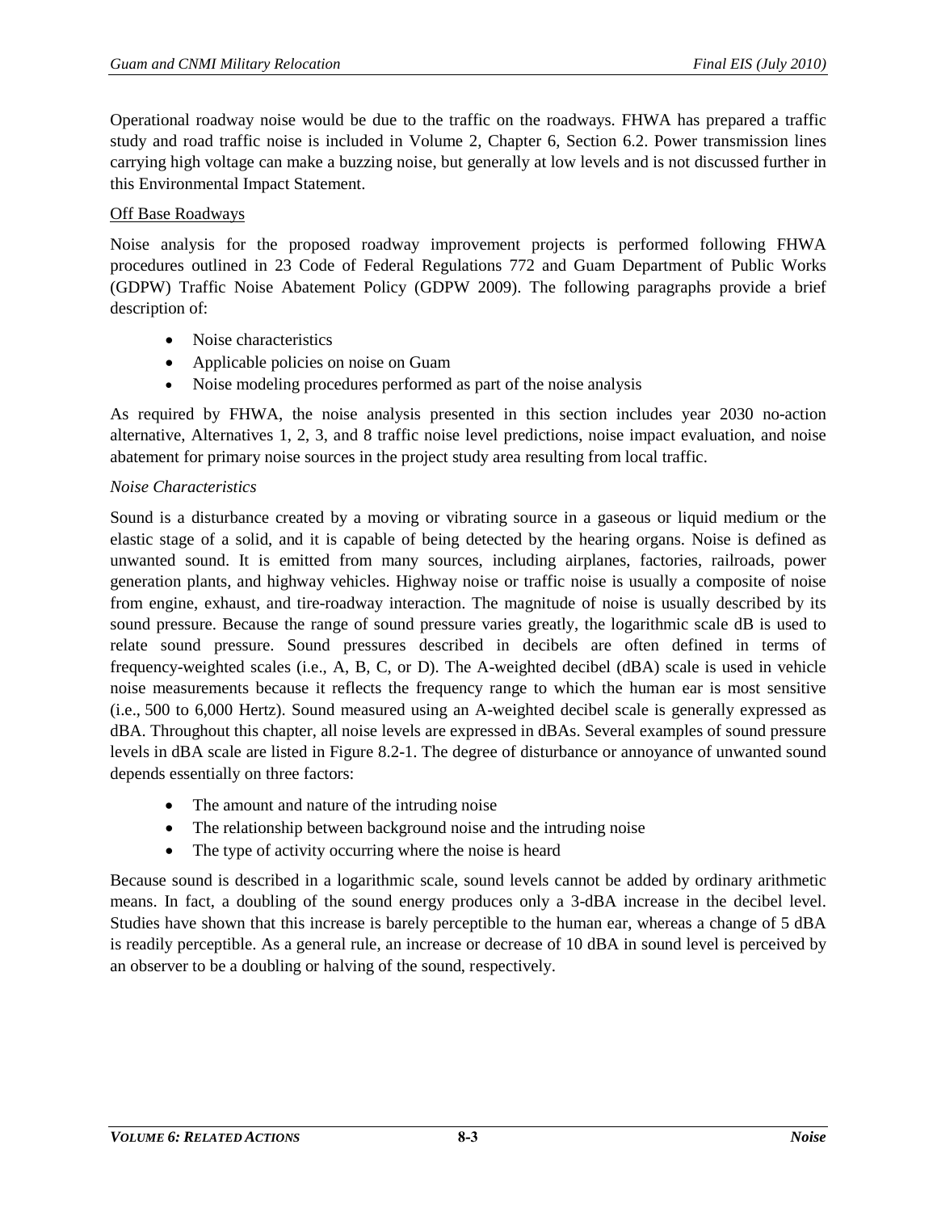Operational roadway noise would be due to the traffic on the roadways. FHWA has prepared a traffic study and road traffic noise is included in Volume 2, Chapter 6, Section 6.2. Power transmission lines carrying high voltage can make a buzzing noise, but generally at low levels and is not discussed further in this Environmental Impact Statement.

Off Base Roadways

Noise analysis for the proposed roadway improvement projects is performed following FHWA procedures outlined in 23 Code of Federal Regulations 772 and Guam Department of Public Works (GDPW) Traffic Noise Abatement Policy (GDPW 2009). The following paragraphs provide a brief description of:

- Noise characteristics
- Applicable policies on noise on Guam
- Noise modeling procedures performed as part of the noise analysis

As required by FHWA, the noise analysis presented in this section includes year 2030 no-action alternative, Alternatives 1, 2, 3, and 8 traffic noise level predictions, noise impact evaluation, and noise abatement for primary noise sources in the project study area resulting from local traffic.

*Noise Characteristics*

Sound is a disturbance created by a moving or vibrating source in a gaseous or liquid medium or the elastic stage of a solid, and it is capable of being detected by the hearing organs. Noise is defined as unwanted sound. It is emitted from many sources, including airplanes, factories, railroads, power generation plants, and highway vehicles. Highway noise or traffic noise is usually a composite of noise from engine, exhaust, and tire-roadway interaction. The magnitude of noise is usually described by its sound pressure. Because the range of sound pressure varies greatly, the logarithmic scale dB is used to relate sound pressure. Sound pressures described in decibels are often defined in terms of frequency-weighted scales (i.e., A, B, C, or D). The A-weighted decibel (dBA) scale is used in vehicle noise measurements because it reflects the frequency range to which the human ear is most sensitive (i.e., 500 to 6,000 Hertz). Sound measured using an A-weighted decibel scale is generally expressed as dBA. Throughout this chapter, all noise levels are expressed in dBAs. Several examples of sound pressure levels in dBA scale are listed in Figure 8.2-1. The degree of disturbance or annoyance of unwanted sound depends essentially on three factors:

- The amount and nature of the intruding noise
- The relationship between background noise and the intruding noise
- The type of activity occurring where the noise is heard

Because sound is described in a logarithmic scale, sound levels cannot be added by ordinary arithmetic means. In fact, a doubling of the sound energy produces only a 3-dBA increase in the decibel level. Studies have shown that this increase is barely perceptible to the human ear, whereas a change of 5 dBA is readily perceptible. As a general rule, an increase or decrease of 10 dBA in sound level is perceived by an observer to be a doubling or halving of the sound, respectively.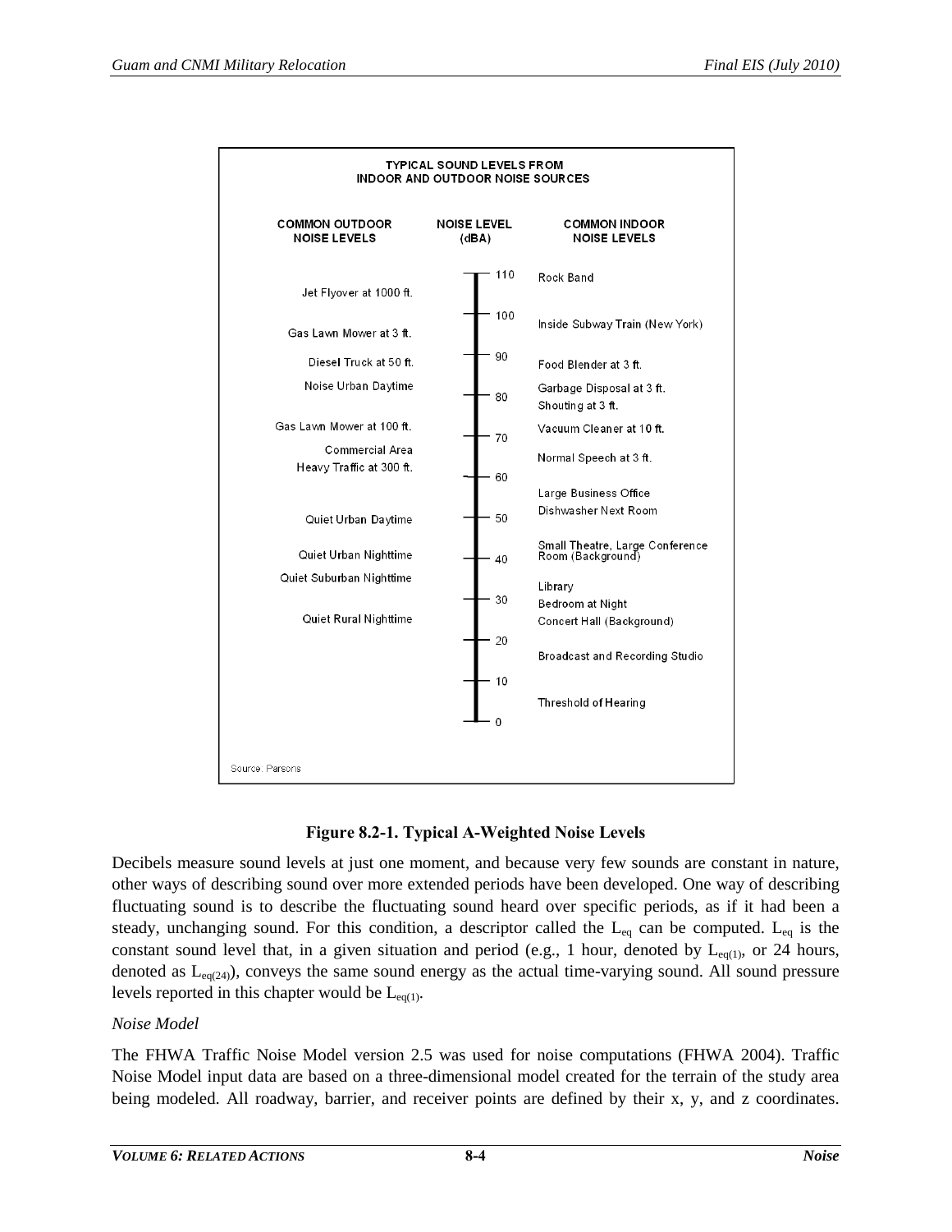**TYPICAL SOUND LEVELS FROM INDOOR AND OUTDOOR NOISE SOURCES**

| COMMON OUTDOOR NOISE LEVELS | NOISE LEVEL (dBA) | COMMON INDOOR NOISE LEVELS |
|---|---|---|
| | 110 | Rock Band |
| Jet Flyover at 1000 ft. | | |
| | 100 | Inside Subway Train (New York) |
| Gas Lawn Mower at 3 ft. | | |
| Diesel Truck at 50 ft. | 90 | Food Blender at 3 ft. |
| Noise Urban Daytime | | Garbage Disposal at 3 ft. |
| | 80 | Shouting at 3 ft. |
| Gas Lawn Mower at 100 ft. | | Vacuum Cleaner at 10 ft. |
| | 70 | |
| Commercial Area | | Normal Speech at 3 ft. |
| Heavy Traffic at 300 ft. | | |
| | 60 | |
| | | Large Business Office |
| | | Dishwasher Next Room |
| Quiet Urban Daytime | 50 | |
| | | Small Theatre, Large Conference Room (Background) |
| Quiet Urban Nighttime | 40 | |
| Quiet Suburban Nighttime | | Library |
| | 30 | Bedroom at Night |
| Quiet Rural Nighttime | | Concert Hall (Background) |
| | 20 | |
| | | Broadcast and Recording Studio |
| | 10 | |
| | | Threshold of Hearing |
| | 0 | |

Source: Parsons

**Figure 8.2-1. Typical A-Weighted Noise Levels**

Decibels measure sound levels at just one moment, and because very few sounds are constant in nature, other ways of describing sound over more extended periods have been developed. One way of describing fluctuating sound is to describe the fluctuating sound heard over specific periods, as if it had been a steady, unchanging sound. For this condition, a descriptor called the $L_{eq}$ can be computed. $L_{eq}$ is the constant sound level that, in a given situation and period (e.g., 1 hour, denoted by $L_{eq(1)}$, or 24 hours, denoted as $L_{eq(24)}$), conveys the same sound energy as the actual time-varying sound. All sound pressure levels reported in this chapter would be $L_{eq(1)}$.

*Noise Model*

The FHWA Traffic Noise Model version 2.5 was used for noise computations (FHWA 2004). Traffic Noise Model input data are based on a three-dimensional model created for the terrain of the study area being modeled. All roadway, barrier, and receiver points are defined by their x, y, and z coordinates.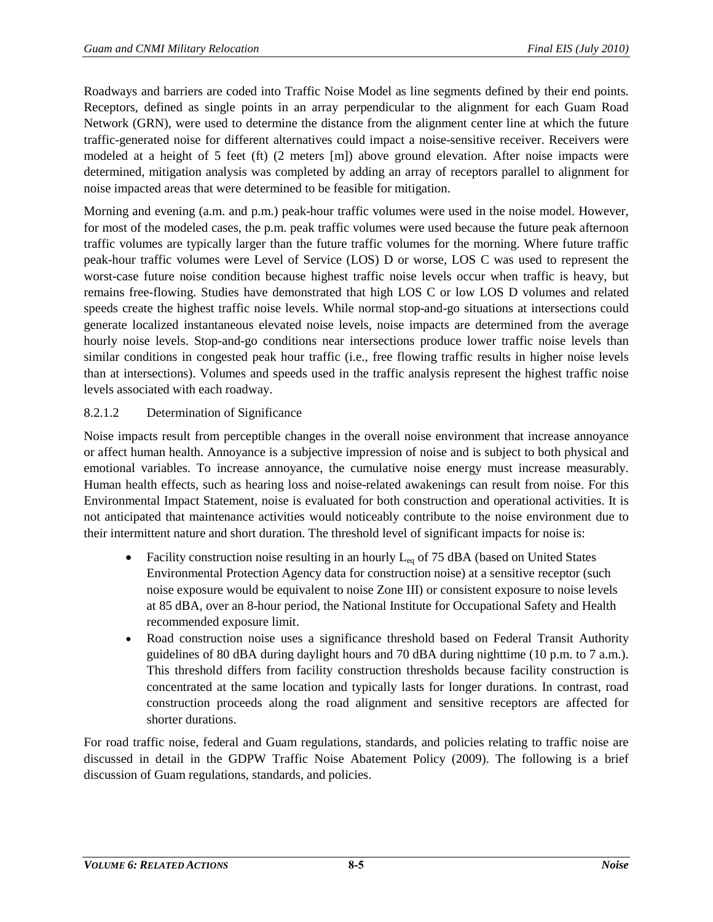Roadways and barriers are coded into Traffic Noise Model as line segments defined by their end points. Receptors, defined as single points in an array perpendicular to the alignment for each Guam Road Network (GRN), were used to determine the distance from the alignment center line at which the future traffic-generated noise for different alternatives could impact a noise-sensitive receiver. Receivers were modeled at a height of 5 feet (ft) (2 meters [m]) above ground elevation. After noise impacts were determined, mitigation analysis was completed by adding an array of receptors parallel to alignment for noise impacted areas that were determined to be feasible for mitigation.

Morning and evening (a.m. and p.m.) peak-hour traffic volumes were used in the noise model. However, for most of the modeled cases, the p.m. peak traffic volumes were used because the future peak afternoon traffic volumes are typically larger than the future traffic volumes for the morning. Where future traffic peak-hour traffic volumes were Level of Service (LOS) D or worse, LOS C was used to represent the worst-case future noise condition because highest traffic noise levels occur when traffic is heavy, but remains free-flowing. Studies have demonstrated that high LOS C or low LOS D volumes and related speeds create the highest traffic noise levels. While normal stop-and-go situations at intersections could generate localized instantaneous elevated noise levels, noise impacts are determined from the average hourly noise levels. Stop-and-go conditions near intersections produce lower traffic noise levels than similar conditions in congested peak hour traffic (i.e., free flowing traffic results in higher noise levels than at intersections). Volumes and speeds used in the traffic analysis represent the highest traffic noise levels associated with each roadway.

#### 8.2.1.2 Determination of Significance

Noise impacts result from perceptible changes in the overall noise environment that increase annoyance or affect human health. Annoyance is a subjective impression of noise and is subject to both physical and emotional variables. To increase annoyance, the cumulative noise energy must increase measurably. Human health effects, such as hearing loss and noise-related awakenings can result from noise. For this Environmental Impact Statement, noise is evaluated for both construction and operational activities. It is not anticipated that maintenance activities would noticeably contribute to the noise environment due to their intermittent nature and short duration. The threshold level of significant impacts for noise is:

- Facility construction noise resulting in an hourly $L_{eq}$ of 75 dBA (based on United States Environmental Protection Agency data for construction noise) at a sensitive receptor (such noise exposure would be equivalent to noise Zone III) or consistent exposure to noise levels at 85 dBA, over an 8-hour period, the National Institute for Occupational Safety and Health recommended exposure limit.
- Road construction noise uses a significance threshold based on Federal Transit Authority guidelines of 80 dBA during daylight hours and 70 dBA during nighttime (10 p.m. to 7 a.m.). This threshold differs from facility construction thresholds because facility construction is concentrated at the same location and typically lasts for longer durations. In contrast, road construction proceeds along the road alignment and sensitive receptors are affected for shorter durations.

For road traffic noise, federal and Guam regulations, standards, and policies relating to traffic noise are discussed in detail in the GDPW Traffic Noise Abatement Policy (2009). The following is a brief discussion of Guam regulations, standards, and policies.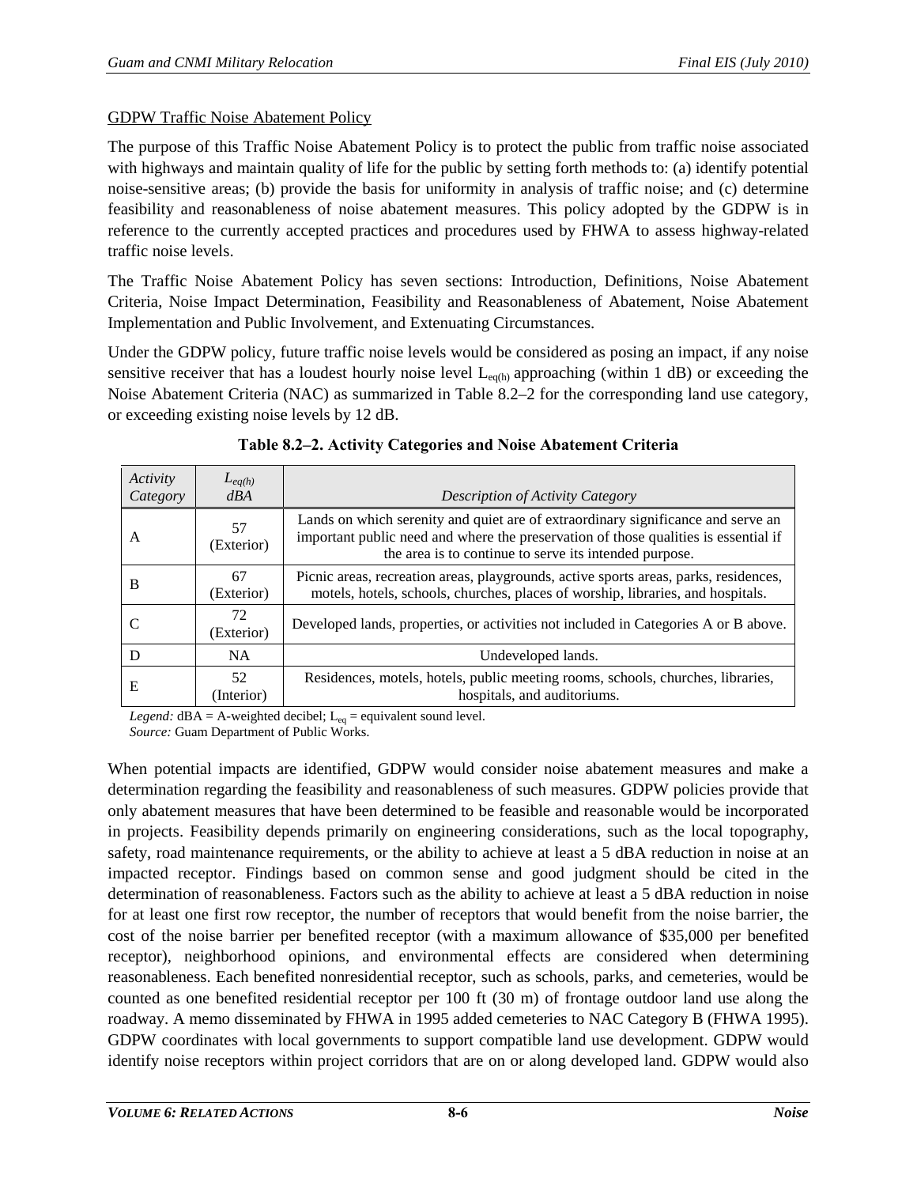GDPW Traffic Noise Abatement Policy

The purpose of this Traffic Noise Abatement Policy is to protect the public from traffic noise associated with highways and maintain quality of life for the public by setting forth methods to: (a) identify potential noise-sensitive areas; (b) provide the basis for uniformity in analysis of traffic noise; and (c) determine feasibility and reasonableness of noise abatement measures. This policy adopted by the GDPW is in reference to the currently accepted practices and procedures used by FHWA to assess highway-related traffic noise levels.

The Traffic Noise Abatement Policy has seven sections: Introduction, Definitions, Noise Abatement Criteria, Noise Impact Determination, Feasibility and Reasonableness of Abatement, Noise Abatement Implementation and Public Involvement, and Extenuating Circumstances.

Under the GDPW policy, future traffic noise levels would be considered as posing an impact, if any noise sensitive receiver that has a loudest hourly noise level $L_{eq(h)}$ approaching (within 1 dB) or exceeding the Noise Abatement Criteria (NAC) as summarized in Table 8.2–2 for the corresponding land use category, or exceeding existing noise levels by 12 dB.

**Table 8.2–2. Activity Categories and Noise Abatement Criteria**

| *Activity Category* | $L_{eq(h)}$ *dBA* | *Description of Activity Category* |
|---|---|---|
| A | 57 (Exterior) | Lands on which serenity and quiet are of extraordinary significance and serve an important public need and where the preservation of those qualities is essential if the area is to continue to serve its intended purpose. |
| B | 67 (Exterior) | Picnic areas, recreation areas, playgrounds, active sports areas, parks, residences, motels, hotels, schools, churches, places of worship, libraries, and hospitals. |
| C | 72 (Exterior) | Developed lands, properties, or activities not included in Categories A or B above. |
| D | NA | Undeveloped lands. |
| E | 52 (Interior) | Residences, motels, hotels, public meeting rooms, schools, churches, libraries, hospitals, and auditoriums. |

*Legend:* dBA = A-weighted decibel; $L_{eq}$ = equivalent sound level.
*Source:* Guam Department of Public Works.

When potential impacts are identified, GDPW would consider noise abatement measures and make a determination regarding the feasibility and reasonableness of such measures. GDPW policies provide that only abatement measures that have been determined to be feasible and reasonable would be incorporated in projects. Feasibility depends primarily on engineering considerations, such as the local topography, safety, road maintenance requirements, or the ability to achieve at least a 5 dBA reduction in noise at an impacted receptor. Findings based on common sense and good judgment should be cited in the determination of reasonableness. Factors such as the ability to achieve at least a 5 dBA reduction in noise for at least one first row receptor, the number of receptors that would benefit from the noise barrier, the cost of the noise barrier per benefited receptor (with a maximum allowance of $35,000 per benefited receptor), neighborhood opinions, and environmental effects are considered when determining reasonableness. Each benefited nonresidential receptor, such as schools, parks, and cemeteries, would be counted as one benefited residential receptor per 100 ft (30 m) of frontage outdoor land use along the roadway. A memo disseminated by FHWA in 1995 added cemeteries to NAC Category B (FHWA 1995). GDPW coordinates with local governments to support compatible land use development. GDPW would identify noise receptors within project corridors that are on or along developed land. GDPW would also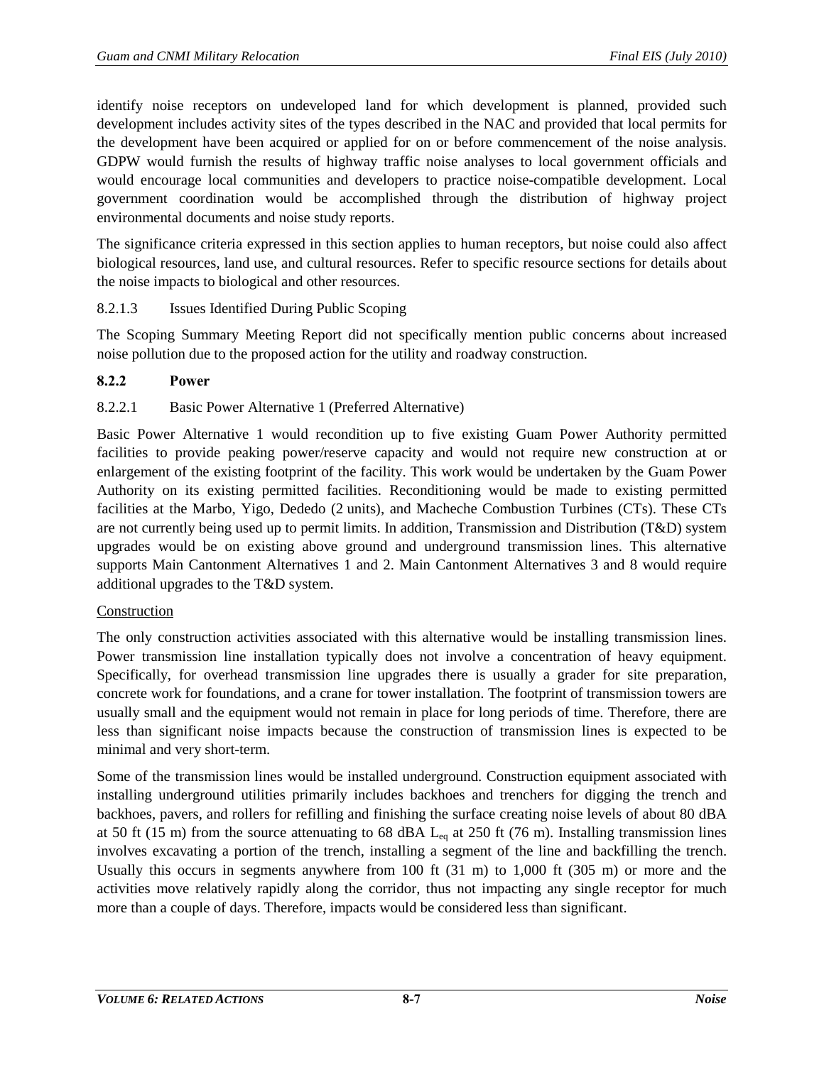identify noise receptors on undeveloped land for which development is planned, provided such development includes activity sites of the types described in the NAC and provided that local permits for the development have been acquired or applied for on or before commencement of the noise analysis. GDPW would furnish the results of highway traffic noise analyses to local government officials and would encourage local communities and developers to practice noise-compatible development. Local government coordination would be accomplished through the distribution of highway project environmental documents and noise study reports.

The significance criteria expressed in this section applies to human receptors, but noise could also affect biological resources, land use, and cultural resources. Refer to specific resource sections for details about the noise impacts to biological and other resources.

#### 8.2.1.3 Issues Identified During Public Scoping

The Scoping Summary Meeting Report did not specifically mention public concerns about increased noise pollution due to the proposed action for the utility and roadway construction.

### 8.2.2 Power

#### 8.2.2.1 Basic Power Alternative 1 (Preferred Alternative)

Basic Power Alternative 1 would recondition up to five existing Guam Power Authority permitted facilities to provide peaking power/reserve capacity and would not require new construction at or enlargement of the existing footprint of the facility. This work would be undertaken by the Guam Power Authority on its existing permitted facilities. Reconditioning would be made to existing permitted facilities at the Marbo, Yigo, Dededo (2 units), and Macheche Combustion Turbines (CTs). These CTs are not currently being used up to permit limits. In addition, Transmission and Distribution (T&D) system upgrades would be on existing above ground and underground transmission lines. This alternative supports Main Cantonment Alternatives 1 and 2. Main Cantonment Alternatives 3 and 8 would require additional upgrades to the T&D system.

<u>Construction</u>

The only construction activities associated with this alternative would be installing transmission lines. Power transmission line installation typically does not involve a concentration of heavy equipment. Specifically, for overhead transmission line upgrades there is usually a grader for site preparation, concrete work for foundations, and a crane for tower installation. The footprint of transmission towers are usually small and the equipment would not remain in place for long periods of time. Therefore, there are less than significant noise impacts because the construction of transmission lines is expected to be minimal and very short-term.

Some of the transmission lines would be installed underground. Construction equipment associated with installing underground utilities primarily includes backhoes and trenchers for digging the trench and backhoes, pavers, and rollers for refilling and finishing the surface creating noise levels of about 80 dBA at 50 ft (15 m) from the source attenuating to 68 dBA $L_{eq}$ at 250 ft (76 m). Installing transmission lines involves excavating a portion of the trench, installing a segment of the line and backfilling the trench. Usually this occurs in segments anywhere from 100 ft (31 m) to 1,000 ft (305 m) or more and the activities move relatively rapidly along the corridor, thus not impacting any single receptor for much more than a couple of days. Therefore, impacts would be considered less than significant.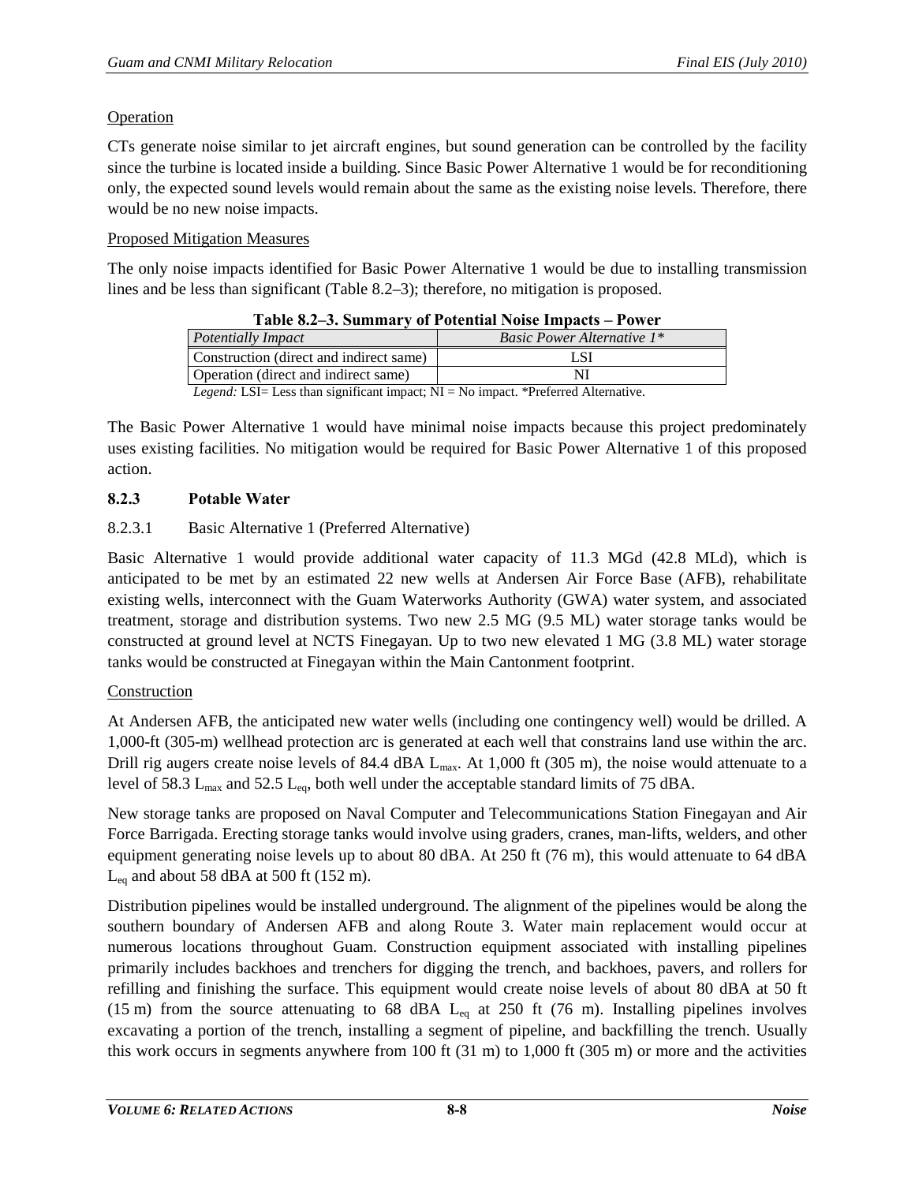Operation

CTs generate noise similar to jet aircraft engines, but sound generation can be controlled by the facility since the turbine is located inside a building. Since Basic Power Alternative 1 would be for reconditioning only, the expected sound levels would remain about the same as the existing noise levels. Therefore, there would be no new noise impacts.

Proposed Mitigation Measures

The only noise impacts identified for Basic Power Alternative 1 would be due to installing transmission lines and be less than significant (Table 8.2–3); therefore, no mitigation is proposed.

**Table 8.2–3. Summary of Potential Noise Impacts – Power**

| *Potentially Impact* | *Basic Power Alternative 1** |
|---|---|
| Construction (direct and indirect same) | LSI |
| Operation (direct and indirect same) | NI |

*Legend:* LSI= Less than significant impact; NI = No impact. *Preferred Alternative.

The Basic Power Alternative 1 would have minimal noise impacts because this project predominately uses existing facilities. No mitigation would be required for Basic Power Alternative 1 of this proposed action.

### 8.2.3 Potable Water

#### 8.2.3.1 Basic Alternative 1 (Preferred Alternative)

Basic Alternative 1 would provide additional water capacity of 11.3 MGd (42.8 MLd), which is anticipated to be met by an estimated 22 new wells at Andersen Air Force Base (AFB), rehabilitate existing wells, interconnect with the Guam Waterworks Authority (GWA) water system, and associated treatment, storage and distribution systems. Two new 2.5 MG (9.5 ML) water storage tanks would be constructed at ground level at NCTS Finegayan. Up to two new elevated 1 MG (3.8 ML) water storage tanks would be constructed at Finegayan within the Main Cantonment footprint.

Construction

At Andersen AFB, the anticipated new water wells (including one contingency well) would be drilled. A 1,000-ft (305-m) wellhead protection arc is generated at each well that constrains land use within the arc. Drill rig augers create noise levels of 84.4 dBA $L_{max}$. At 1,000 ft (305 m), the noise would attenuate to a level of 58.3 $L_{max}$ and 52.5 $L_{eq}$, both well under the acceptable standard limits of 75 dBA.

New storage tanks are proposed on Naval Computer and Telecommunications Station Finegayan and Air Force Barrigada. Erecting storage tanks would involve using graders, cranes, man-lifts, welders, and other equipment generating noise levels up to about 80 dBA. At 250 ft (76 m), this would attenuate to 64 dBA $L_{eq}$ and about 58 dBA at 500 ft (152 m).

Distribution pipelines would be installed underground. The alignment of the pipelines would be along the southern boundary of Andersen AFB and along Route 3. Water main replacement would occur at numerous locations throughout Guam. Construction equipment associated with installing pipelines primarily includes backhoes and trenchers for digging the trench, and backhoes, pavers, and rollers for refilling and finishing the surface. This equipment would create noise levels of about 80 dBA at 50 ft (15 m) from the source attenuating to 68 dBA $L_{eq}$ at 250 ft (76 m). Installing pipelines involves excavating a portion of the trench, installing a segment of pipeline, and backfilling the trench. Usually this work occurs in segments anywhere from 100 ft (31 m) to 1,000 ft (305 m) or more and the activities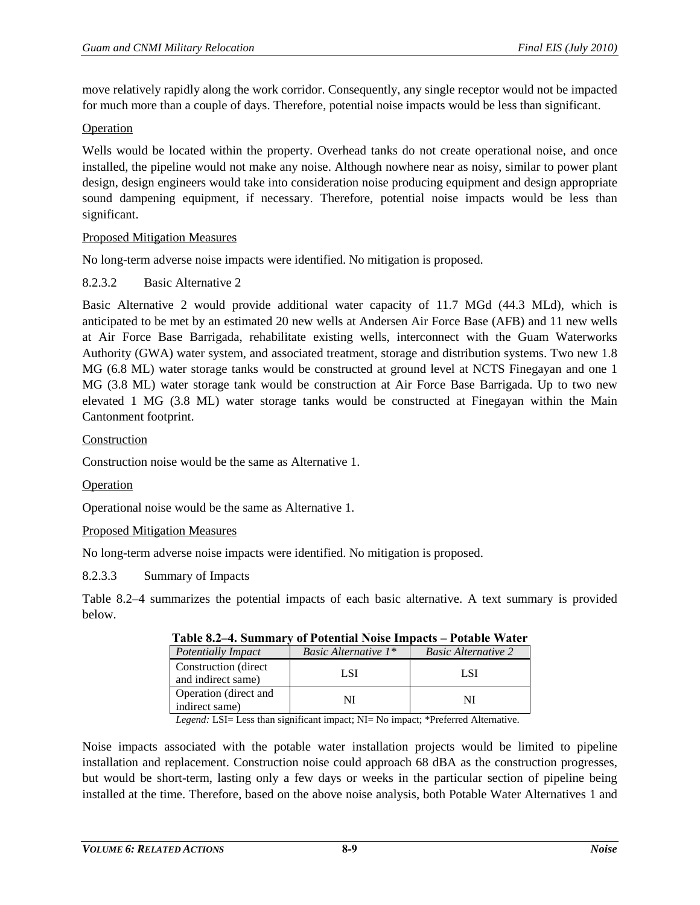move relatively rapidly along the work corridor. Consequently, any single receptor would not be impacted for much more than a couple of days. Therefore, potential noise impacts would be less than significant.

Operation

Wells would be located within the property. Overhead tanks do not create operational noise, and once installed, the pipeline would not make any noise. Although nowhere near as noisy, similar to power plant design, design engineers would take into consideration noise producing equipment and design appropriate sound dampening equipment, if necessary. Therefore, potential noise impacts would be less than significant.

Proposed Mitigation Measures

No long-term adverse noise impacts were identified. No mitigation is proposed.

8.2.3.2 Basic Alternative 2

Basic Alternative 2 would provide additional water capacity of 11.7 MGd (44.3 MLd), which is anticipated to be met by an estimated 20 new wells at Andersen Air Force Base (AFB) and 11 new wells at Air Force Base Barrigada, rehabilitate existing wells, interconnect with the Guam Waterworks Authority (GWA) water system, and associated treatment, storage and distribution systems. Two new 1.8 MG (6.8 ML) water storage tanks would be constructed at ground level at NCTS Finegayan and one 1 MG (3.8 ML) water storage tank would be construction at Air Force Base Barrigada. Up to two new elevated 1 MG (3.8 ML) water storage tanks would be constructed at Finegayan within the Main Cantonment footprint.

Construction

Construction noise would be the same as Alternative 1.

Operation

Operational noise would be the same as Alternative 1.

Proposed Mitigation Measures

No long-term adverse noise impacts were identified. No mitigation is proposed.

8.2.3.3 Summary of Impacts

Table 8.2–4 summarizes the potential impacts of each basic alternative. A text summary is provided below.

**Table 8.2–4. Summary of Potential Noise Impacts – Potable Water**

| *Potentially Impact* | *Basic Alternative 1\** | *Basic Alternative 2* |
|---|---|---|
| Construction (direct and indirect same) | LSI | LSI |
| Operation (direct and indirect same) | NI | NI |

*Legend:* LSI= Less than significant impact; NI= No impact; \*Preferred Alternative.

Noise impacts associated with the potable water installation projects would be limited to pipeline installation and replacement. Construction noise could approach 68 dBA as the construction progresses, but would be short-term, lasting only a few days or weeks in the particular section of pipeline being installed at the time. Therefore, based on the above noise analysis, both Potable Water Alternatives 1 and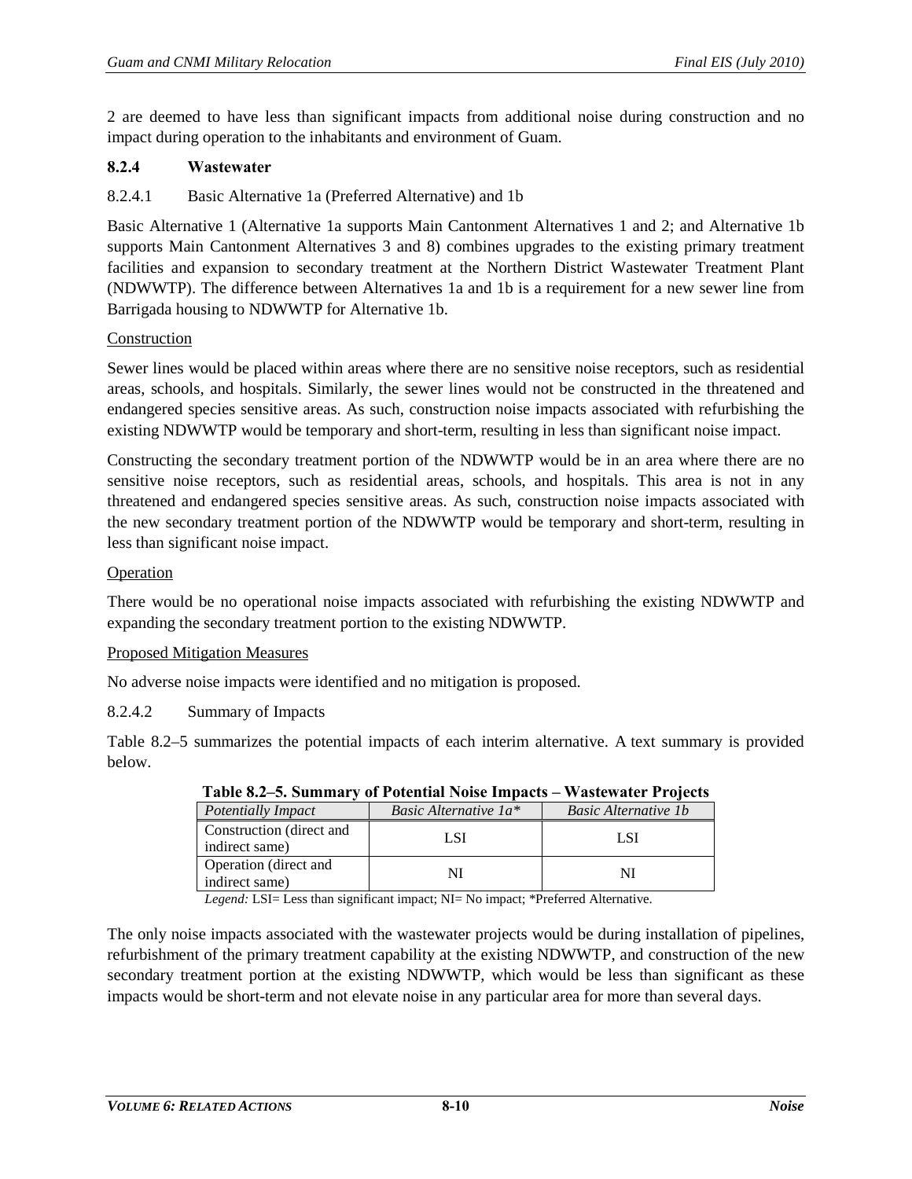2 are deemed to have less than significant impacts from additional noise during construction and no impact during operation to the inhabitants and environment of Guam.

### 8.2.4 Wastewater

#### 8.2.4.1 Basic Alternative 1a (Preferred Alternative) and 1b

Basic Alternative 1 (Alternative 1a supports Main Cantonment Alternatives 1 and 2; and Alternative 1b supports Main Cantonment Alternatives 3 and 8) combines upgrades to the existing primary treatment facilities and expansion to secondary treatment at the Northern District Wastewater Treatment Plant (NDWWTP). The difference between Alternatives 1a and 1b is a requirement for a new sewer line from Barrigada housing to NDWWTP for Alternative 1b.

Construction

Sewer lines would be placed within areas where there are no sensitive noise receptors, such as residential areas, schools, and hospitals. Similarly, the sewer lines would not be constructed in the threatened and endangered species sensitive areas. As such, construction noise impacts associated with refurbishing the existing NDWWTP would be temporary and short-term, resulting in less than significant noise impact.

Constructing the secondary treatment portion of the NDWWTP would be in an area where there are no sensitive noise receptors, such as residential areas, schools, and hospitals. This area is not in any threatened and endangered species sensitive areas. As such, construction noise impacts associated with the new secondary treatment portion of the NDWWTP would be temporary and short-term, resulting in less than significant noise impact.

Operation

There would be no operational noise impacts associated with refurbishing the existing NDWWTP and expanding the secondary treatment portion to the existing NDWWTP.

Proposed Mitigation Measures

No adverse noise impacts were identified and no mitigation is proposed.

#### 8.2.4.2 Summary of Impacts

Table 8.2–5 summarizes the potential impacts of each interim alternative. A text summary is provided below.

**Table 8.2–5. Summary of Potential Noise Impacts – Wastewater Projects**

| *Potentially Impact* | *Basic Alternative 1a\** | *Basic Alternative 1b* |
|---|---|---|
| Construction (direct and indirect same) | LSI | LSI |
| Operation (direct and indirect same) | NI | NI |

*Legend:* LSI= Less than significant impact; NI= No impact; *Preferred Alternative.

The only noise impacts associated with the wastewater projects would be during installation of pipelines, refurbishment of the primary treatment capability at the existing NDWWTP, and construction of the new secondary treatment portion at the existing NDWWTP, which would be less than significant as these impacts would be short-term and not elevate noise in any particular area for more than several days.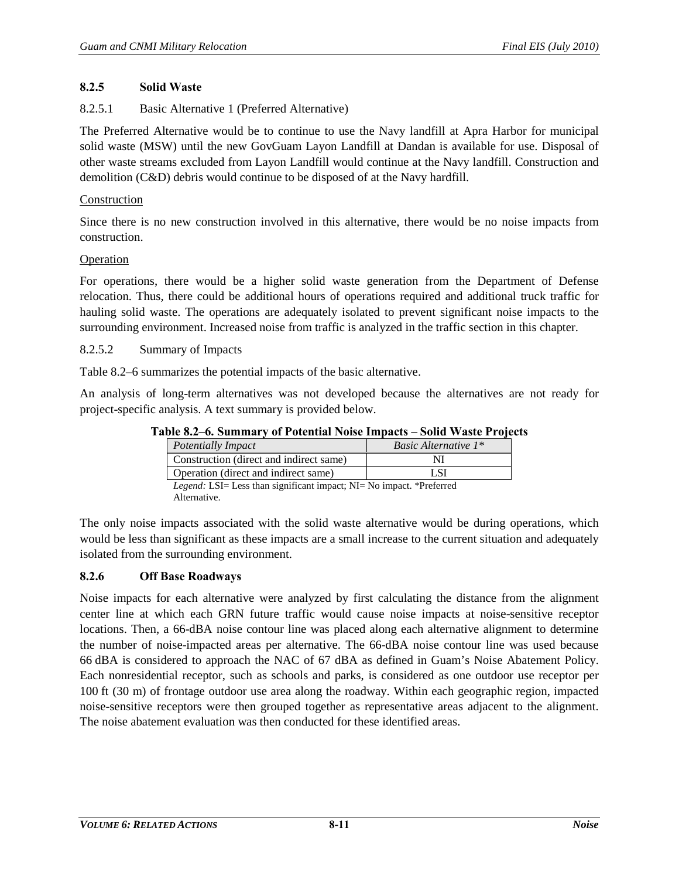### 8.2.5 Solid Waste

#### 8.2.5.1 Basic Alternative 1 (Preferred Alternative)

The Preferred Alternative would be to continue to use the Navy landfill at Apra Harbor for municipal solid waste (MSW) until the new GovGuam Layon Landfill at Dandan is available for use. Disposal of other waste streams excluded from Layon Landfill would continue at the Navy landfill. Construction and demolition (C&D) debris would continue to be disposed of at the Navy hardfill.

Construction

Since there is no new construction involved in this alternative, there would be no noise impacts from construction.

Operation

For operations, there would be a higher solid waste generation from the Department of Defense relocation. Thus, there could be additional hours of operations required and additional truck traffic for hauling solid waste. The operations are adequately isolated to prevent significant noise impacts to the surrounding environment. Increased noise from traffic is analyzed in the traffic section in this chapter.

#### 8.2.5.2 Summary of Impacts

Table 8.2–6 summarizes the potential impacts of the basic alternative.

An analysis of long-term alternatives was not developed because the alternatives are not ready for project-specific analysis. A text summary is provided below.

**Table 8.2–6. Summary of Potential Noise Impacts – Solid Waste Projects**

| *Potentially Impact* | *Basic Alternative 1\** |
|---|---|
| Construction (direct and indirect same) | NI |
| Operation (direct and indirect same) | LSI |

*Legend:* LSI= Less than significant impact; NI= No impact. *Preferred Alternative.

The only noise impacts associated with the solid waste alternative would be during operations, which would be less than significant as these impacts are a small increase to the current situation and adequately isolated from the surrounding environment.

### 8.2.6 Off Base Roadways

Noise impacts for each alternative were analyzed by first calculating the distance from the alignment center line at which each GRN future traffic would cause noise impacts at noise-sensitive receptor locations. Then, a 66-dBA noise contour line was placed along each alternative alignment to determine the number of noise-impacted areas per alternative. The 66-dBA noise contour line was used because 66 dBA is considered to approach the NAC of 67 dBA as defined in Guam's Noise Abatement Policy. Each nonresidential receptor, such as schools and parks, is considered as one outdoor use receptor per 100 ft (30 m) of frontage outdoor use area along the roadway. Within each geographic region, impacted noise-sensitive receptors were then grouped together as representative areas adjacent to the alignment. The noise abatement evaluation was then conducted for these identified areas.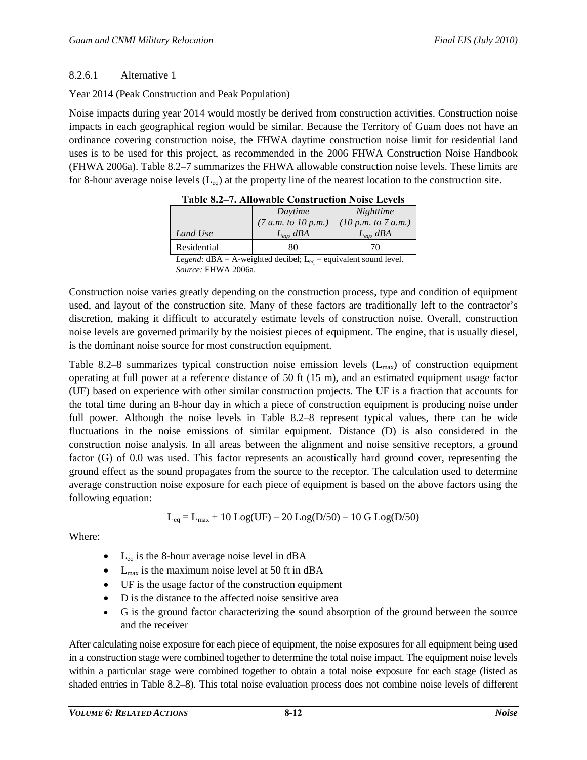#### 8.2.6.1 Alternative 1

Year 2014 (Peak Construction and Peak Population)

Noise impacts during year 2014 would mostly be derived from construction activities. Construction noise impacts in each geographical region would be similar. Because the Territory of Guam does not have an ordinance covering construction noise, the FHWA daytime construction noise limit for residential land uses is to be used for this project, as recommended in the 2006 FHWA Construction Noise Handbook (FHWA 2006a). Table 8.2–7 summarizes the FHWA allowable construction noise levels. These limits are for 8-hour average noise levels ($L_{eq}$) at the property line of the nearest location to the construction site.

**Table 8.2–7. Allowable Construction Noise Levels**

| *Land Use* | *Daytime (7 a.m. to 10 p.m.) $L_{eq}$, dBA* | *Nighttime (10 p.m. to 7 a.m.) $L_{eq}$, dBA* |
|---|---|---|
| Residential | 80 | 70 |

*Legend:* dBA = A-weighted decibel; $L_{eq}$ = equivalent sound level.
*Source:* FHWA 2006a.

Construction noise varies greatly depending on the construction process, type and condition of equipment used, and layout of the construction site. Many of these factors are traditionally left to the contractor's discretion, making it difficult to accurately estimate levels of construction noise. Overall, construction noise levels are governed primarily by the noisiest pieces of equipment. The engine, that is usually diesel, is the dominant noise source for most construction equipment.

Table 8.2–8 summarizes typical construction noise emission levels ($L_{max}$) of construction equipment operating at full power at a reference distance of 50 ft (15 m), and an estimated equipment usage factor (UF) based on experience with other similar construction projects. The UF is a fraction that accounts for the total time during an 8-hour day in which a piece of construction equipment is producing noise under full power. Although the noise levels in Table 8.2–8 represent typical values, there can be wide fluctuations in the noise emissions of similar equipment. Distance (D) is also considered in the construction noise analysis. In all areas between the alignment and noise sensitive receptors, a ground factor (G) of 0.0 was used. This factor represents an acoustically hard ground cover, representing the ground effect as the sound propagates from the source to the receptor. The calculation used to determine average construction noise exposure for each piece of equipment is based on the above factors using the following equation:

$$L_{eq} = L_{max} + 10 \text{ Log(UF)} - 20 \text{ Log(D/50)} - 10 \text{ G Log(D/50)}$$

Where:

- $L_{eq}$ is the 8-hour average noise level in dBA
- $L_{max}$ is the maximum noise level at 50 ft in dBA
- UF is the usage factor of the construction equipment
- D is the distance to the affected noise sensitive area
- G is the ground factor characterizing the sound absorption of the ground between the source and the receiver

After calculating noise exposure for each piece of equipment, the noise exposures for all equipment being used in a construction stage were combined together to determine the total noise impact. The equipment noise levels within a particular stage were combined together to obtain a total noise exposure for each stage (listed as shaded entries in Table 8.2–8). This total noise evaluation process does not combine noise levels of different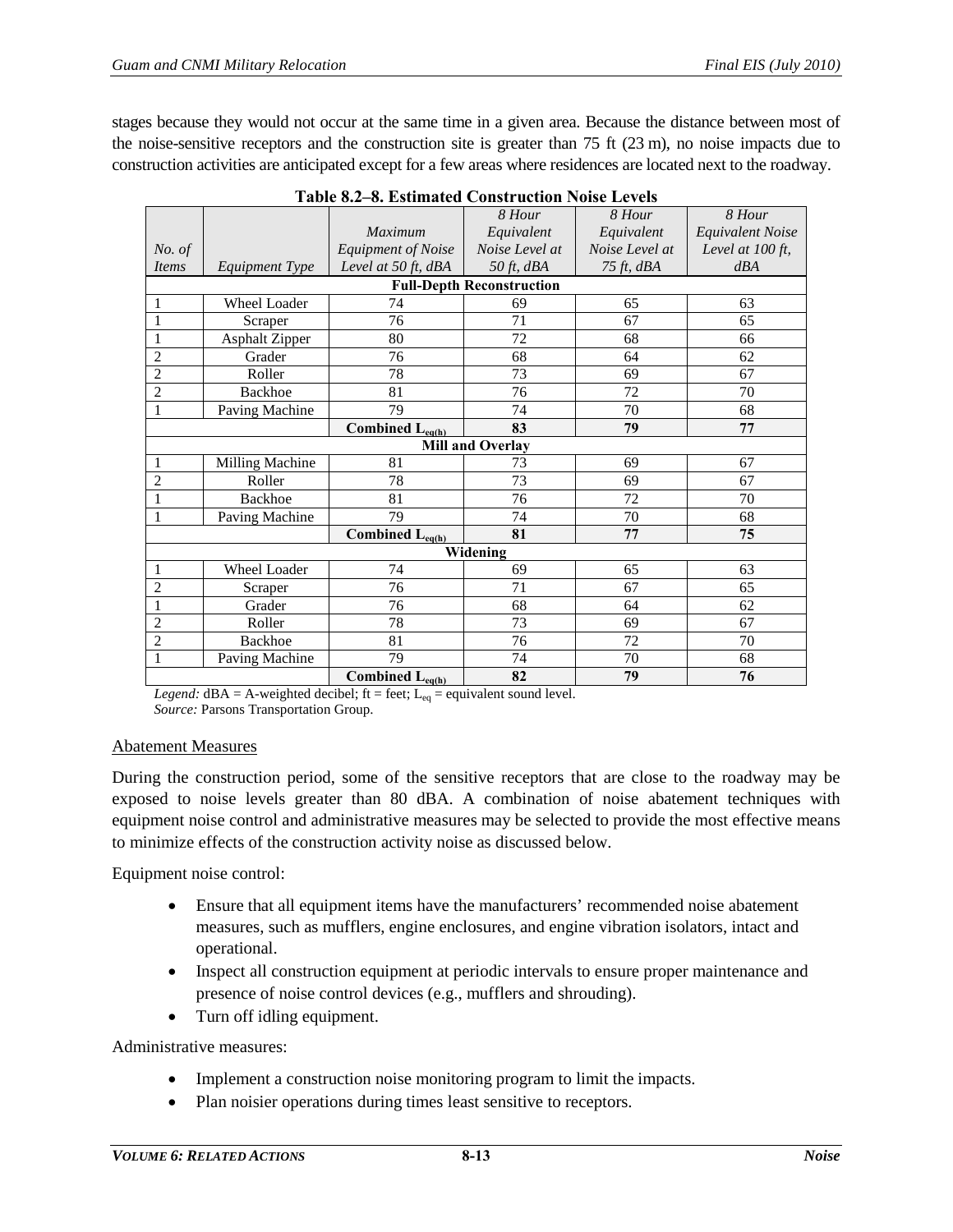stages because they would not occur at the same time in a given area. Because the distance between most of the noise-sensitive receptors and the construction site is greater than 75 ft (23 m), no noise impacts due to construction activities are anticipated except for a few areas where residences are located next to the roadway.

**Table 8.2–8. Estimated Construction Noise Levels**

| *No. of Items* | *Equipment Type* | *Maximum Equipment of Noise Level at 50 ft, dBA* | *8 Hour Equivalent Noise Level at 50 ft, dBA* | *8 Hour Equivalent Noise Level at 75 ft, dBA* | *8 Hour Equivalent Noise Level at 100 ft, dBA* |
|---|---|---|---|---|---|
| **Full-Depth Reconstruction** | | | | | |
| 1 | Wheel Loader | 74 | 69 | 65 | 63 |
| 1 | Scraper | 76 | 71 | 67 | 65 |
| 1 | Asphalt Zipper | 80 | 72 | 68 | 66 |
| 2 | Grader | 76 | 68 | 64 | 62 |
| 2 | Roller | 78 | 73 | 69 | 67 |
| 2 | Backhoe | 81 | 76 | 72 | 70 |
| 1 | Paving Machine | 79 | 74 | 70 | 68 |
| | | **Combined $L_{eq(h)}$** | **83** | **79** | **77** |
| **Mill and Overlay** | | | | | |
| 1 | Milling Machine | 81 | 73 | 69 | 67 |
| 2 | Roller | 78 | 73 | 69 | 67 |
| 1 | Backhoe | 81 | 76 | 72 | 70 |
| 1 | Paving Machine | 79 | 74 | 70 | 68 |
| | | **Combined $L_{eq(h)}$** | **81** | **77** | **75** |
| **Widening** | | | | | |
| 1 | Wheel Loader | 74 | 69 | 65 | 63 |
| 2 | Scraper | 76 | 71 | 67 | 65 |
| 1 | Grader | 76 | 68 | 64 | 62 |
| 2 | Roller | 78 | 73 | 69 | 67 |
| 2 | Backhoe | 81 | 76 | 72 | 70 |
| 1 | Paving Machine | 79 | 74 | 70 | 68 |
| | | **Combined $L_{eq(h)}$** | **82** | **79** | **76** |

*Legend:* dBA = A-weighted decibel; ft = feet; $L_{eq}$ = equivalent sound level.
*Source:* Parsons Transportation Group.

<u>Abatement Measures</u>

During the construction period, some of the sensitive receptors that are close to the roadway may be exposed to noise levels greater than 80 dBA. A combination of noise abatement techniques with equipment noise control and administrative measures may be selected to provide the most effective means to minimize effects of the construction activity noise as discussed below.

Equipment noise control:

- Ensure that all equipment items have the manufacturers' recommended noise abatement measures, such as mufflers, engine enclosures, and engine vibration isolators, intact and operational.
- Inspect all construction equipment at periodic intervals to ensure proper maintenance and presence of noise control devices (e.g., mufflers and shrouding).
- Turn off idling equipment.

Administrative measures:

- Implement a construction noise monitoring program to limit the impacts.
- Plan noisier operations during times least sensitive to receptors.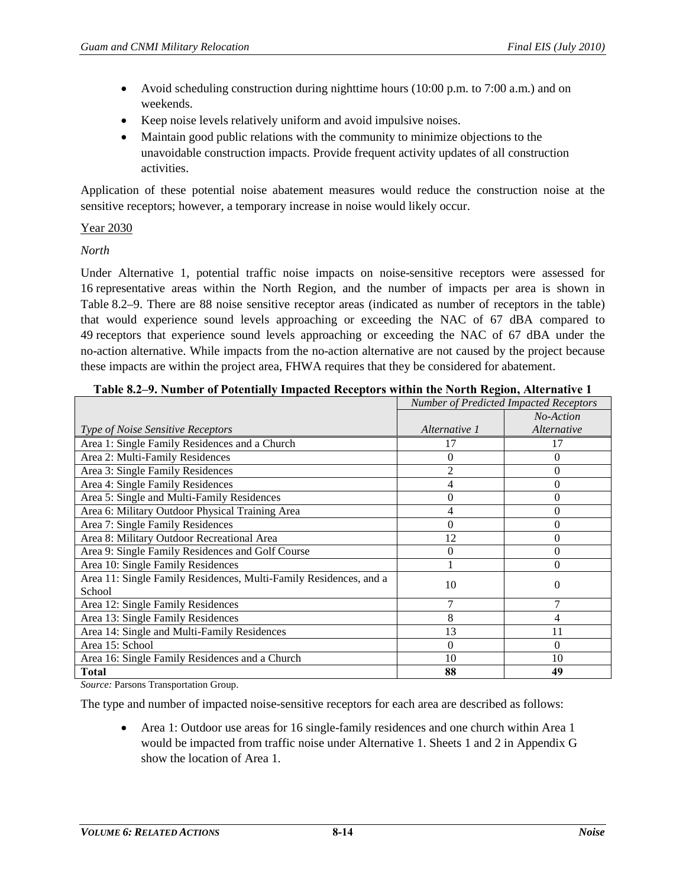- Avoid scheduling construction during nighttime hours (10:00 p.m. to 7:00 a.m.) and on weekends.
- Keep noise levels relatively uniform and avoid impulsive noises.
- Maintain good public relations with the community to minimize objections to the unavoidable construction impacts. Provide frequent activity updates of all construction activities.

Application of these potential noise abatement measures would reduce the construction noise at the sensitive receptors; however, a temporary increase in noise would likely occur.

Year 2030

*North*

Under Alternative 1, potential traffic noise impacts on noise-sensitive receptors were assessed for 16 representative areas within the North Region, and the number of impacts per area is shown in Table 8.2–9. There are 88 noise sensitive receptor areas (indicated as number of receptors in the table) that would experience sound levels approaching or exceeding the NAC of 67 dBA compared to 49 receptors that experience sound levels approaching or exceeding the NAC of 67 dBA under the no-action alternative. While impacts from the no-action alternative are not caused by the project because these impacts are within the project area, FHWA requires that they be considered for abatement.

**Table 8.2–9. Number of Potentially Impacted Receptors within the North Region, Alternative 1**

| | *Number of Predicted Impacted Receptors* | |
|---|---|---|
| *Type of Noise Sensitive Receptors* | *Alternative 1* | *No-Action Alternative* |
| Area 1: Single Family Residences and a Church | 17 | 17 |
| Area 2: Multi-Family Residences | 0 | 0 |
| Area 3: Single Family Residences | 2 | 0 |
| Area 4: Single Family Residences | 4 | 0 |
| Area 5: Single and Multi-Family Residences | 0 | 0 |
| Area 6: Military Outdoor Physical Training Area | 4 | 0 |
| Area 7: Single Family Residences | 0 | 0 |
| Area 8: Military Outdoor Recreational Area | 12 | 0 |
| Area 9: Single Family Residences and Golf Course | 0 | 0 |
| Area 10: Single Family Residences | 1 | 0 |
| Area 11: Single Family Residences, Multi-Family Residences, and a School | 10 | 0 |
| Area 12: Single Family Residences | 7 | 7 |
| Area 13: Single Family Residences | 8 | 4 |
| Area 14: Single and Multi-Family Residences | 13 | 11 |
| Area 15: School | 0 | 0 |
| Area 16: Single Family Residences and a Church | 10 | 10 |
| **Total** | **88** | **49** |

*Source:* Parsons Transportation Group.

The type and number of impacted noise-sensitive receptors for each area are described as follows:

- Area 1: Outdoor use areas for 16 single-family residences and one church within Area 1 would be impacted from traffic noise under Alternative 1. Sheets 1 and 2 in Appendix G show the location of Area 1.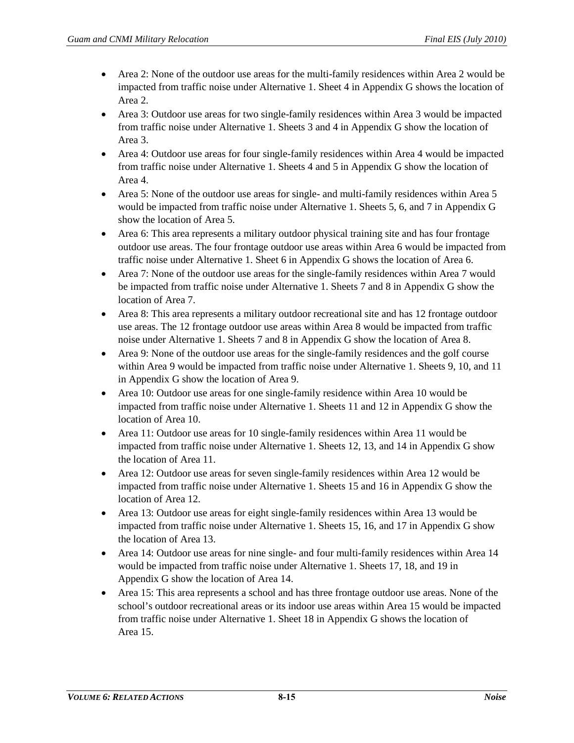- Area 2: None of the outdoor use areas for the multi-family residences within Area 2 would be impacted from traffic noise under Alternative 1. Sheet 4 in Appendix G shows the location of Area 2.
- Area 3: Outdoor use areas for two single-family residences within Area 3 would be impacted from traffic noise under Alternative 1. Sheets 3 and 4 in Appendix G show the location of Area 3.
- Area 4: Outdoor use areas for four single-family residences within Area 4 would be impacted from traffic noise under Alternative 1. Sheets 4 and 5 in Appendix G show the location of Area 4.
- Area 5: None of the outdoor use areas for single- and multi-family residences within Area 5 would be impacted from traffic noise under Alternative 1. Sheets 5, 6, and 7 in Appendix G show the location of Area 5.
- Area 6: This area represents a military outdoor physical training site and has four frontage outdoor use areas. The four frontage outdoor use areas within Area 6 would be impacted from traffic noise under Alternative 1. Sheet 6 in Appendix G shows the location of Area 6.
- Area 7: None of the outdoor use areas for the single-family residences within Area 7 would be impacted from traffic noise under Alternative 1. Sheets 7 and 8 in Appendix G show the location of Area 7.
- Area 8: This area represents a military outdoor recreational site and has 12 frontage outdoor use areas. The 12 frontage outdoor use areas within Area 8 would be impacted from traffic noise under Alternative 1. Sheets 7 and 8 in Appendix G show the location of Area 8.
- Area 9: None of the outdoor use areas for the single-family residences and the golf course within Area 9 would be impacted from traffic noise under Alternative 1. Sheets 9, 10, and 11 in Appendix G show the location of Area 9.
- Area 10: Outdoor use areas for one single-family residence within Area 10 would be impacted from traffic noise under Alternative 1. Sheets 11 and 12 in Appendix G show the location of Area 10.
- Area 11: Outdoor use areas for 10 single-family residences within Area 11 would be impacted from traffic noise under Alternative 1. Sheets 12, 13, and 14 in Appendix G show the location of Area 11.
- Area 12: Outdoor use areas for seven single-family residences within Area 12 would be impacted from traffic noise under Alternative 1. Sheets 15 and 16 in Appendix G show the location of Area 12.
- Area 13: Outdoor use areas for eight single-family residences within Area 13 would be impacted from traffic noise under Alternative 1. Sheets 15, 16, and 17 in Appendix G show the location of Area 13.
- Area 14: Outdoor use areas for nine single- and four multi-family residences within Area 14 would be impacted from traffic noise under Alternative 1. Sheets 17, 18, and 19 in Appendix G show the location of Area 14.
- Area 15: This area represents a school and has three frontage outdoor use areas. None of the school's outdoor recreational areas or its indoor use areas within Area 15 would be impacted from traffic noise under Alternative 1. Sheet 18 in Appendix G shows the location of Area 15.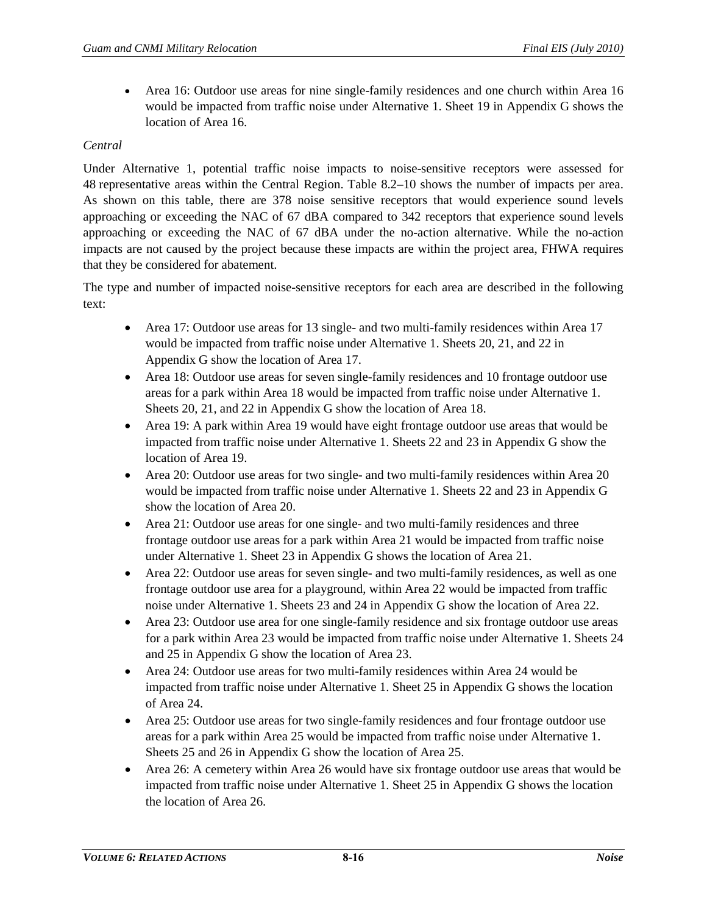- Area 16: Outdoor use areas for nine single-family residences and one church within Area 16 would be impacted from traffic noise under Alternative 1. Sheet 19 in Appendix G shows the location of Area 16.

*Central*

Under Alternative 1, potential traffic noise impacts to noise-sensitive receptors were assessed for 48 representative areas within the Central Region. Table 8.2–10 shows the number of impacts per area. As shown on this table, there are 378 noise sensitive receptors that would experience sound levels approaching or exceeding the NAC of 67 dBA compared to 342 receptors that experience sound levels approaching or exceeding the NAC of 67 dBA under the no-action alternative. While the no-action impacts are not caused by the project because these impacts are within the project area, FHWA requires that they be considered for abatement.

The type and number of impacted noise-sensitive receptors for each area are described in the following text:

- Area 17: Outdoor use areas for 13 single- and two multi-family residences within Area 17 would be impacted from traffic noise under Alternative 1. Sheets 20, 21, and 22 in Appendix G show the location of Area 17.
- Area 18: Outdoor use areas for seven single-family residences and 10 frontage outdoor use areas for a park within Area 18 would be impacted from traffic noise under Alternative 1. Sheets 20, 21, and 22 in Appendix G show the location of Area 18.
- Area 19: A park within Area 19 would have eight frontage outdoor use areas that would be impacted from traffic noise under Alternative 1. Sheets 22 and 23 in Appendix G show the location of Area 19.
- Area 20: Outdoor use areas for two single- and two multi-family residences within Area 20 would be impacted from traffic noise under Alternative 1. Sheets 22 and 23 in Appendix G show the location of Area 20.
- Area 21: Outdoor use areas for one single- and two multi-family residences and three frontage outdoor use areas for a park within Area 21 would be impacted from traffic noise under Alternative 1. Sheet 23 in Appendix G shows the location of Area 21.
- Area 22: Outdoor use areas for seven single- and two multi-family residences, as well as one frontage outdoor use area for a playground, within Area 22 would be impacted from traffic noise under Alternative 1. Sheets 23 and 24 in Appendix G show the location of Area 22.
- Area 23: Outdoor use area for one single-family residence and six frontage outdoor use areas for a park within Area 23 would be impacted from traffic noise under Alternative 1. Sheets 24 and 25 in Appendix G show the location of Area 23.
- Area 24: Outdoor use areas for two multi-family residences within Area 24 would be impacted from traffic noise under Alternative 1. Sheet 25 in Appendix G shows the location of Area 24.
- Area 25: Outdoor use areas for two single-family residences and four frontage outdoor use areas for a park within Area 25 would be impacted from traffic noise under Alternative 1. Sheets 25 and 26 in Appendix G show the location of Area 25.
- Area 26: A cemetery within Area 26 would have six frontage outdoor use areas that would be impacted from traffic noise under Alternative 1. Sheet 25 in Appendix G shows the location the location of Area 26.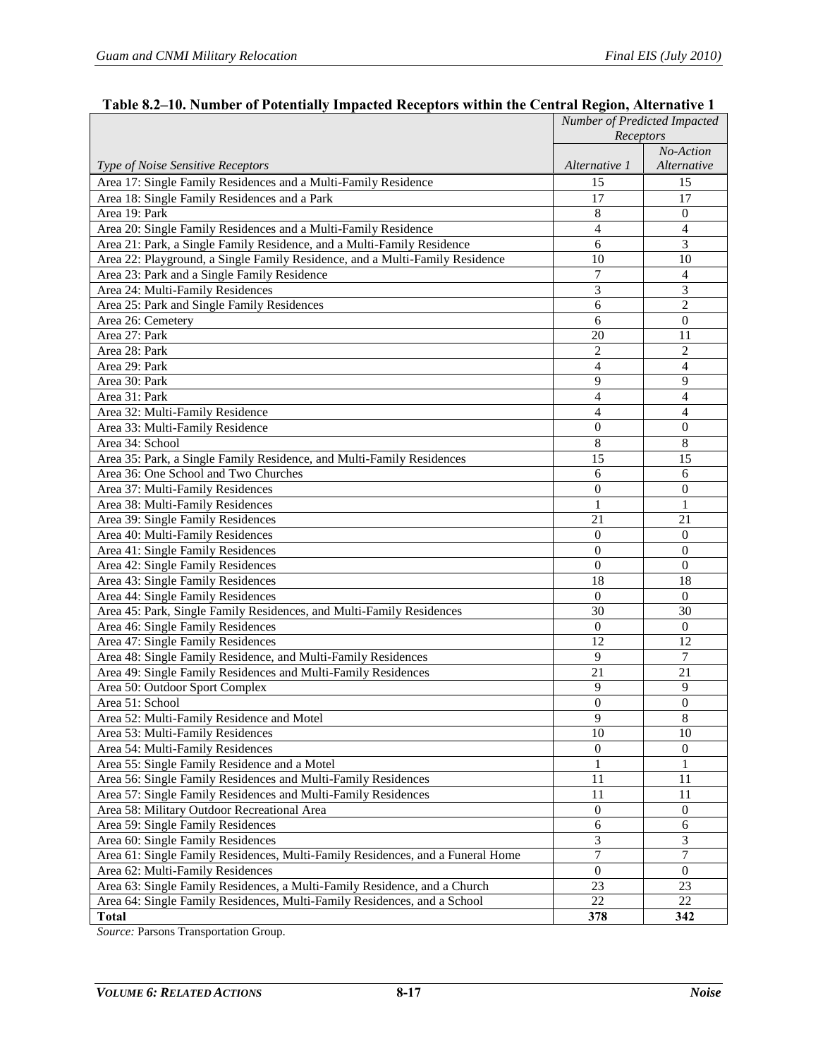**Table 8.2–10. Number of Potentially Impacted Receptors within the Central Region, Alternative 1**

| *Type of Noise Sensitive Receptors* | *Number of Predicted Impacted Receptors* | |
|---|---|---|
| | *Alternative 1* | *No-Action Alternative* |
| Area 17: Single Family Residences and a Multi-Family Residence | 15 | 15 |
| Area 18: Single Family Residences and a Park | 17 | 17 |
| Area 19: Park | 8 | 0 |
| Area 20: Single Family Residences and a Multi-Family Residence | 4 | 4 |
| Area 21: Park, a Single Family Residence, and a Multi-Family Residence | 6 | 3 |
| Area 22: Playground, a Single Family Residence, and a Multi-Family Residence | 10 | 10 |
| Area 23: Park and a Single Family Residence | 7 | 4 |
| Area 24: Multi-Family Residences | 3 | 3 |
| Area 25: Park and Single Family Residences | 6 | 2 |
| Area 26: Cemetery | 6 | 0 |
| Area 27: Park | 20 | 11 |
| Area 28: Park | 2 | 2 |
| Area 29: Park | 4 | 4 |
| Area 30: Park | 9 | 9 |
| Area 31: Park | 4 | 4 |
| Area 32: Multi-Family Residence | 4 | 4 |
| Area 33: Multi-Family Residence | 0 | 0 |
| Area 34: School | 8 | 8 |
| Area 35: Park, a Single Family Residence, and Multi-Family Residences | 15 | 15 |
| Area 36: One School and Two Churches | 6 | 6 |
| Area 37: Multi-Family Residences | 0 | 0 |
| Area 38: Multi-Family Residences | 1 | 1 |
| Area 39: Single Family Residences | 21 | 21 |
| Area 40: Multi-Family Residences | 0 | 0 |
| Area 41: Single Family Residences | 0 | 0 |
| Area 42: Single Family Residences | 0 | 0 |
| Area 43: Single Family Residences | 18 | 18 |
| Area 44: Single Family Residences | 0 | 0 |
| Area 45: Park, Single Family Residences, and Multi-Family Residences | 30 | 30 |
| Area 46: Single Family Residences | 0 | 0 |
| Area 47: Single Family Residences | 12 | 12 |
| Area 48: Single Family Residence, and Multi-Family Residences | 9 | 7 |
| Area 49: Single Family Residences and Multi-Family Residences | 21 | 21 |
| Area 50: Outdoor Sport Complex | 9 | 9 |
| Area 51: School | 0 | 0 |
| Area 52: Multi-Family Residence and Motel | 9 | 8 |
| Area 53: Multi-Family Residences | 10 | 10 |
| Area 54: Multi-Family Residences | 0 | 0 |
| Area 55: Single Family Residence and a Motel | 1 | 1 |
| Area 56: Single Family Residences and Multi-Family Residences | 11 | 11 |
| Area 57: Single Family Residences and Multi-Family Residences | 11 | 11 |
| Area 58: Military Outdoor Recreational Area | 0 | 0 |
| Area 59: Single Family Residences | 6 | 6 |
| Area 60: Single Family Residences | 3 | 3 |
| Area 61: Single Family Residences, Multi-Family Residences, and a Funeral Home | 7 | 7 |
| Area 62: Multi-Family Residences | 0 | 0 |
| Area 63: Single Family Residences, a Multi-Family Residence, and a Church | 23 | 23 |
| Area 64: Single Family Residences, Multi-Family Residences, and a School | 22 | 22 |
| **Total** | **378** | **342** |

*Source:* Parsons Transportation Group.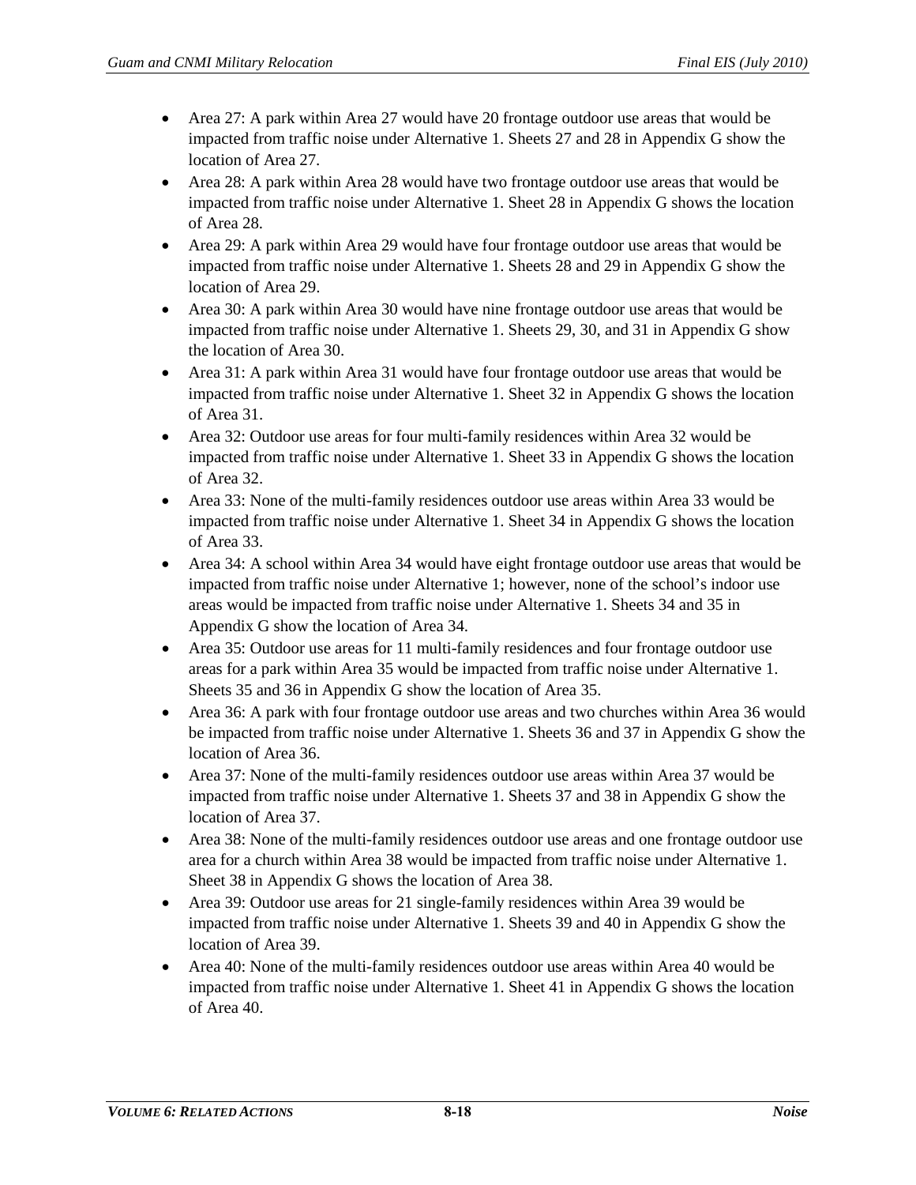- Area 27: A park within Area 27 would have 20 frontage outdoor use areas that would be impacted from traffic noise under Alternative 1. Sheets 27 and 28 in Appendix G show the location of Area 27.
- Area 28: A park within Area 28 would have two frontage outdoor use areas that would be impacted from traffic noise under Alternative 1. Sheet 28 in Appendix G shows the location of Area 28.
- Area 29: A park within Area 29 would have four frontage outdoor use areas that would be impacted from traffic noise under Alternative 1. Sheets 28 and 29 in Appendix G show the location of Area 29.
- Area 30: A park within Area 30 would have nine frontage outdoor use areas that would be impacted from traffic noise under Alternative 1. Sheets 29, 30, and 31 in Appendix G show the location of Area 30.
- Area 31: A park within Area 31 would have four frontage outdoor use areas that would be impacted from traffic noise under Alternative 1. Sheet 32 in Appendix G shows the location of Area 31.
- Area 32: Outdoor use areas for four multi-family residences within Area 32 would be impacted from traffic noise under Alternative 1. Sheet 33 in Appendix G shows the location of Area 32.
- Area 33: None of the multi-family residences outdoor use areas within Area 33 would be impacted from traffic noise under Alternative 1. Sheet 34 in Appendix G shows the location of Area 33.
- Area 34: A school within Area 34 would have eight frontage outdoor use areas that would be impacted from traffic noise under Alternative 1; however, none of the school's indoor use areas would be impacted from traffic noise under Alternative 1. Sheets 34 and 35 in Appendix G show the location of Area 34.
- Area 35: Outdoor use areas for 11 multi-family residences and four frontage outdoor use areas for a park within Area 35 would be impacted from traffic noise under Alternative 1. Sheets 35 and 36 in Appendix G show the location of Area 35.
- Area 36: A park with four frontage outdoor use areas and two churches within Area 36 would be impacted from traffic noise under Alternative 1. Sheets 36 and 37 in Appendix G show the location of Area 36.
- Area 37: None of the multi-family residences outdoor use areas within Area 37 would be impacted from traffic noise under Alternative 1. Sheets 37 and 38 in Appendix G show the location of Area 37.
- Area 38: None of the multi-family residences outdoor use areas and one frontage outdoor use area for a church within Area 38 would be impacted from traffic noise under Alternative 1. Sheet 38 in Appendix G shows the location of Area 38.
- Area 39: Outdoor use areas for 21 single-family residences within Area 39 would be impacted from traffic noise under Alternative 1. Sheets 39 and 40 in Appendix G show the location of Area 39.
- Area 40: None of the multi-family residences outdoor use areas within Area 40 would be impacted from traffic noise under Alternative 1. Sheet 41 in Appendix G shows the location of Area 40.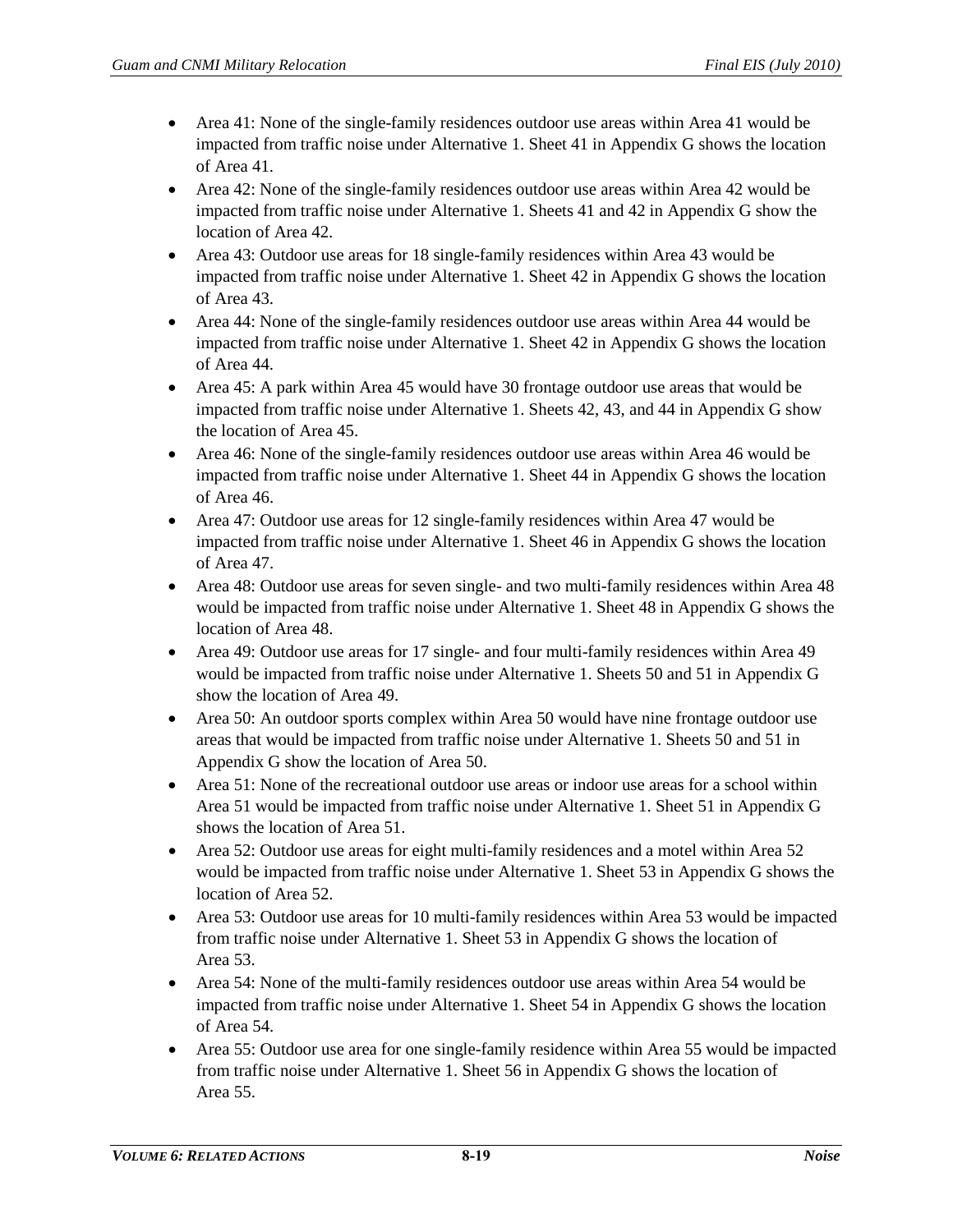- Area 41: None of the single-family residences outdoor use areas within Area 41 would be impacted from traffic noise under Alternative 1. Sheet 41 in Appendix G shows the location of Area 41.
- Area 42: None of the single-family residences outdoor use areas within Area 42 would be impacted from traffic noise under Alternative 1. Sheets 41 and 42 in Appendix G show the location of Area 42.
- Area 43: Outdoor use areas for 18 single-family residences within Area 43 would be impacted from traffic noise under Alternative 1. Sheet 42 in Appendix G shows the location of Area 43.
- Area 44: None of the single-family residences outdoor use areas within Area 44 would be impacted from traffic noise under Alternative 1. Sheet 42 in Appendix G shows the location of Area 44.
- Area 45: A park within Area 45 would have 30 frontage outdoor use areas that would be impacted from traffic noise under Alternative 1. Sheets 42, 43, and 44 in Appendix G show the location of Area 45.
- Area 46: None of the single-family residences outdoor use areas within Area 46 would be impacted from traffic noise under Alternative 1. Sheet 44 in Appendix G shows the location of Area 46.
- Area 47: Outdoor use areas for 12 single-family residences within Area 47 would be impacted from traffic noise under Alternative 1. Sheet 46 in Appendix G shows the location of Area 47.
- Area 48: Outdoor use areas for seven single- and two multi-family residences within Area 48 would be impacted from traffic noise under Alternative 1. Sheet 48 in Appendix G shows the location of Area 48.
- Area 49: Outdoor use areas for 17 single- and four multi-family residences within Area 49 would be impacted from traffic noise under Alternative 1. Sheets 50 and 51 in Appendix G show the location of Area 49.
- Area 50: An outdoor sports complex within Area 50 would have nine frontage outdoor use areas that would be impacted from traffic noise under Alternative 1. Sheets 50 and 51 in Appendix G show the location of Area 50.
- Area 51: None of the recreational outdoor use areas or indoor use areas for a school within Area 51 would be impacted from traffic noise under Alternative 1. Sheet 51 in Appendix G shows the location of Area 51.
- Area 52: Outdoor use areas for eight multi-family residences and a motel within Area 52 would be impacted from traffic noise under Alternative 1. Sheet 53 in Appendix G shows the location of Area 52.
- Area 53: Outdoor use areas for 10 multi-family residences within Area 53 would be impacted from traffic noise under Alternative 1. Sheet 53 in Appendix G shows the location of Area 53.
- Area 54: None of the multi-family residences outdoor use areas within Area 54 would be impacted from traffic noise under Alternative 1. Sheet 54 in Appendix G shows the location of Area 54.
- Area 55: Outdoor use area for one single-family residence within Area 55 would be impacted from traffic noise under Alternative 1. Sheet 56 in Appendix G shows the location of Area 55.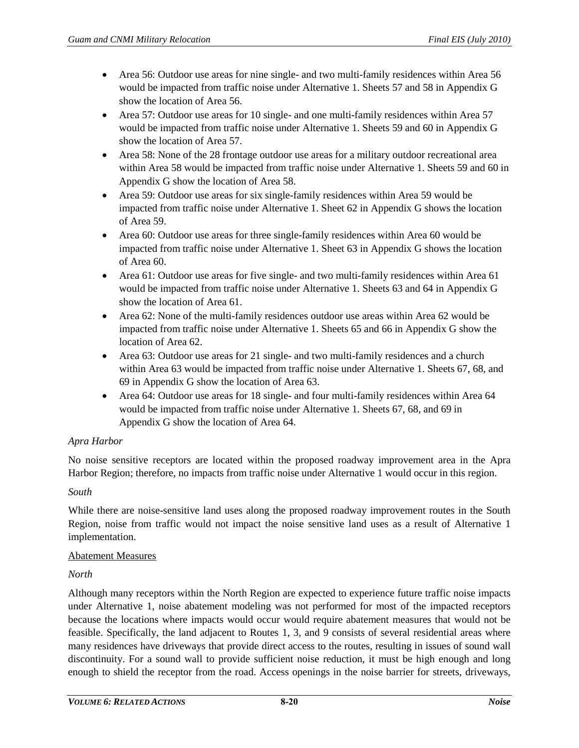- Area 56: Outdoor use areas for nine single- and two multi-family residences within Area 56 would be impacted from traffic noise under Alternative 1. Sheets 57 and 58 in Appendix G show the location of Area 56.
- Area 57: Outdoor use areas for 10 single- and one multi-family residences within Area 57 would be impacted from traffic noise under Alternative 1. Sheets 59 and 60 in Appendix G show the location of Area 57.
- Area 58: None of the 28 frontage outdoor use areas for a military outdoor recreational area within Area 58 would be impacted from traffic noise under Alternative 1. Sheets 59 and 60 in Appendix G show the location of Area 58.
- Area 59: Outdoor use areas for six single-family residences within Area 59 would be impacted from traffic noise under Alternative 1. Sheet 62 in Appendix G shows the location of Area 59.
- Area 60: Outdoor use areas for three single-family residences within Area 60 would be impacted from traffic noise under Alternative 1. Sheet 63 in Appendix G shows the location of Area 60.
- Area 61: Outdoor use areas for five single- and two multi-family residences within Area 61 would be impacted from traffic noise under Alternative 1. Sheets 63 and 64 in Appendix G show the location of Area 61.
- Area 62: None of the multi-family residences outdoor use areas within Area 62 would be impacted from traffic noise under Alternative 1. Sheets 65 and 66 in Appendix G show the location of Area 62.
- Area 63: Outdoor use areas for 21 single- and two multi-family residences and a church within Area 63 would be impacted from traffic noise under Alternative 1. Sheets 67, 68, and 69 in Appendix G show the location of Area 63.
- Area 64: Outdoor use areas for 18 single- and four multi-family residences within Area 64 would be impacted from traffic noise under Alternative 1. Sheets 67, 68, and 69 in Appendix G show the location of Area 64.

*Apra Harbor*

No noise sensitive receptors are located within the proposed roadway improvement area in the Apra Harbor Region; therefore, no impacts from traffic noise under Alternative 1 would occur in this region.

*South*

While there are noise-sensitive land uses along the proposed roadway improvement routes in the South Region, noise from traffic would not impact the noise sensitive land uses as a result of Alternative 1 implementation.

<u>Abatement Measures</u>

*North*

Although many receptors within the North Region are expected to experience future traffic noise impacts under Alternative 1, noise abatement modeling was not performed for most of the impacted receptors because the locations where impacts would occur would require abatement measures that would not be feasible. Specifically, the land adjacent to Routes 1, 3, and 9 consists of several residential areas where many residences have driveways that provide direct access to the routes, resulting in issues of sound wall discontinuity. For a sound wall to provide sufficient noise reduction, it must be high enough and long enough to shield the receptor from the road. Access openings in the noise barrier for streets, driveways,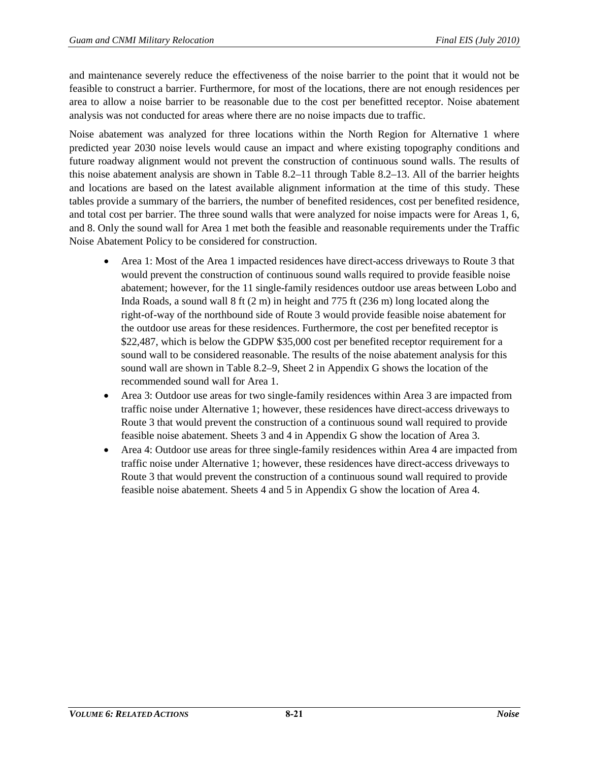and maintenance severely reduce the effectiveness of the noise barrier to the point that it would not be feasible to construct a barrier. Furthermore, for most of the locations, there are not enough residences per area to allow a noise barrier to be reasonable due to the cost per benefitted receptor. Noise abatement analysis was not conducted for areas where there are no noise impacts due to traffic.

Noise abatement was analyzed for three locations within the North Region for Alternative 1 where predicted year 2030 noise levels would cause an impact and where existing topography conditions and future roadway alignment would not prevent the construction of continuous sound walls. The results of this noise abatement analysis are shown in Table 8.2–11 through Table 8.2–13. All of the barrier heights and locations are based on the latest available alignment information at the time of this study. These tables provide a summary of the barriers, the number of benefited residences, cost per benefited residence, and total cost per barrier. The three sound walls that were analyzed for noise impacts were for Areas 1, 6, and 8. Only the sound wall for Area 1 met both the feasible and reasonable requirements under the Traffic Noise Abatement Policy to be considered for construction.

- Area 1: Most of the Area 1 impacted residences have direct-access driveways to Route 3 that would prevent the construction of continuous sound walls required to provide feasible noise abatement; however, for the 11 single-family residences outdoor use areas between Lobo and Inda Roads, a sound wall 8 ft (2 m) in height and 775 ft (236 m) long located along the right-of-way of the northbound side of Route 3 would provide feasible noise abatement for the outdoor use areas for these residences. Furthermore, the cost per benefited receptor is $22,487, which is below the GDPW $35,000 cost per benefited receptor requirement for a sound wall to be considered reasonable. The results of the noise abatement analysis for this sound wall are shown in Table 8.2–9, Sheet 2 in Appendix G shows the location of the recommended sound wall for Area 1.
- Area 3: Outdoor use areas for two single-family residences within Area 3 are impacted from traffic noise under Alternative 1; however, these residences have direct-access driveways to Route 3 that would prevent the construction of a continuous sound wall required to provide feasible noise abatement. Sheets 3 and 4 in Appendix G show the location of Area 3.
- Area 4: Outdoor use areas for three single-family residences within Area 4 are impacted from traffic noise under Alternative 1; however, these residences have direct-access driveways to Route 3 that would prevent the construction of a continuous sound wall required to provide feasible noise abatement. Sheets 4 and 5 in Appendix G show the location of Area 4.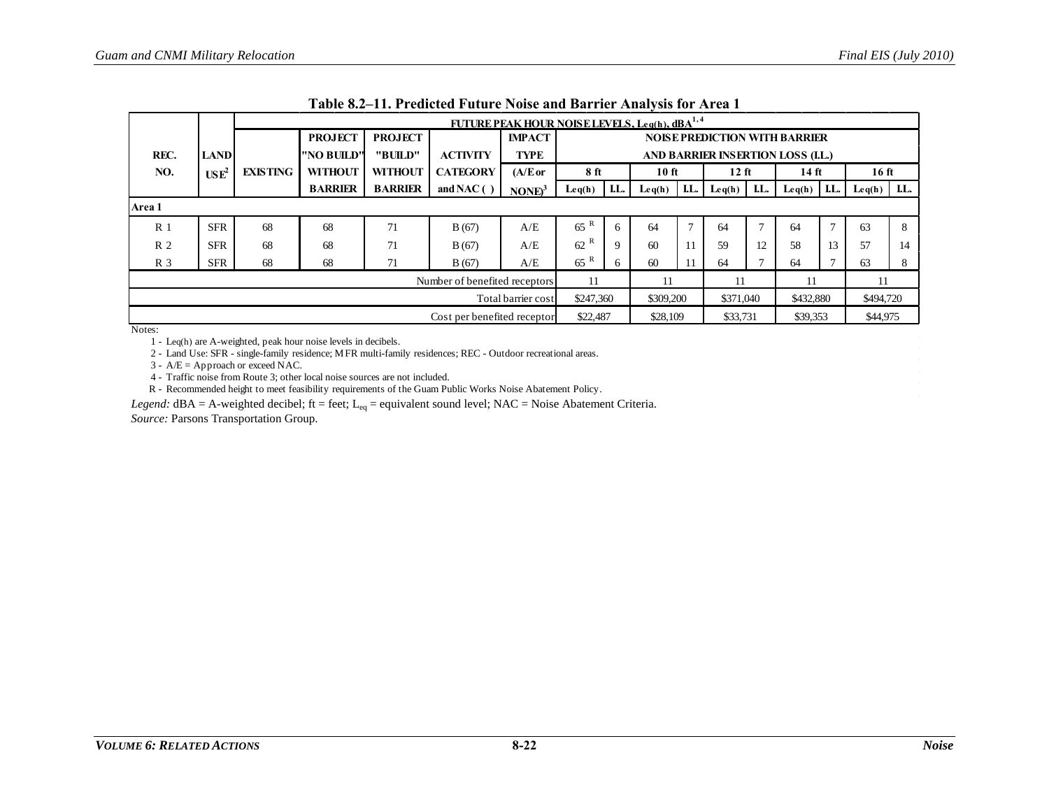**Table 8.2–11. Predicted Future Noise and Barrier Analysis for Area 1**

| REC. NO. | LAND USE[2] | FUTURE PEAK HOUR NOISE LEVELS, Leq(h), dBA[1,4] EXISTING | PROJECT "NO BUILD" WITHOUT BARRIER | PROJECT "BUILD" WITHOUT BARRIER | ACTIVITY CATEGORY and NAC ( ) | IMPACT TYPE (A/E or NONE)[3] | NOISE PREDICTION WITH BARRIER AND BARRIER INSERTION LOSS (I.L.) 8 ft Leq(h) | 8 ft I.L. | 10 ft Leq(h) | 10 ft I.L. | 12 ft Leq(h) | 12 ft I.L. | 14 ft Leq(h) | 14 ft I.L. | 16 ft Leq(h) | 16 ft I.L. |
|---|---|---|---|---|---|---|---|---|---|---|---|---|---|---|---|---|
| **Area 1** | | | | | | | | | | | | | | | | |
| R 1 | SFR | 68 | 68 | 71 | B (67) | A/E | 65 R | 6 | 64 | 7 | 64 | 7 | 64 | 7 | 63 | 8 |
| R 2 | SFR | 68 | 68 | 71 | B (67) | A/E | 62 R | 9 | 60 | 11 | 59 | 12 | 58 | 13 | 57 | 14 |
| R 3 | SFR | 68 | 68 | 71 | B (67) | A/E | 65 R | 6 | 60 | 11 | 64 | 7 | 64 | 7 | 63 | 8 |
| Number of benefited receptors | | | | | | | 11 | | 11 | | 11 | | 11 | | 11 | |
| Total barrier cost | | | | | | | $247,360 | | $309,200 | | $371,040 | | $432,880 | | $494,720 | |
| Cost per benefited receptor | | | | | | | $22,487 | | $28,109 | | $33,731 | | $39,353 | | $44,975 | |

Notes:

1 - Leq(h) are A-weighted, peak hour noise levels in decibels.

2 - Land Use: SFR - single-family residence; MFR multi-family residences; REC - Outdoor recreational areas.

3 - A/E = Approach or exceed NAC.

4 - Traffic noise from Route 3; other local noise sources are not included.

R - Recommended height to meet feasibility requirements of the Guam Public Works Noise Abatement Policy.

*Legend:* dBA = A-weighted decibel; ft = feet; $L_{eq}$ = equivalent sound level; NAC = Noise Abatement Criteria.

*Source:* Parsons Transportation Group.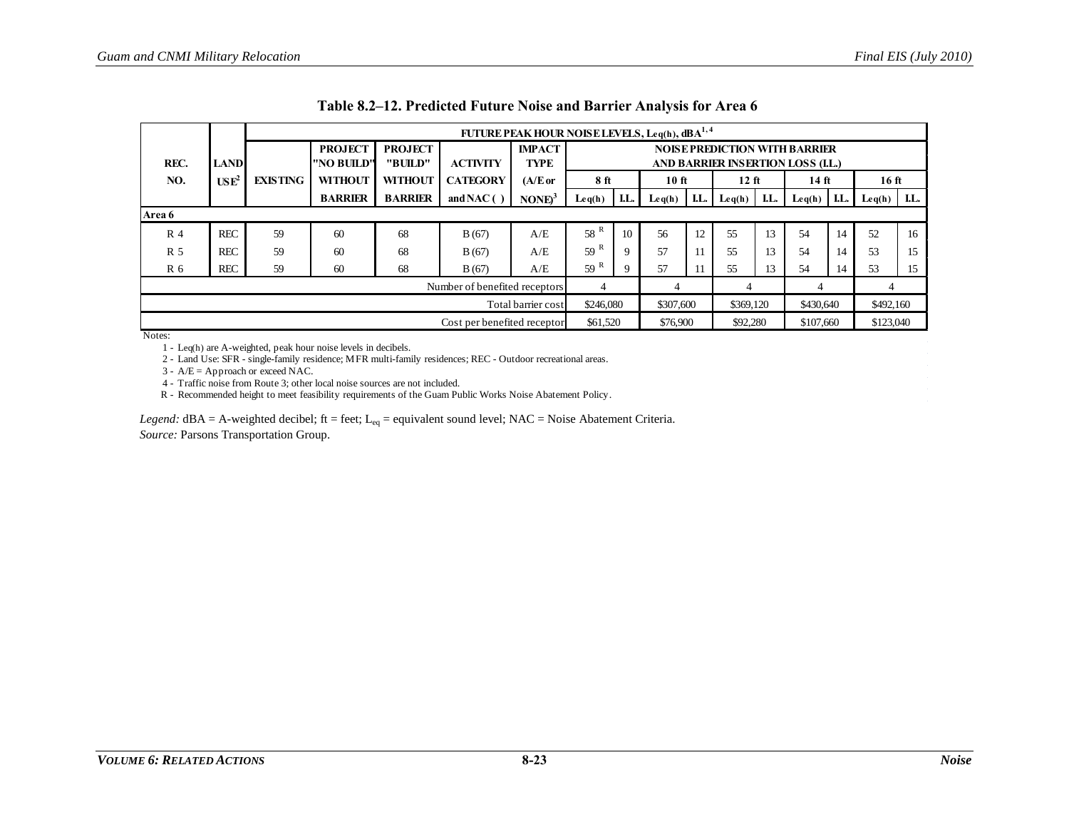### Table 8.2–12. Predicted Future Noise and Barrier Analysis for Area 6

| REC. NO. | LAND USE[2] | FUTURE PEAK HOUR NOISE LEVELS, Leq(h), dBA[1,4] | | | | | | | | | | | | | | | |
|---|---|---|---|---|---|---|---|---|---|---|---|---|---|---|---|---|---|
| | | EXISTING | PROJECT "NO BUILD" WITHOUT BARRIER | PROJECT "BUILD" WITHOUT BARRIER | ACTIVITY CATEGORY and NAC ( ) | IMPACT TYPE (A/E or NONE)[3] | NOISE PREDICTION WITH BARRIER AND BARRIER INSERTION LOSS (I.L.) | | | | | | | | | | |
| | | | | | | | 8 ft | | 10 ft | | 12 ft | | 14 ft | | 16 ft | | |
| | | | | | | | Leq(h) | I.L. | Leq(h) | I.L. | Leq(h) | I.L. | Leq(h) | I.L. | Leq(h) | I.L. | |
| **Area 6** | | | | | | | | | | | | | | | | | |
| R 4 | REC | 59 | 60 | 68 | B (67) | A/E | 58 [R] | 10 | 56 | 12 | 55 | 13 | 54 | 14 | 52 | 16 | |
| R 5 | REC | 59 | 60 | 68 | B (67) | A/E | 59 [R] | 9 | 57 | 11 | 55 | 13 | 54 | 14 | 53 | 15 | |
| R 6 | REC | 59 | 60 | 68 | B (67) | A/E | 59 [R] | 9 | 57 | 11 | 55 | 13 | 54 | 14 | 53 | 15 | |
| Number of benefited receptors | | | | | | | 4 | | 4 | | 4 | | 4 | | 4 | | |
| Total barrier cost | | | | | | | $246,080 | | $307,600 | | $369,120 | | $430,640 | | $492,160 | | |
| Cost per benefited receptor | | | | | | | $61,520 | | $76,900 | | $92,280 | | $107,660 | | $123,040 | | |

Notes:

1 - Leq(h) are A-weighted, peak hour noise levels in decibels.

2 - Land Use: SFR - single-family residence; MFR multi-family residences; REC - Outdoor recreational areas.

3 - A/E = Approach or exceed NAC.

4 - Traffic noise from Route 3; other local noise sources are not included.

R - Recommended height to meet feasibility requirements of the Guam Public Works Noise Abatement Policy.

*Legend:* dBA = A-weighted decibel; ft = feet; $L_{eq}$ = equivalent sound level; NAC = Noise Abatement Criteria.

*Source:* Parsons Transportation Group.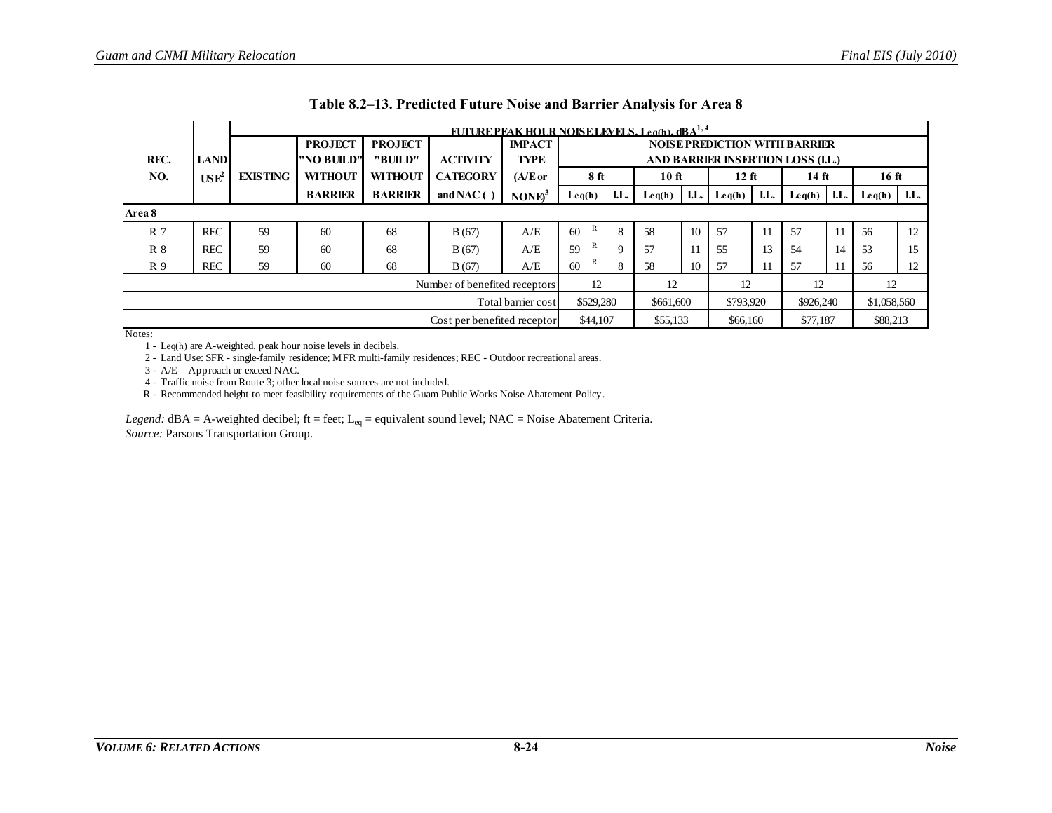**Table 8.2–13. Predicted Future Noise and Barrier Analysis for Area 8**

| REC. NO. | LAND USE[2] | FUTURE PEAK HOUR NOISE LEVELS, Leq(h), dBA[1,4] EXISTING | PROJECT "NO BUILD" WITHOUT BARRIER | PROJECT "BUILD" WITHOUT BARRIER | ACTIVITY CATEGORY and NAC ( ) | IMPACT TYPE (A/E or NONE)[3] | NOISE PREDICTION WITH BARRIER AND BARRIER INSERTION LOSS (I.L.) 8 ft Leq(h) | 8 ft I.L. | 10 ft Leq(h) | 10 ft I.L. | 12 ft Leq(h) | 12 ft I.L. | 14 ft Leq(h) | 14 ft I.L. | 16 ft Leq(h) | 16 ft I.L. |
|---|---|---|---|---|---|---|---|---|---|---|---|---|---|---|---|---|
| **Area 8** | | | | | | | | | | | | | | | | |
| R 7 | REC | 59 | 60 | 68 | B (67) | A/E | 60 R | 8 | 58 | 10 | 57 | 11 | 57 | 11 | 56 | 12 |
| R 8 | REC | 59 | 60 | 68 | B (67) | A/E | 59 R | 9 | 57 | 11 | 55 | 13 | 54 | 14 | 53 | 15 |
| R 9 | REC | 59 | 60 | 68 | B (67) | A/E | 60 R | 8 | 58 | 10 | 57 | 11 | 57 | 11 | 56 | 12 |
| Number of benefited receptors | | | | | | | 12 | | 12 | | 12 | | 12 | | 12 | |
| Total barrier cost | | | | | | | $529,280 | | $661,600 | | $793,920 | | $926,240 | | $1,058,560 | |
| Cost per benefited receptor | | | | | | | $44,107 | | $55,133 | | $66,160 | | $77,187 | | $88,213 | |

Notes:

1 - Leq(h) are A-weighted, peak hour noise levels in decibels.

2 - Land Use: SFR - single-family residence; MFR multi-family residences; REC - Outdoor recreational areas.

3 - A/E = Approach or exceed NAC.

4 - Traffic noise from Route 3; other local noise sources are not included.

R - Recommended height to meet feasibility requirements of the Guam Public Works Noise Abatement Policy.

*Legend:* dBA = A-weighted decibel; ft = feet; $L_{eq}$ = equivalent sound level; NAC = Noise Abatement Criteria.

*Source:* Parsons Transportation Group.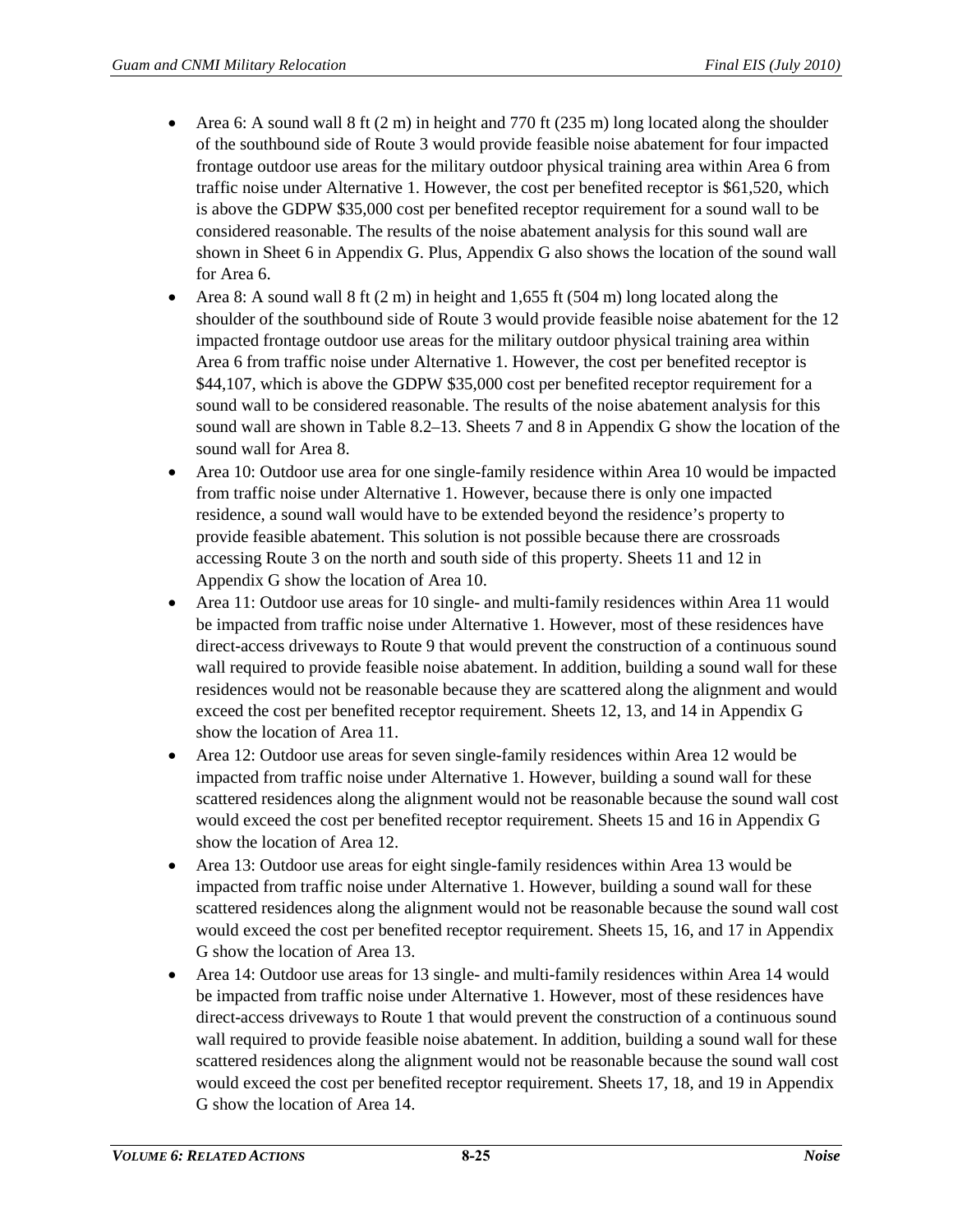- Area 6: A sound wall 8 ft (2 m) in height and 770 ft (235 m) long located along the shoulder of the southbound side of Route 3 would provide feasible noise abatement for four impacted frontage outdoor use areas for the military outdoor physical training area within Area 6 from traffic noise under Alternative 1. However, the cost per benefited receptor is $61,520, which is above the GDPW $35,000 cost per benefited receptor requirement for a sound wall to be considered reasonable. The results of the noise abatement analysis for this sound wall are shown in Sheet 6 in Appendix G. Plus, Appendix G also shows the location of the sound wall for Area 6.
- Area 8: A sound wall 8 ft (2 m) in height and 1,655 ft (504 m) long located along the shoulder of the southbound side of Route 3 would provide feasible noise abatement for the 12 impacted frontage outdoor use areas for the military outdoor physical training area within Area 6 from traffic noise under Alternative 1. However, the cost per benefited receptor is $44,107, which is above the GDPW $35,000 cost per benefited receptor requirement for a sound wall to be considered reasonable. The results of the noise abatement analysis for this sound wall are shown in Table 8.2–13. Sheets 7 and 8 in Appendix G show the location of the sound wall for Area 8.
- Area 10: Outdoor use area for one single-family residence within Area 10 would be impacted from traffic noise under Alternative 1. However, because there is only one impacted residence, a sound wall would have to be extended beyond the residence's property to provide feasible abatement. This solution is not possible because there are crossroads accessing Route 3 on the north and south side of this property. Sheets 11 and 12 in Appendix G show the location of Area 10.
- Area 11: Outdoor use areas for 10 single- and multi-family residences within Area 11 would be impacted from traffic noise under Alternative 1. However, most of these residences have direct-access driveways to Route 9 that would prevent the construction of a continuous sound wall required to provide feasible noise abatement. In addition, building a sound wall for these residences would not be reasonable because they are scattered along the alignment and would exceed the cost per benefited receptor requirement. Sheets 12, 13, and 14 in Appendix G show the location of Area 11.
- Area 12: Outdoor use areas for seven single-family residences within Area 12 would be impacted from traffic noise under Alternative 1. However, building a sound wall for these scattered residences along the alignment would not be reasonable because the sound wall cost would exceed the cost per benefited receptor requirement. Sheets 15 and 16 in Appendix G show the location of Area 12.
- Area 13: Outdoor use areas for eight single-family residences within Area 13 would be impacted from traffic noise under Alternative 1. However, building a sound wall for these scattered residences along the alignment would not be reasonable because the sound wall cost would exceed the cost per benefited receptor requirement. Sheets 15, 16, and 17 in Appendix G show the location of Area 13.
- Area 14: Outdoor use areas for 13 single- and multi-family residences within Area 14 would be impacted from traffic noise under Alternative 1. However, most of these residences have direct-access driveways to Route 1 that would prevent the construction of a continuous sound wall required to provide feasible noise abatement. In addition, building a sound wall for these scattered residences along the alignment would not be reasonable because the sound wall cost would exceed the cost per benefited receptor requirement. Sheets 17, 18, and 19 in Appendix G show the location of Area 14.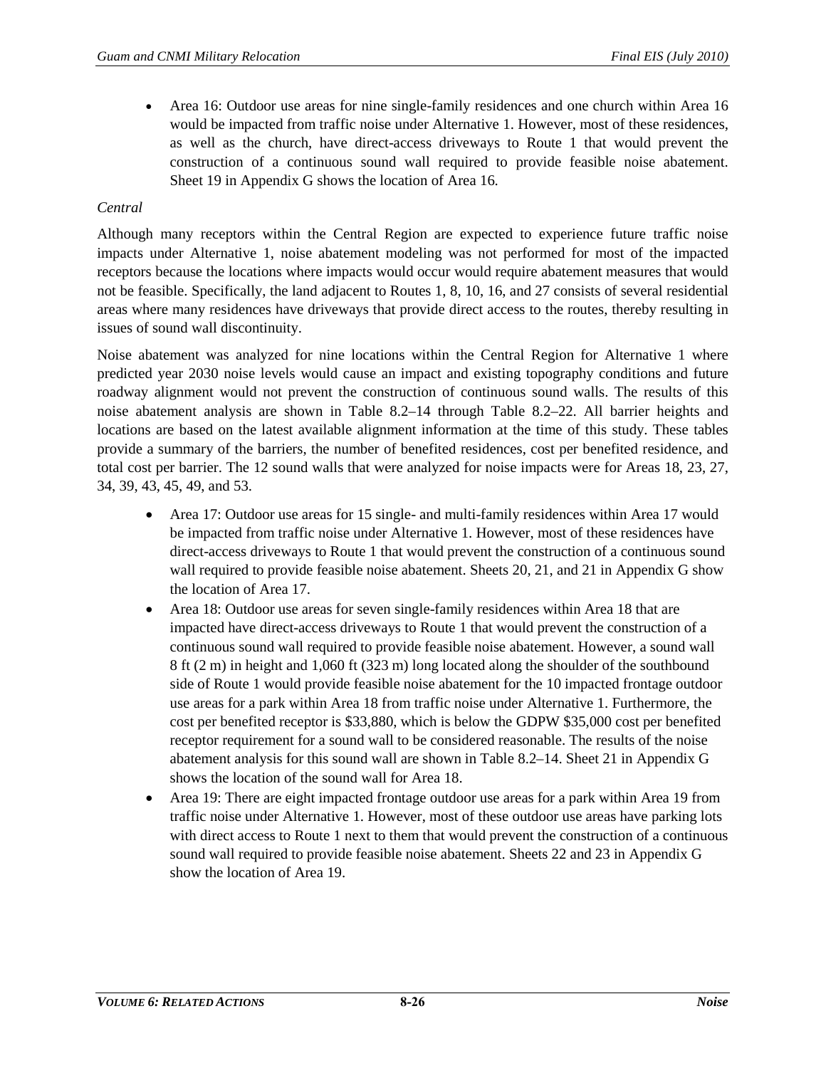- Area 16: Outdoor use areas for nine single-family residences and one church within Area 16 would be impacted from traffic noise under Alternative 1. However, most of these residences, as well as the church, have direct-access driveways to Route 1 that would prevent the construction of a continuous sound wall required to provide feasible noise abatement. Sheet 19 in Appendix G shows the location of Area 16.

*Central*

Although many receptors within the Central Region are expected to experience future traffic noise impacts under Alternative 1, noise abatement modeling was not performed for most of the impacted receptors because the locations where impacts would occur would require abatement measures that would not be feasible. Specifically, the land adjacent to Routes 1, 8, 10, 16, and 27 consists of several residential areas where many residences have driveways that provide direct access to the routes, thereby resulting in issues of sound wall discontinuity.

Noise abatement was analyzed for nine locations within the Central Region for Alternative 1 where predicted year 2030 noise levels would cause an impact and existing topography conditions and future roadway alignment would not prevent the construction of continuous sound walls. The results of this noise abatement analysis are shown in Table 8.2–14 through Table 8.2–22. All barrier heights and locations are based on the latest available alignment information at the time of this study. These tables provide a summary of the barriers, the number of benefited residences, cost per benefited residence, and total cost per barrier. The 12 sound walls that were analyzed for noise impacts were for Areas 18, 23, 27, 34, 39, 43, 45, 49, and 53.

- Area 17: Outdoor use areas for 15 single- and multi-family residences within Area 17 would be impacted from traffic noise under Alternative 1. However, most of these residences have direct-access driveways to Route 1 that would prevent the construction of a continuous sound wall required to provide feasible noise abatement. Sheets 20, 21, and 21 in Appendix G show the location of Area 17.
- Area 18: Outdoor use areas for seven single-family residences within Area 18 that are impacted have direct-access driveways to Route 1 that would prevent the construction of a continuous sound wall required to provide feasible noise abatement. However, a sound wall 8 ft (2 m) in height and 1,060 ft (323 m) long located along the shoulder of the southbound side of Route 1 would provide feasible noise abatement for the 10 impacted frontage outdoor use areas for a park within Area 18 from traffic noise under Alternative 1. Furthermore, the cost per benefited receptor is $33,880, which is below the GDPW $35,000 cost per benefited receptor requirement for a sound wall to be considered reasonable. The results of the noise abatement analysis for this sound wall are shown in Table 8.2–14. Sheet 21 in Appendix G shows the location of the sound wall for Area 18.
- Area 19: There are eight impacted frontage outdoor use areas for a park within Area 19 from traffic noise under Alternative 1. However, most of these outdoor use areas have parking lots with direct access to Route 1 next to them that would prevent the construction of a continuous sound wall required to provide feasible noise abatement. Sheets 22 and 23 in Appendix G show the location of Area 19.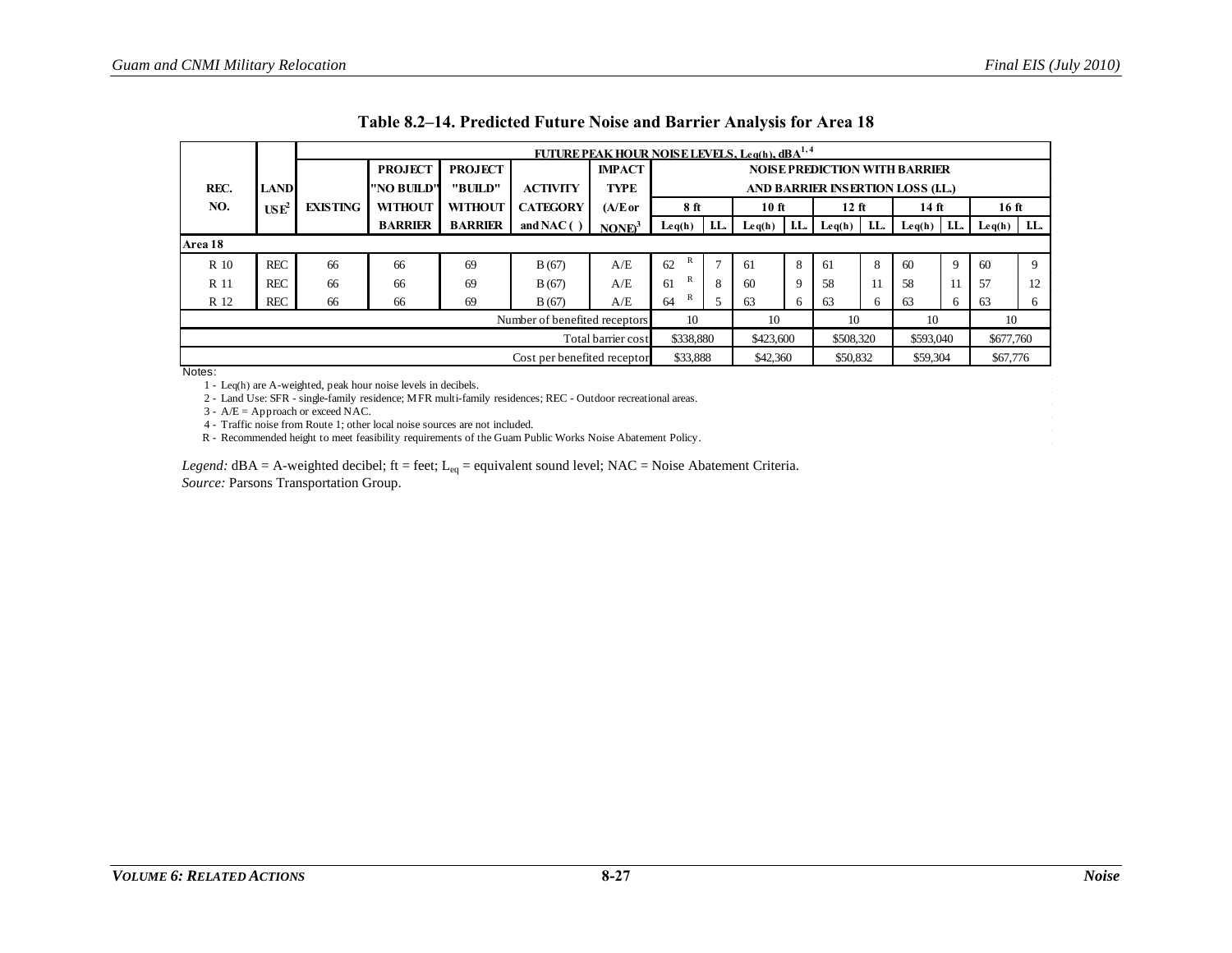**Table 8.2–14. Predicted Future Noise and Barrier Analysis for Area 18**

| REC. NO. | LAND USE[2] | FUTURE PEAK HOUR NOISE LEVELS, Leq(h), dBA[1,4] EXISTING | PROJECT "NO BUILD" WITHOUT BARRIER | PROJECT "BUILD" WITHOUT BARRIER | ACTIVITY CATEGORY and NAC ( ) | IMPACT TYPE (A/E or NONE)[3] | NOISE PREDICTION WITH BARRIER AND BARRIER INSERTION LOSS (I.L.) 8 ft Leq(h) | 8 ft I.L. | 10 ft Leq(h) | 10 ft I.L. | 12 ft Leq(h) | 12 ft I.L. | 14 ft Leq(h) | 14 ft I.L. | 16 ft Leq(h) | 16 ft I.L. |
|---|---|---|---|---|---|---|---|---|---|---|---|---|---|---|---|---|
| **Area 18** | | | | | | | | | | | | | | | | |
| R 10 | REC | 66 | 66 | 69 | B (67) | A/E | 62 R | 7 | 61 | 8 | 61 | 8 | 60 | 9 | 60 | 9 |
| R 11 | REC | 66 | 66 | 69 | B (67) | A/E | 61 R | 8 | 60 | 9 | 58 | 11 | 58 | 11 | 57 | 12 |
| R 12 | REC | 66 | 66 | 69 | B (67) | A/E | 64 R | 5 | 63 | 6 | 63 | 6 | 63 | 6 | 63 | 6 |
| | | | | | | Number of benefited receptors | 10 | | 10 | | 10 | | 10 | | 10 | |
| | | | | | | Total barrier cost | $338,880 | | $423,600 | | $508,320 | | $593,040 | | $677,760 | |
| | | | | | | Cost per benefited receptor | $33,888 | | $42,360 | | $50,832 | | $59,304 | | $67,776 | |

Notes:

1 - Leq(h) are A-weighted, peak hour noise levels in decibels.

2 - Land Use: SFR - single-family residence; MFR multi-family residences; REC - Outdoor recreational areas.

3 - A/E = Approach or exceed NAC.

4 - Traffic noise from Route 1; other local noise sources are not included.

R - Recommended height to meet feasibility requirements of the Guam Public Works Noise Abatement Policy.

*Legend:* dBA = A-weighted decibel; ft = feet; $L_{eq}$ = equivalent sound level; NAC = Noise Abatement Criteria.

*Source:* Parsons Transportation Group.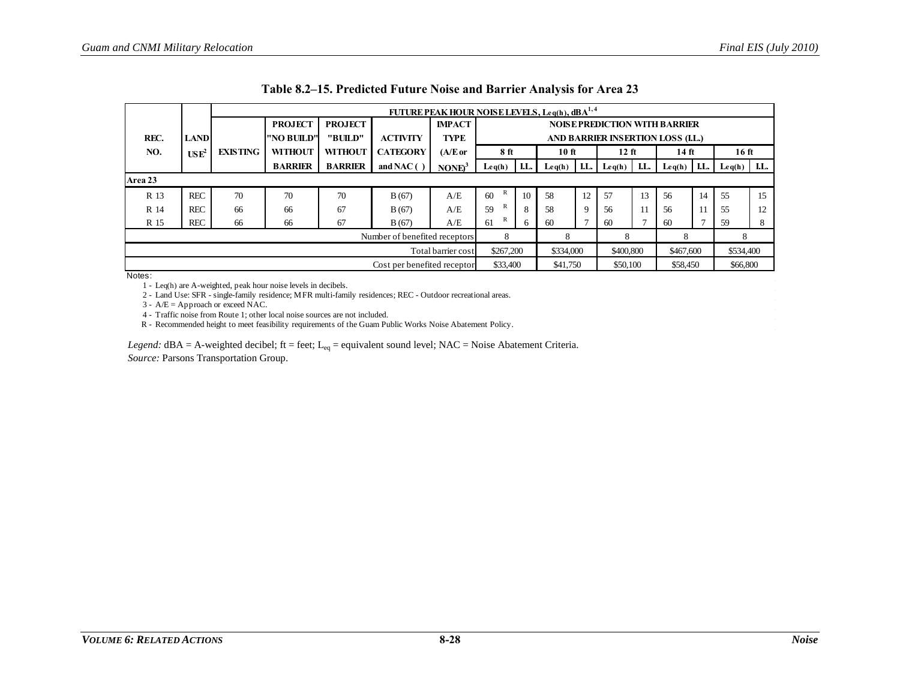**Table 8.2–15. Predicted Future Noise and Barrier Analysis for Area 23**

| REC. NO. | LAND USE[2] | FUTURE PEAK HOUR NOISE LEVELS, Leq(h), dBA[1,4] EXISTING | PROJECT "NO BUILD" WITHOUT BARRIER | PROJECT "BUILD" WITHOUT BARRIER | ACTIVITY CATEGORY and NAC ( ) | IMPACT TYPE (A/E or NONE)[3] | NOISE PREDICTION WITH BARRIER AND BARRIER INSERTION LOSS (I.L.) 8 ft Leq(h) | 8 ft I.L. | 10 ft Leq(h) | 10 ft I.L. | 12 ft Leq(h) | 12 ft I.L. | 14 ft Leq(h) | 14 ft I.L. | 16 ft Leq(h) | 16 ft I.L. |
|---|---|---|---|---|---|---|---|---|---|---|---|---|---|---|---|---|
| **Area 23** | | | | | | | | | | | | | | | | |
| R 13 | REC | 70 | 70 | 70 | B (67) | A/E | 60 R | 10 | 58 | 12 | 57 | 13 | 56 | 14 | 55 | 15 |
| R 14 | REC | 66 | 66 | 67 | B (67) | A/E | 59 R | 8 | 58 | 9 | 56 | 11 | 56 | 11 | 55 | 12 |
| R 15 | REC | 66 | 66 | 67 | B (67) | A/E | 61 R | 6 | 60 | 7 | 60 | 7 | 60 | 7 | 59 | 8 |
| Number of benefited receptors | | | | | | | 8 | | 8 | | 8 | | 8 | | 8 | |
| Total barrier cost | | | | | | | $267,200 | | $334,000 | | $400,800 | | $467,600 | | $534,400 | |
| Cost per benefited receptor | | | | | | | $33,400 | | $41,750 | | $50,100 | | $58,450 | | $66,800 | |

Notes:

1 - Leq(h) are A-weighted, peak hour noise levels in decibels.

2 - Land Use: SFR - single-family residence; MFR multi-family residences; REC - Outdoor recreational areas.

3 - A/E = Approach or exceed NAC.

4 - Traffic noise from Route 1; other local noise sources are not included.

R - Recommended height to meet feasibility requirements of the Guam Public Works Noise Abatement Policy.

*Legend:* dBA = A-weighted decibel; ft = feet; $L_{eq}$ = equivalent sound level; NAC = Noise Abatement Criteria.

*Source:* Parsons Transportation Group.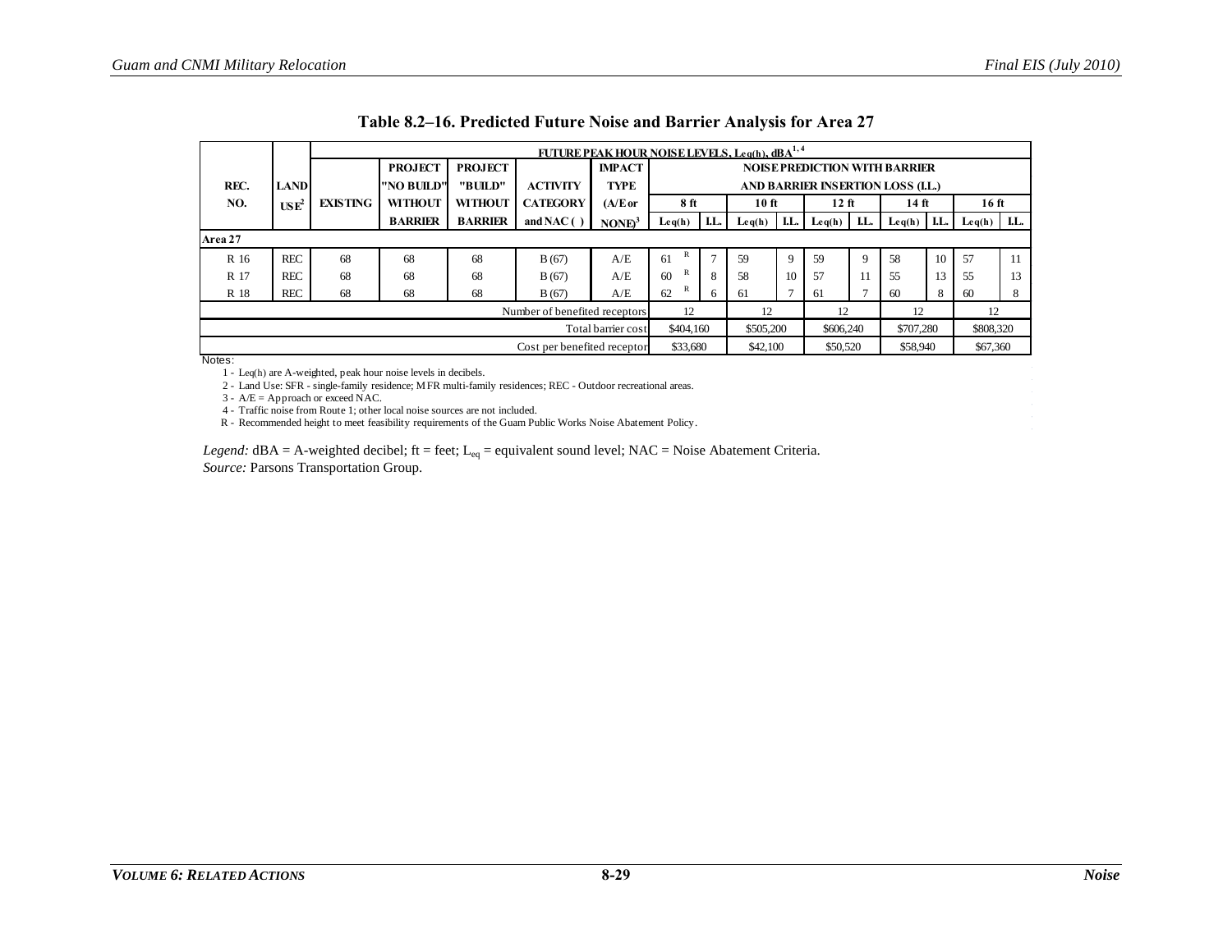**Table 8.2–16. Predicted Future Noise and Barrier Analysis for Area 27**

| REC. NO. | LAND USE[2] | FUTURE PEAK HOUR NOISE LEVELS, Leq(h), dBA[1, 4] | | | | | | | | | | | | | | | |
|---|---|---|---|---|---|---|---|---|---|---|---|---|---|---|---|---|---|
| | | EXISTING | PROJECT "NO BUILD" WITHOUT BARRIER | PROJECT "BUILD" WITHOUT BARRIER | ACTIVITY CATEGORY and NAC ( ) | IMPACT TYPE (A/E or NONE)[3] | NOISE PREDICTION WITH BARRIER AND BARRIER INSERTION LOSS (I.L.) | | | | | | | | | | |
| | | | | | | | 8 ft | | 10 ft | | 12 ft | | 14 ft | | 16 ft | | |
| | | | | | | | Leq(h) | I.L. | Leq(h) | I.L. | Leq(h) | I.L. | Leq(h) | I.L. | Leq(h) | I.L. | |
| **Area 27** | | | | | | | | | | | | | | | | | |
| R 16 | REC | 68 | 68 | 68 | B (67) | A/E | 61 [R] | 7 | 59 | 9 | 59 | 9 | 58 | 10 | 57 | 11 | |
| R 17 | REC | 68 | 68 | 68 | B (67) | A/E | 60 [R] | 8 | 58 | 10 | 57 | 11 | 55 | 13 | 55 | 13 | |
| R 18 | REC | 68 | 68 | 68 | B (67) | A/E | 62 [R] | 6 | 61 | 7 | 61 | 7 | 60 | 8 | 60 | 8 | |
| | | | | | | Number of benefited receptors | 12 | | 12 | | 12 | | 12 | | 12 | | |
| | | | | | | Total barrier cost | $404,160 | | $505,200 | | $606,240 | | $707,280 | | $808,320 | | |
| | | | | | | Cost per benefited receptor | $33,680 | | $42,100 | | $50,520 | | $58,940 | | $67,360 | | |

Notes:

1 - Leq(h) are A-weighted, peak hour noise levels in decibels.

2 - Land Use: SFR - single-family residence; MFR multi-family residences; REC - Outdoor recreational areas.

3 - A/E = Approach or exceed NAC.

4 - Traffic noise from Route 1; other local noise sources are not included.

R - Recommended height to meet feasibility requirements of the Guam Public Works Noise Abatement Policy.

*Legend:* dBA = A-weighted decibel; ft = feet; $L_{eq}$ = equivalent sound level; NAC = Noise Abatement Criteria.
*Source:* Parsons Transportation Group.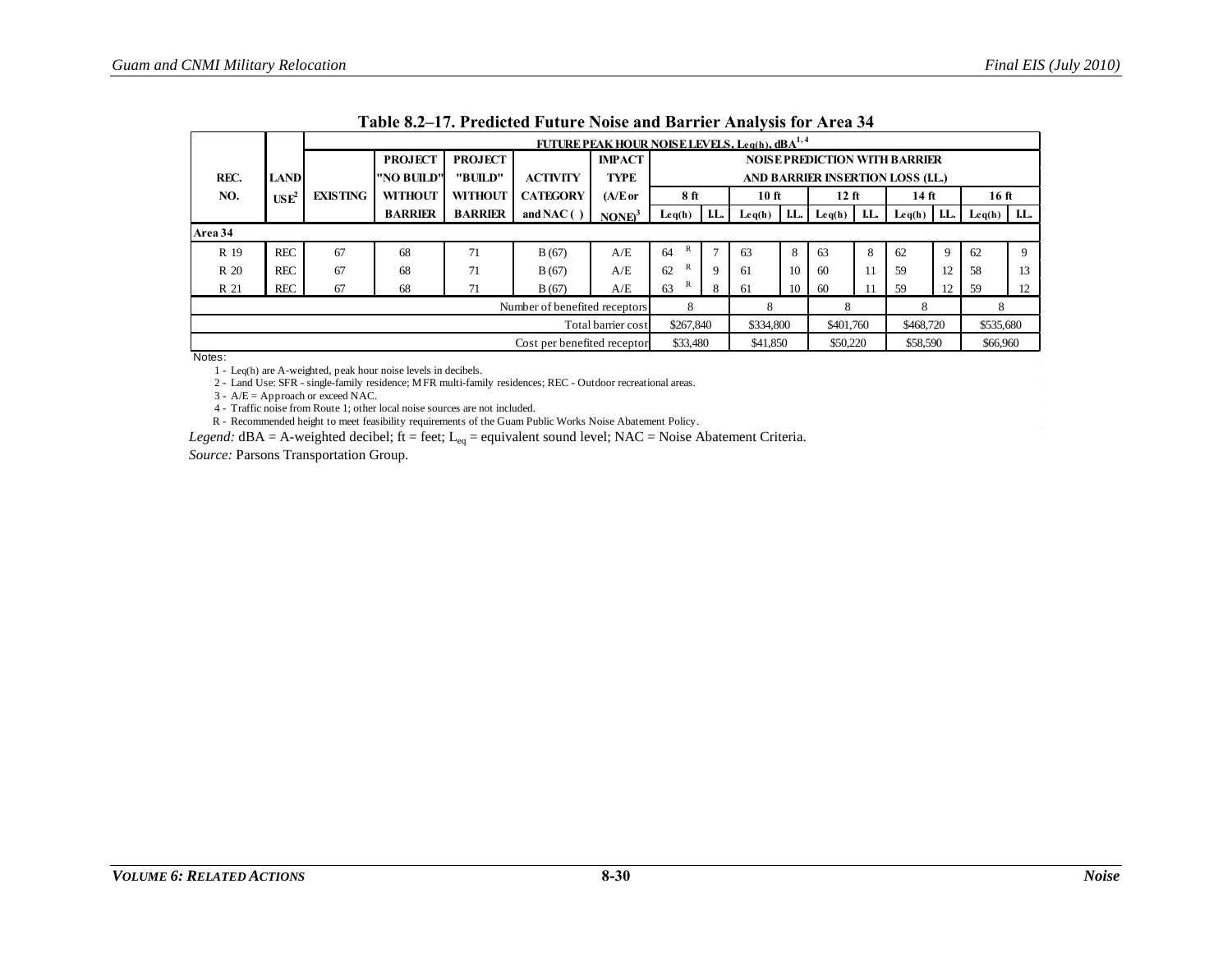**Table 8.2–17. Predicted Future Noise and Barrier Analysis for Area 34**

| REC. NO. | LAND USE[2] | FUTURE PEAK HOUR NOISE LEVELS, Leq(h), dBA[1, 4] | | | | | | | | | | | | | | | |
|---|---|---|---|---|---|---|---|---|---|---|---|---|---|---|---|---|---|
| | | EXISTING | PROJECT "NO BUILD" WITHOUT BARRIER | PROJECT "BUILD" WITHOUT BARRIER | ACTIVITY CATEGORY and NAC ( ) | IMPACT TYPE (A/E or NONE)[3] | NOISE PREDICTION WITH BARRIER AND BARRIER INSERTION LOSS (I.L.) | | | | | | | | | | |
| | | | | | | | 8 ft | | 10 ft | | 12 ft | | 14 ft | | 16 ft | | |
| | | | | | | | Leq(h) | I.L. | Leq(h) | I.L. | Leq(h) | I.L. | Leq(h) | I.L. | Leq(h) | I.L. | |
| **Area 34** | | | | | | | | | | | | | | | | | |
| R 19 | REC | 67 | 68 | 71 | B (67) | A/E | 64 R | 7 | 63 | 8 | 63 | 8 | 62 | 9 | 62 | 9 | |
| R 20 | REC | 67 | 68 | 71 | B (67) | A/E | 62 R | 9 | 61 | 10 | 60 | 11 | 59 | 12 | 58 | 13 | |
| R 21 | REC | 67 | 68 | 71 | B (67) | A/E | 63 R | 8 | 61 | 10 | 60 | 11 | 59 | 12 | 59 | 12 | |
| | | | | | | Number of benefited receptors | 8 | | 8 | | 8 | | 8 | | 8 | | |
| | | | | | | Total barrier cost | $267,840 | | $334,800 | | $401,760 | | $468,720 | | $535,680 | | |
| | | | | | | Cost per benefited receptor | $33,480 | | $41,850 | | $50,220 | | $58,590 | | $66,960 | | |

Notes:

1 - Leq(h) are A-weighted, peak hour noise levels in decibels.

2 - Land Use: SFR - single-family residence; MFR multi-family residences; REC - Outdoor recreational areas.

3 - A/E = Approach or exceed NAC.

4 - Traffic noise from Route 1; other local noise sources are not included.

R - Recommended height to meet feasibility requirements of the Guam Public Works Noise Abatement Policy.

*Legend:* dBA = A-weighted decibel; ft = feet; $L_{eq}$ = equivalent sound level; NAC = Noise Abatement Criteria.

*Source:* Parsons Transportation Group.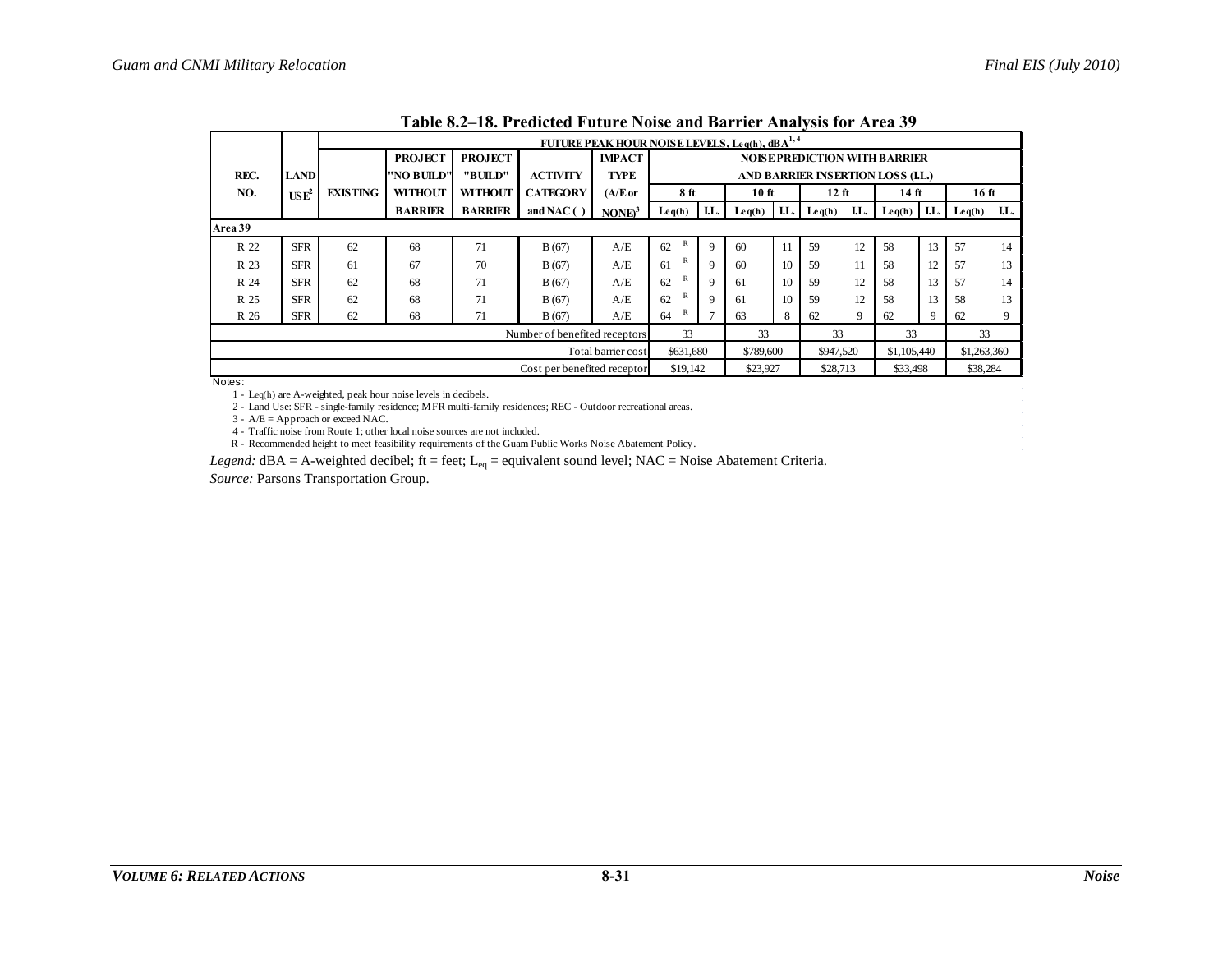**Table 8.2–18. Predicted Future Noise and Barrier Analysis for Area 39**

| REC. NO. | LAND USE[2] | FUTURE PEAK HOUR NOISE LEVELS, Leq(h), dBA[1, 4] EXISTING | PROJECT "NO BUILD" WITHOUT BARRIER | PROJECT "BUILD" WITHOUT BARRIER | ACTIVITY CATEGORY and NAC ( ) | IMPACT TYPE (A/E or NONE)[3] | NOISE PREDICTION WITH BARRIER AND BARRIER INSERTION LOSS (I.L.) 8 ft Leq(h) | 8 ft I.L. | 10 ft Leq(h) | 10 ft I.L. | 12 ft Leq(h) | 12 ft I.L. | 14 ft Leq(h) | 14 ft I.L. | 16 ft Leq(h) | 16 ft I.L. |
|---|---|---|---|---|---|---|---|---|---|---|---|---|---|---|---|---|
| **Area 39** | | | | | | | | | | | | | | | | |
| R 22 | SFR | 62 | 68 | 71 | B (67) | A/E | 62 R | 9 | 60 | 11 | 59 | 12 | 58 | 13 | 57 | 14 |
| R 23 | SFR | 61 | 67 | 70 | B (67) | A/E | 61 R | 9 | 60 | 10 | 59 | 11 | 58 | 12 | 57 | 13 |
| R 24 | SFR | 62 | 68 | 71 | B (67) | A/E | 62 R | 9 | 61 | 10 | 59 | 12 | 58 | 13 | 57 | 14 |
| R 25 | SFR | 62 | 68 | 71 | B (67) | A/E | 62 R | 9 | 61 | 10 | 59 | 12 | 58 | 13 | 58 | 13 |
| R 26 | SFR | 62 | 68 | 71 | B (67) | A/E | 64 R | 7 | 63 | 8 | 62 | 9 | 62 | 9 | 62 | 9 |
| Number of benefited receptors | | | | | | | 33 | | 33 | | 33 | | 33 | | 33 | |
| Total barrier cost | | | | | | | $631,680 | | $789,600 | | $947,520 | | $1,105,440 | | $1,263,360 | |
| Cost per benefited receptor | | | | | | | $19,142 | | $23,927 | | $28,713 | | $33,498 | | $38,284 | |

Notes:

1 - Leq(h) are A-weighted, peak hour noise levels in decibels.

2 - Land Use: SFR - single-family residence; MFR multi-family residences; REC - Outdoor recreational areas.

3 - A/E = Approach or exceed NAC.

4 - Traffic noise from Route 1; other local noise sources are not included.

R - Recommended height to meet feasibility requirements of the Guam Public Works Noise Abatement Policy.

*Legend:* dBA = A-weighted decibel; ft = feet; $L_{eq}$ = equivalent sound level; NAC = Noise Abatement Criteria.

*Source:* Parsons Transportation Group.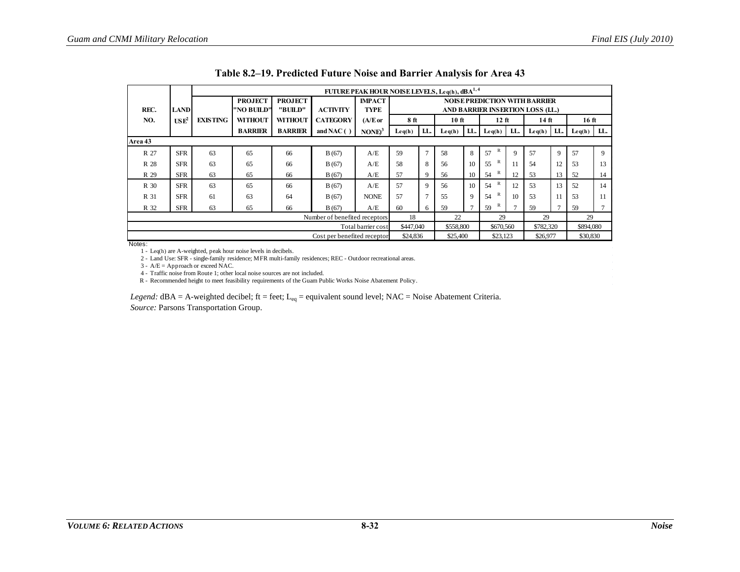**Table 8.2–19. Predicted Future Noise and Barrier Analysis for Area 43**

| REC. NO. | LAND USE[2] | FUTURE PEAK HOUR NOISE LEVELS, Leq(h), dBA[1, 4] EXISTING | PROJECT "NO BUILD" WITHOUT BARRIER | PROJECT "BUILD" WITHOUT BARRIER | ACTIVITY CATEGORY and NAC ( ) | IMPACT TYPE (A/E or NONE)[3] | NOISE PREDICTION WITH BARRIER AND BARRIER INSERTION LOSS (I.L.) 8 ft Leq(h) | 8 ft I.L. | 10 ft Leq(h) | 10 ft I.L. | 12 ft Leq(h) | 12 ft I.L. | 14 ft Leq(h) | 14 ft I.L. | 16 ft Leq(h) | 16 ft I.L. |
|---|---|---|---|---|---|---|---|---|---|---|---|---|---|---|---|---|
| **Area 43** | | | | | | | | | | | | | | | | |
| R 27 | SFR | 63 | 65 | 66 | B (67) | A/E | 59 | 7 | 58 | 8 | 57 R | 9 | 57 | 9 | 57 | 9 |
| R 28 | SFR | 63 | 65 | 66 | B (67) | A/E | 58 | 8 | 56 | 10 | 55 R | 11 | 54 | 12 | 53 | 13 |
| R 29 | SFR | 63 | 65 | 66 | B (67) | A/E | 57 | 9 | 56 | 10 | 54 R | 12 | 53 | 13 | 52 | 14 |
| R 30 | SFR | 63 | 65 | 66 | B (67) | A/E | 57 | 9 | 56 | 10 | 54 R | 12 | 53 | 13 | 52 | 14 |
| R 31 | SFR | 61 | 63 | 64 | B (67) | NONE | 57 | 7 | 55 | 9 | 54 R | 10 | 53 | 11 | 53 | 11 |
| R 32 | SFR | 63 | 65 | 66 | B (67) | A/E | 60 | 6 | 59 | 7 | 59 R | 7 | 59 | 7 | 59 | 7 |
| Number of benefited receptors | | | | | | | 18 | | 22 | | 29 | | 29 | | 29 | |
| Total barrier cost | | | | | | | $447,040 | | $558,800 | | $670,560 | | $782,320 | | $894,080 | |
| Cost per benefited receptor | | | | | | | $24,836 | | $25,400 | | $23,123 | | $26,977 | | $30,830 | |

Notes:

1 - Leq(h) are A-weighted, peak hour noise levels in decibels.

2 - Land Use: SFR - single-family residence; MFR multi-family residences; REC - Outdoor recreational areas.

3 - A/E = Approach or exceed NAC.

4 - Traffic noise from Route 1; other local noise sources are not included.

R - Recommended height to meet feasibility requirements of the Guam Public Works Noise Abatement Policy.

*Legend:* dBA = A-weighted decibel; ft = feet; $L_{eq}$ = equivalent sound level; NAC = Noise Abatement Criteria.

*Source:* Parsons Transportation Group.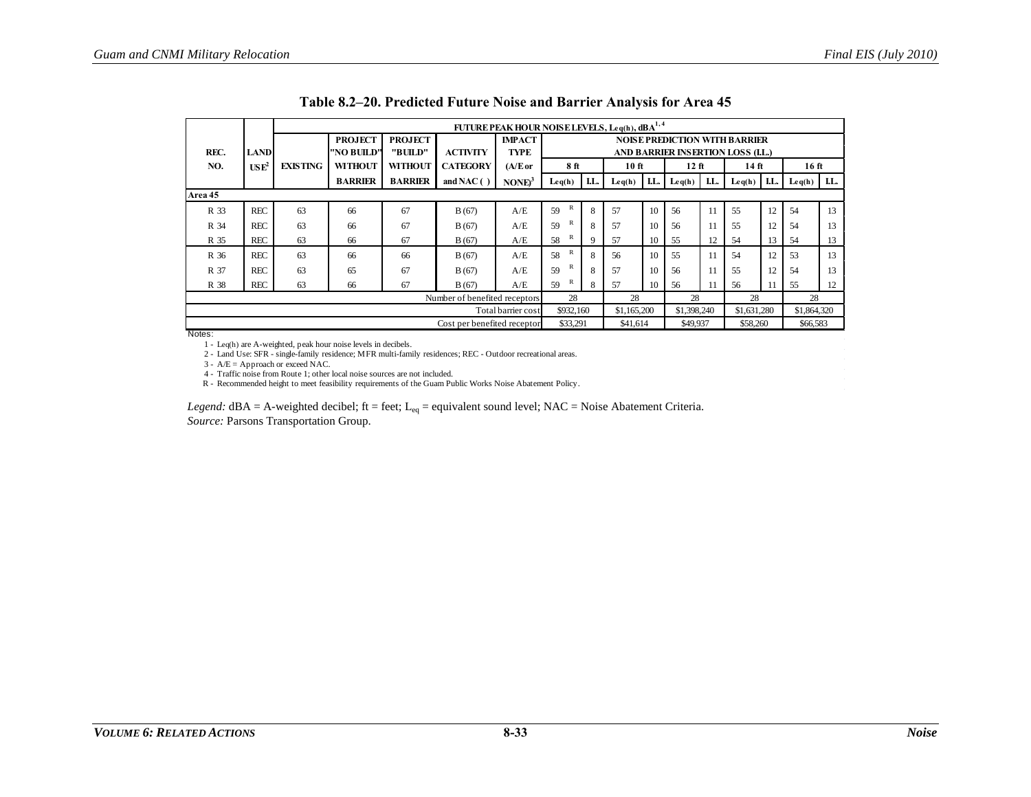**Table 8.2–20. Predicted Future Noise and Barrier Analysis for Area 45**

| REC. NO. | LAND USE[2] | FUTURE PEAK HOUR NOISE LEVELS, Leq(h), dBA[1,4] EXISTING | PROJECT "NO BUILD" WITHOUT BARRIER | PROJECT "BUILD" WITHOUT BARRIER | ACTIVITY CATEGORY and NAC ( ) | IMPACT TYPE (A/E or NONE)[3] | NOISE PREDICTION WITH BARRIER AND BARRIER INSERTION LOSS (I.L.) 8 ft Leq(h) | 8 ft I.L. | 10 ft Leq(h) | 10 ft I.L. | 12 ft Leq(h) | 12 ft I.L. | 14 ft Leq(h) | 14 ft I.L. | 16 ft Leq(h) | 16 ft I.L. |
|---|---|---|---|---|---|---|---|---|---|---|---|---|---|---|---|---|
| **Area 45** | | | | | | | | | | | | | | | | |
| R 33 | REC | 63 | 66 | 67 | B (67) | A/E | 59 R | 8 | 57 | 10 | 56 | 11 | 55 | 12 | 54 | 13 |
| R 34 | REC | 63 | 66 | 67 | B (67) | A/E | 59 R | 8 | 57 | 10 | 56 | 11 | 55 | 12 | 54 | 13 |
| R 35 | REC | 63 | 66 | 67 | B (67) | A/E | 58 R | 9 | 57 | 10 | 55 | 12 | 54 | 13 | 54 | 13 |
| R 36 | REC | 63 | 66 | 66 | B (67) | A/E | 58 R | 8 | 56 | 10 | 55 | 11 | 54 | 12 | 53 | 13 |
| R 37 | REC | 63 | 65 | 67 | B (67) | A/E | 59 R | 8 | 57 | 10 | 56 | 11 | 55 | 12 | 54 | 13 |
| R 38 | REC | 63 | 66 | 67 | B (67) | A/E | 59 R | 8 | 57 | 10 | 56 | 11 | 56 | 11 | 55 | 12 |
| Number of benefited receptors | | | | | | | 28 | | 28 | | 28 | | 28 | | 28 | |
| Total barrier cost | | | | | | | $932,160 | | $1,165,200 | | $1,398,240 | | $1,631,280 | | $1,864,320 | |
| Cost per benefited receptor | | | | | | | $33,291 | | $41,614 | | $49,937 | | $58,260 | | $66,583 | |

Notes:

1 - Leq(h) are A-weighted, peak hour noise levels in decibels.
2 - Land Use: SFR - single-family residence; MFR multi-family residences; REC - Outdoor recreational areas.
3 - A/E = Approach or exceed NAC.
4 - Traffic noise from Route 1; other local noise sources are not included.
R - Recommended height to meet feasibility requirements of the Guam Public Works Noise Abatement Policy.

*Legend:* dBA = A-weighted decibel; ft = feet; $L_{eq}$ = equivalent sound level; NAC = Noise Abatement Criteria.
*Source:* Parsons Transportation Group.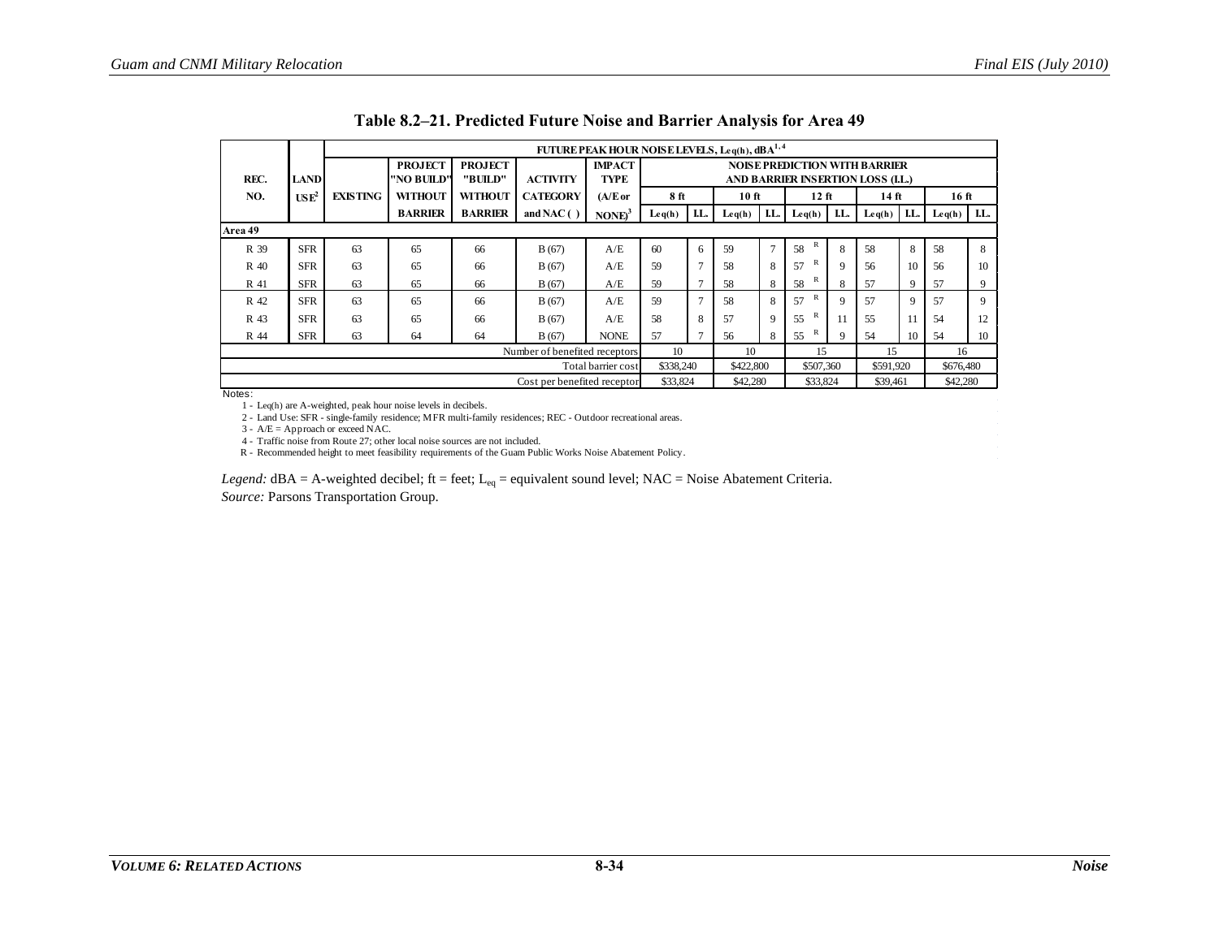**Table 8.2–21. Predicted Future Noise and Barrier Analysis for Area 49**

| REC. NO. | LAND USE[2] | FUTURE PEAK HOUR NOISE LEVELS, Leq(h), dBA[1,4] EXISTING | PROJECT "NO BUILD" WITHOUT BARRIER | PROJECT "BUILD" WITHOUT BARRIER | ACTIVITY CATEGORY and NAC ( ) | IMPACT TYPE (A/E or NONE)[3] | NOISE PREDICTION WITH BARRIER AND BARRIER INSERTION LOSS (I.L.) 8 ft Leq(h) | 8 ft I.L. | 10 ft Leq(h) | 10 ft I.L. | 12 ft Leq(h) | 12 ft I.L. | 14 ft Leq(h) | 14 ft I.L. | 16 ft Leq(h) | 16 ft I.L. |
|---|---|---|---|---|---|---|---|---|---|---|---|---|---|---|---|---|
| **Area 49** | | | | | | | | | | | | | | | | |
| R 39 | SFR | 63 | 65 | 66 | B (67) | A/E | 60 | 6 | 59 | 7 | 58 R | 8 | 58 | 8 | 58 | 8 |
| R 40 | SFR | 63 | 65 | 66 | B (67) | A/E | 59 | 7 | 58 | 8 | 57 R | 9 | 56 | 10 | 56 | 10 |
| R 41 | SFR | 63 | 65 | 66 | B (67) | A/E | 59 | 7 | 58 | 8 | 58 R | 8 | 57 | 9 | 57 | 9 |
| R 42 | SFR | 63 | 65 | 66 | B (67) | A/E | 59 | 7 | 58 | 8 | 57 R | 9 | 57 | 9 | 57 | 9 |
| R 43 | SFR | 63 | 65 | 66 | B (67) | A/E | 58 | 8 | 57 | 9 | 55 R | 11 | 55 | 11 | 54 | 12 |
| R 44 | SFR | 63 | 64 | 64 | B (67) | NONE | 57 | 7 | 56 | 8 | 55 R | 9 | 54 | 10 | 54 | 10 |
| | | | | | | Number of benefited receptors | 10 | | 10 | | 15 | | 15 | | 16 | |
| | | | | | | Total barrier cost | $338,240 | | $422,800 | | $507,360 | | $591,920 | | $676,480 | |
| | | | | | | Cost per benefited receptor | $33,824 | | $42,280 | | $33,824 | | $39,461 | | $42,280 | |

Notes:

1 - Leq(h) are A-weighted, peak hour noise levels in decibels.

2 - Land Use: SFR - single-family residence; MFR multi-family residences; REC - Outdoor recreational areas.

3 - A/E = Approach or exceed NAC.

4 - Traffic noise from Route 27; other local noise sources are not included.

R - Recommended height to meet feasibility requirements of the Guam Public Works Noise Abatement Policy.

*Legend:* dBA = A-weighted decibel; ft = feet; $L_{eq}$ = equivalent sound level; NAC = Noise Abatement Criteria.

*Source:* Parsons Transportation Group.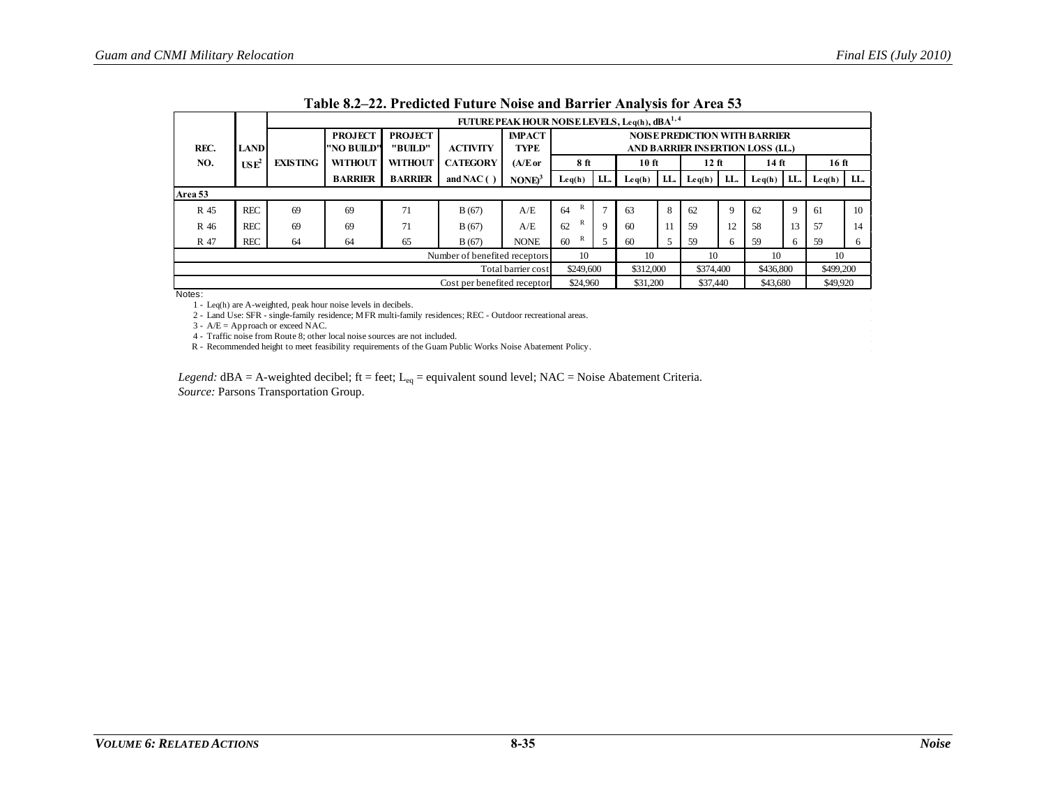**Table 8.2–22. Predicted Future Noise and Barrier Analysis for Area 53**

| REC. NO. | LAND USE[2] | FUTURE PEAK HOUR NOISE LEVELS, Leq(h), dBA[1, 4] | | | | | NOISE PREDICTION WITH BARRIER AND BARRIER INSERTION LOSS (I.L.) | | | | | | | | | |
|---|---|---|---|---|---|---|---|---|---|---|---|---|---|---|---|---|
| | | EXISTING | PROJECT "NO BUILD" WITHOUT BARRIER | PROJECT "BUILD" WITHOUT BARRIER | ACTIVITY CATEGORY and NAC ( ) | IMPACT TYPE (A/E or NONE)[3] | 8 ft | | 10 ft | | 12 ft | | 14 ft | | 16 ft | |
| | | | | | | | Leq(h) | I.L. | Leq(h) | I.L. | Leq(h) | I.L. | Leq(h) | I.L. | Leq(h) | I.L. |
| **Area 53** | | | | | | | | | | | | | | | | |
| R 45 | REC | 69 | 69 | 71 | B (67) | A/E | 64 R | 7 | 63 | 8 | 62 | 9 | 62 | 9 | 61 | 10 |
| R 46 | REC | 69 | 69 | 71 | B (67) | A/E | 62 R | 9 | 60 | 11 | 59 | 12 | 58 | 13 | 57 | 14 |
| R 47 | REC | 64 | 64 | 65 | B (67) | NONE | 60 R | 5 | 60 | 5 | 59 | 6 | 59 | 6 | 59 | 6 |
| Number of benefited receptors | | | | | | | 10 | | 10 | | 10 | | 10 | | 10 | |
| Total barrier cost | | | | | | | $249,600 | | $312,000 | | $374,400 | | $436,800 | | $499,200 | |
| Cost per benefited receptor | | | | | | | $24,960 | | $31,200 | | $37,440 | | $43,680 | | $49,920 | |

Notes:

1 - Leq(h) are A-weighted, peak hour noise levels in decibels.

2 - Land Use: SFR - single-family residence; MFR multi-family residences; REC - Outdoor recreational areas.

3 - A/E = Approach or exceed NAC.

4 - Traffic noise from Route 8; other local noise sources are not included.

R - Recommended height to meet feasibility requirements of the Guam Public Works Noise Abatement Policy.

*Legend:* dBA = A-weighted decibel; ft = feet; $L_{eq}$ = equivalent sound level; NAC = Noise Abatement Criteria.

*Source:* Parsons Transportation Group.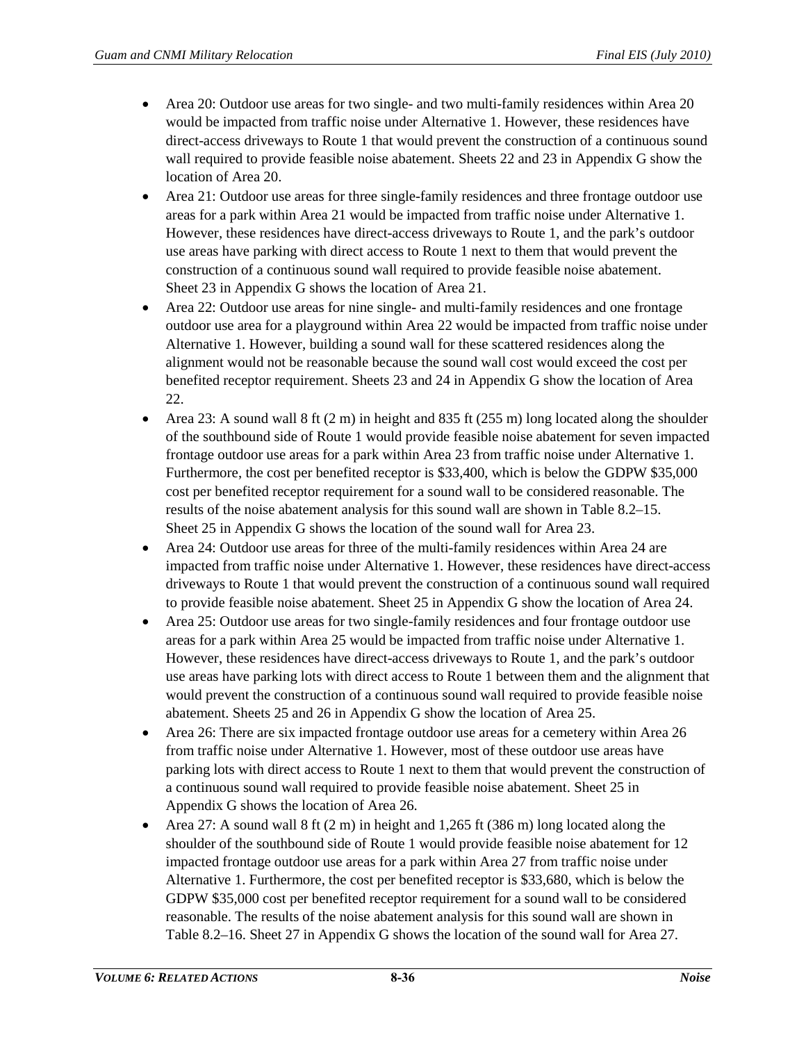- Area 20: Outdoor use areas for two single- and two multi-family residences within Area 20 would be impacted from traffic noise under Alternative 1. However, these residences have direct-access driveways to Route 1 that would prevent the construction of a continuous sound wall required to provide feasible noise abatement. Sheets 22 and 23 in Appendix G show the location of Area 20.
- Area 21: Outdoor use areas for three single-family residences and three frontage outdoor use areas for a park within Area 21 would be impacted from traffic noise under Alternative 1. However, these residences have direct-access driveways to Route 1, and the park's outdoor use areas have parking with direct access to Route 1 next to them that would prevent the construction of a continuous sound wall required to provide feasible noise abatement. Sheet 23 in Appendix G shows the location of Area 21.
- Area 22: Outdoor use areas for nine single- and multi-family residences and one frontage outdoor use area for a playground within Area 22 would be impacted from traffic noise under Alternative 1. However, building a sound wall for these scattered residences along the alignment would not be reasonable because the sound wall cost would exceed the cost per benefited receptor requirement. Sheets 23 and 24 in Appendix G show the location of Area 22.
- Area 23: A sound wall 8 ft (2 m) in height and 835 ft (255 m) long located along the shoulder of the southbound side of Route 1 would provide feasible noise abatement for seven impacted frontage outdoor use areas for a park within Area 23 from traffic noise under Alternative 1. Furthermore, the cost per benefited receptor is $33,400, which is below the GDPW $35,000 cost per benefited receptor requirement for a sound wall to be considered reasonable. The results of the noise abatement analysis for this sound wall are shown in Table 8.2–15. Sheet 25 in Appendix G shows the location of the sound wall for Area 23.
- Area 24: Outdoor use areas for three of the multi-family residences within Area 24 are impacted from traffic noise under Alternative 1. However, these residences have direct-access driveways to Route 1 that would prevent the construction of a continuous sound wall required to provide feasible noise abatement. Sheet 25 in Appendix G show the location of Area 24.
- Area 25: Outdoor use areas for two single-family residences and four frontage outdoor use areas for a park within Area 25 would be impacted from traffic noise under Alternative 1. However, these residences have direct-access driveways to Route 1, and the park's outdoor use areas have parking lots with direct access to Route 1 between them and the alignment that would prevent the construction of a continuous sound wall required to provide feasible noise abatement. Sheets 25 and 26 in Appendix G show the location of Area 25.
- Area 26: There are six impacted frontage outdoor use areas for a cemetery within Area 26 from traffic noise under Alternative 1. However, most of these outdoor use areas have parking lots with direct access to Route 1 next to them that would prevent the construction of a continuous sound wall required to provide feasible noise abatement. Sheet 25 in Appendix G shows the location of Area 26.
- Area 27: A sound wall 8 ft (2 m) in height and 1,265 ft (386 m) long located along the shoulder of the southbound side of Route 1 would provide feasible noise abatement for 12 impacted frontage outdoor use areas for a park within Area 27 from traffic noise under Alternative 1. Furthermore, the cost per benefited receptor is $33,680, which is below the GDPW $35,000 cost per benefited receptor requirement for a sound wall to be considered reasonable. The results of the noise abatement analysis for this sound wall are shown in Table 8.2–16. Sheet 27 in Appendix G shows the location of the sound wall for Area 27.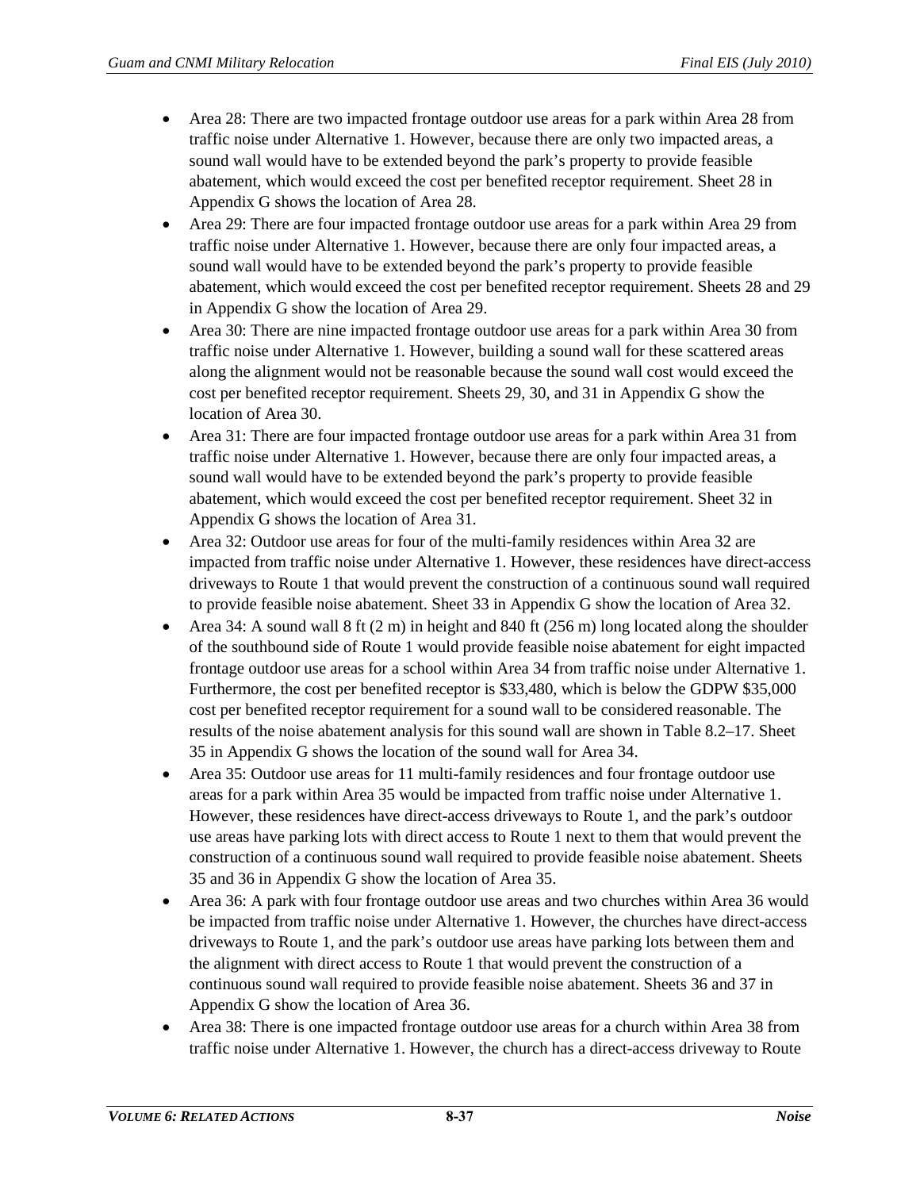- Area 28: There are two impacted frontage outdoor use areas for a park within Area 28 from traffic noise under Alternative 1. However, because there are only two impacted areas, a sound wall would have to be extended beyond the park's property to provide feasible abatement, which would exceed the cost per benefited receptor requirement. Sheet 28 in Appendix G shows the location of Area 28.
- Area 29: There are four impacted frontage outdoor use areas for a park within Area 29 from traffic noise under Alternative 1. However, because there are only four impacted areas, a sound wall would have to be extended beyond the park's property to provide feasible abatement, which would exceed the cost per benefited receptor requirement. Sheets 28 and 29 in Appendix G show the location of Area 29.
- Area 30: There are nine impacted frontage outdoor use areas for a park within Area 30 from traffic noise under Alternative 1. However, building a sound wall for these scattered areas along the alignment would not be reasonable because the sound wall cost would exceed the cost per benefited receptor requirement. Sheets 29, 30, and 31 in Appendix G show the location of Area 30.
- Area 31: There are four impacted frontage outdoor use areas for a park within Area 31 from traffic noise under Alternative 1. However, because there are only four impacted areas, a sound wall would have to be extended beyond the park's property to provide feasible abatement, which would exceed the cost per benefited receptor requirement. Sheet 32 in Appendix G shows the location of Area 31.
- Area 32: Outdoor use areas for four of the multi-family residences within Area 32 are impacted from traffic noise under Alternative 1. However, these residences have direct-access driveways to Route 1 that would prevent the construction of a continuous sound wall required to provide feasible noise abatement. Sheet 33 in Appendix G show the location of Area 32.
- Area 34: A sound wall 8 ft (2 m) in height and 840 ft (256 m) long located along the shoulder of the southbound side of Route 1 would provide feasible noise abatement for eight impacted frontage outdoor use areas for a school within Area 34 from traffic noise under Alternative 1. Furthermore, the cost per benefited receptor is $33,480, which is below the GDPW $35,000 cost per benefited receptor requirement for a sound wall to be considered reasonable. The results of the noise abatement analysis for this sound wall are shown in Table 8.2–17. Sheet 35 in Appendix G shows the location of the sound wall for Area 34.
- Area 35: Outdoor use areas for 11 multi-family residences and four frontage outdoor use areas for a park within Area 35 would be impacted from traffic noise under Alternative 1. However, these residences have direct-access driveways to Route 1, and the park's outdoor use areas have parking lots with direct access to Route 1 next to them that would prevent the construction of a continuous sound wall required to provide feasible noise abatement. Sheets 35 and 36 in Appendix G show the location of Area 35.
- Area 36: A park with four frontage outdoor use areas and two churches within Area 36 would be impacted from traffic noise under Alternative 1. However, the churches have direct-access driveways to Route 1, and the park's outdoor use areas have parking lots between them and the alignment with direct access to Route 1 that would prevent the construction of a continuous sound wall required to provide feasible noise abatement. Sheets 36 and 37 in Appendix G show the location of Area 36.
- Area 38: There is one impacted frontage outdoor use areas for a church within Area 38 from traffic noise under Alternative 1. However, the church has a direct-access driveway to Route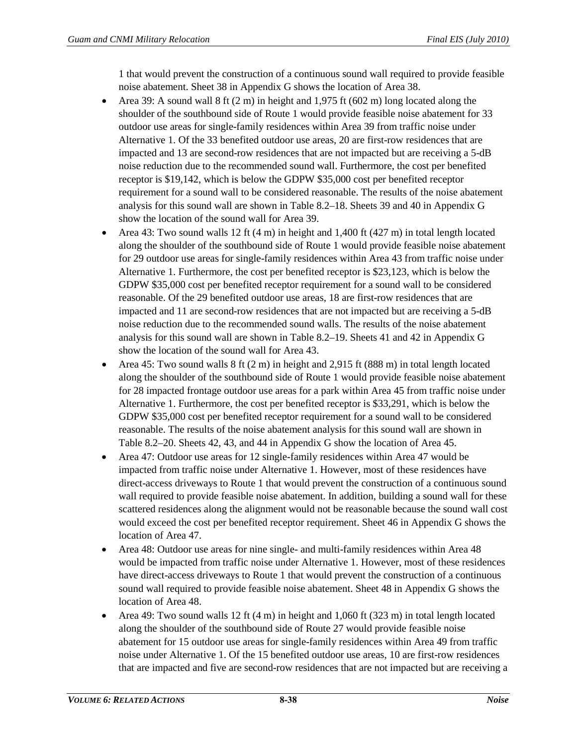1 that would prevent the construction of a continuous sound wall required to provide feasible noise abatement. Sheet 38 in Appendix G shows the location of Area 38.

- Area 39: A sound wall 8 ft (2 m) in height and 1,975 ft (602 m) long located along the shoulder of the southbound side of Route 1 would provide feasible noise abatement for 33 outdoor use areas for single-family residences within Area 39 from traffic noise under Alternative 1. Of the 33 benefited outdoor use areas, 20 are first-row residences that are impacted and 13 are second-row residences that are not impacted but are receiving a 5-dB noise reduction due to the recommended sound wall. Furthermore, the cost per benefited receptor is $19,142, which is below the GDPW $35,000 cost per benefited receptor requirement for a sound wall to be considered reasonable. The results of the noise abatement analysis for this sound wall are shown in Table 8.2–18. Sheets 39 and 40 in Appendix G show the location of the sound wall for Area 39.
- Area 43: Two sound walls 12 ft (4 m) in height and 1,400 ft (427 m) in total length located along the shoulder of the southbound side of Route 1 would provide feasible noise abatement for 29 outdoor use areas for single-family residences within Area 43 from traffic noise under Alternative 1. Furthermore, the cost per benefited receptor is $23,123, which is below the GDPW $35,000 cost per benefited receptor requirement for a sound wall to be considered reasonable. Of the 29 benefited outdoor use areas, 18 are first-row residences that are impacted and 11 are second-row residences that are not impacted but are receiving a 5-dB noise reduction due to the recommended sound walls. The results of the noise abatement analysis for this sound wall are shown in Table 8.2–19. Sheets 41 and 42 in Appendix G show the location of the sound wall for Area 43.
- Area 45: Two sound walls 8 ft (2 m) in height and 2,915 ft (888 m) in total length located along the shoulder of the southbound side of Route 1 would provide feasible noise abatement for 28 impacted frontage outdoor use areas for a park within Area 45 from traffic noise under Alternative 1. Furthermore, the cost per benefited receptor is $33,291, which is below the GDPW $35,000 cost per benefited receptor requirement for a sound wall to be considered reasonable. The results of the noise abatement analysis for this sound wall are shown in Table 8.2–20. Sheets 42, 43, and 44 in Appendix G show the location of Area 45.
- Area 47: Outdoor use areas for 12 single-family residences within Area 47 would be impacted from traffic noise under Alternative 1. However, most of these residences have direct-access driveways to Route 1 that would prevent the construction of a continuous sound wall required to provide feasible noise abatement. In addition, building a sound wall for these scattered residences along the alignment would not be reasonable because the sound wall cost would exceed the cost per benefited receptor requirement. Sheet 46 in Appendix G shows the location of Area 47.
- Area 48: Outdoor use areas for nine single- and multi-family residences within Area 48 would be impacted from traffic noise under Alternative 1. However, most of these residences have direct-access driveways to Route 1 that would prevent the construction of a continuous sound wall required to provide feasible noise abatement. Sheet 48 in Appendix G shows the location of Area 48.
- Area 49: Two sound walls 12 ft (4 m) in height and 1,060 ft (323 m) in total length located along the shoulder of the southbound side of Route 27 would provide feasible noise abatement for 15 outdoor use areas for single-family residences within Area 49 from traffic noise under Alternative 1. Of the 15 benefited outdoor use areas, 10 are first-row residences that are impacted and five are second-row residences that are not impacted but are receiving a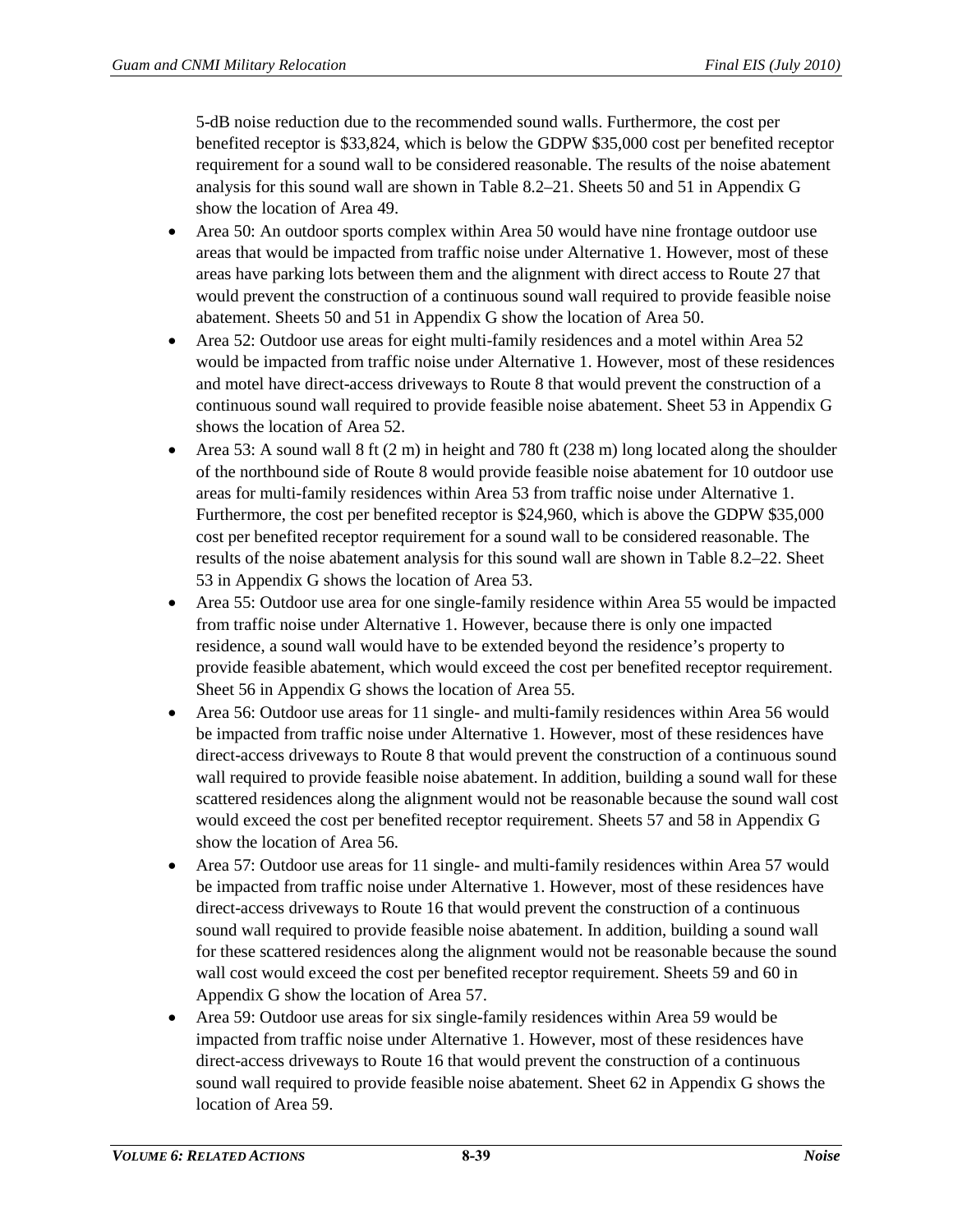5-dB noise reduction due to the recommended sound walls. Furthermore, the cost per benefited receptor is $33,824, which is below the GDPW $35,000 cost per benefited receptor requirement for a sound wall to be considered reasonable. The results of the noise abatement analysis for this sound wall are shown in Table 8.2–21. Sheets 50 and 51 in Appendix G show the location of Area 49.

- Area 50: An outdoor sports complex within Area 50 would have nine frontage outdoor use areas that would be impacted from traffic noise under Alternative 1. However, most of these areas have parking lots between them and the alignment with direct access to Route 27 that would prevent the construction of a continuous sound wall required to provide feasible noise abatement. Sheets 50 and 51 in Appendix G show the location of Area 50.
- Area 52: Outdoor use areas for eight multi-family residences and a motel within Area 52 would be impacted from traffic noise under Alternative 1. However, most of these residences and motel have direct-access driveways to Route 8 that would prevent the construction of a continuous sound wall required to provide feasible noise abatement. Sheet 53 in Appendix G shows the location of Area 52.
- Area 53: A sound wall 8 ft (2 m) in height and 780 ft (238 m) long located along the shoulder of the northbound side of Route 8 would provide feasible noise abatement for 10 outdoor use areas for multi-family residences within Area 53 from traffic noise under Alternative 1. Furthermore, the cost per benefited receptor is $24,960, which is above the GDPW $35,000 cost per benefited receptor requirement for a sound wall to be considered reasonable. The results of the noise abatement analysis for this sound wall are shown in Table 8.2–22. Sheet 53 in Appendix G shows the location of Area 53.
- Area 55: Outdoor use area for one single-family residence within Area 55 would be impacted from traffic noise under Alternative 1. However, because there is only one impacted residence, a sound wall would have to be extended beyond the residence's property to provide feasible abatement, which would exceed the cost per benefited receptor requirement. Sheet 56 in Appendix G shows the location of Area 55.
- Area 56: Outdoor use areas for 11 single- and multi-family residences within Area 56 would be impacted from traffic noise under Alternative 1. However, most of these residences have direct-access driveways to Route 8 that would prevent the construction of a continuous sound wall required to provide feasible noise abatement. In addition, building a sound wall for these scattered residences along the alignment would not be reasonable because the sound wall cost would exceed the cost per benefited receptor requirement. Sheets 57 and 58 in Appendix G show the location of Area 56.
- Area 57: Outdoor use areas for 11 single- and multi-family residences within Area 57 would be impacted from traffic noise under Alternative 1. However, most of these residences have direct-access driveways to Route 16 that would prevent the construction of a continuous sound wall required to provide feasible noise abatement. In addition, building a sound wall for these scattered residences along the alignment would not be reasonable because the sound wall cost would exceed the cost per benefited receptor requirement. Sheets 59 and 60 in Appendix G show the location of Area 57.
- Area 59: Outdoor use areas for six single-family residences within Area 59 would be impacted from traffic noise under Alternative 1. However, most of these residences have direct-access driveways to Route 16 that would prevent the construction of a continuous sound wall required to provide feasible noise abatement. Sheet 62 in Appendix G shows the location of Area 59.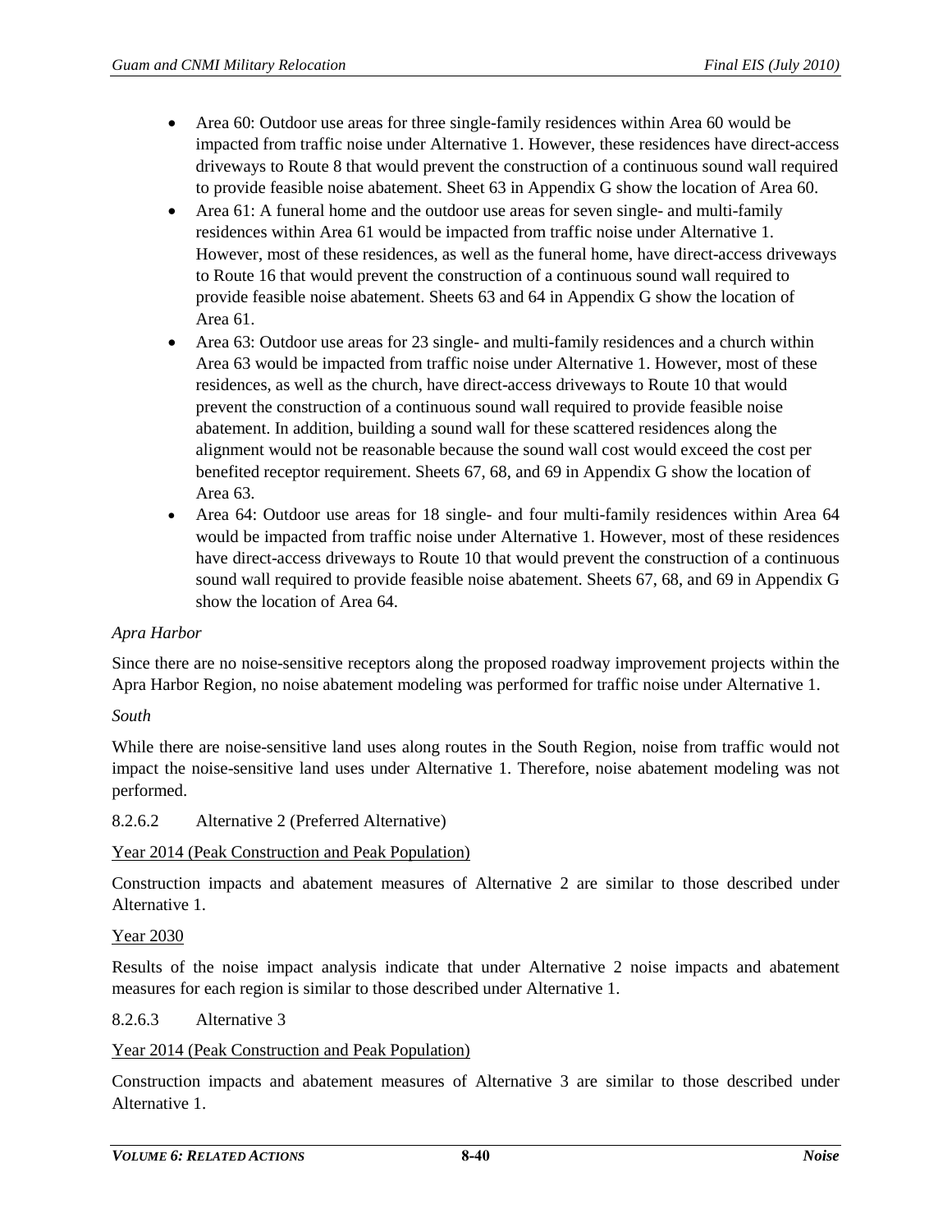- Area 60: Outdoor use areas for three single-family residences within Area 60 would be impacted from traffic noise under Alternative 1. However, these residences have direct-access driveways to Route 8 that would prevent the construction of a continuous sound wall required to provide feasible noise abatement. Sheet 63 in Appendix G show the location of Area 60.
- Area 61: A funeral home and the outdoor use areas for seven single- and multi-family residences within Area 61 would be impacted from traffic noise under Alternative 1. However, most of these residences, as well as the funeral home, have direct-access driveways to Route 16 that would prevent the construction of a continuous sound wall required to provide feasible noise abatement. Sheets 63 and 64 in Appendix G show the location of Area 61.
- Area 63: Outdoor use areas for 23 single- and multi-family residences and a church within Area 63 would be impacted from traffic noise under Alternative 1. However, most of these residences, as well as the church, have direct-access driveways to Route 10 that would prevent the construction of a continuous sound wall required to provide feasible noise abatement. In addition, building a sound wall for these scattered residences along the alignment would not be reasonable because the sound wall cost would exceed the cost per benefited receptor requirement. Sheets 67, 68, and 69 in Appendix G show the location of Area 63.
- Area 64: Outdoor use areas for 18 single- and four multi-family residences within Area 64 would be impacted from traffic noise under Alternative 1. However, most of these residences have direct-access driveways to Route 10 that would prevent the construction of a continuous sound wall required to provide feasible noise abatement. Sheets 67, 68, and 69 in Appendix G show the location of Area 64.

*Apra Harbor*

Since there are no noise-sensitive receptors along the proposed roadway improvement projects within the Apra Harbor Region, no noise abatement modeling was performed for traffic noise under Alternative 1.

*South*

While there are noise-sensitive land uses along routes in the South Region, noise from traffic would not impact the noise-sensitive land uses under Alternative 1. Therefore, noise abatement modeling was not performed.

#### 8.2.6.2 Alternative 2 (Preferred Alternative)

Year 2014 (Peak Construction and Peak Population)

Construction impacts and abatement measures of Alternative 2 are similar to those described under Alternative 1.

Year 2030

Results of the noise impact analysis indicate that under Alternative 2 noise impacts and abatement measures for each region is similar to those described under Alternative 1.

#### 8.2.6.3 Alternative 3

Year 2014 (Peak Construction and Peak Population)

Construction impacts and abatement measures of Alternative 3 are similar to those described under Alternative 1.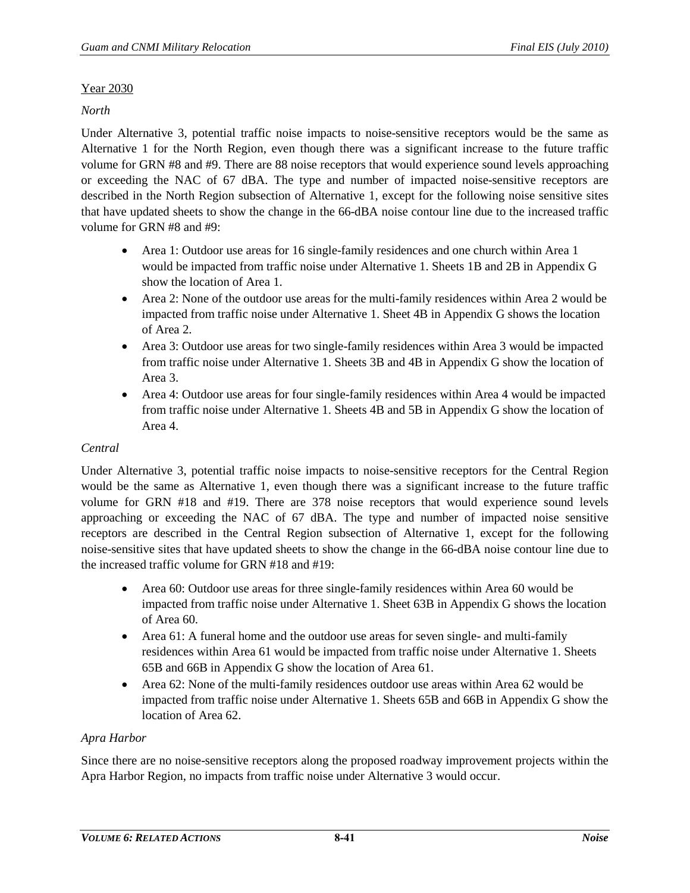Year 2030

*North*

Under Alternative 3, potential traffic noise impacts to noise-sensitive receptors would be the same as Alternative 1 for the North Region, even though there was a significant increase to the future traffic volume for GRN #8 and #9. There are 88 noise receptors that would experience sound levels approaching or exceeding the NAC of 67 dBA. The type and number of impacted noise-sensitive receptors are described in the North Region subsection of Alternative 1, except for the following noise sensitive sites that have updated sheets to show the change in the 66-dBA noise contour line due to the increased traffic volume for GRN #8 and #9:

- Area 1: Outdoor use areas for 16 single-family residences and one church within Area 1 would be impacted from traffic noise under Alternative 1. Sheets 1B and 2B in Appendix G show the location of Area 1.
- Area 2: None of the outdoor use areas for the multi-family residences within Area 2 would be impacted from traffic noise under Alternative 1. Sheet 4B in Appendix G shows the location of Area 2.
- Area 3: Outdoor use areas for two single-family residences within Area 3 would be impacted from traffic noise under Alternative 1. Sheets 3B and 4B in Appendix G show the location of Area 3.
- Area 4: Outdoor use areas for four single-family residences within Area 4 would be impacted from traffic noise under Alternative 1. Sheets 4B and 5B in Appendix G show the location of Area 4.

*Central*

Under Alternative 3, potential traffic noise impacts to noise-sensitive receptors for the Central Region would be the same as Alternative 1, even though there was a significant increase to the future traffic volume for GRN #18 and #19. There are 378 noise receptors that would experience sound levels approaching or exceeding the NAC of 67 dBA. The type and number of impacted noise sensitive receptors are described in the Central Region subsection of Alternative 1, except for the following noise-sensitive sites that have updated sheets to show the change in the 66-dBA noise contour line due to the increased traffic volume for GRN #18 and #19:

- Area 60: Outdoor use areas for three single-family residences within Area 60 would be impacted from traffic noise under Alternative 1. Sheet 63B in Appendix G shows the location of Area 60.
- Area 61: A funeral home and the outdoor use areas for seven single- and multi-family residences within Area 61 would be impacted from traffic noise under Alternative 1. Sheets 65B and 66B in Appendix G show the location of Area 61.
- Area 62: None of the multi-family residences outdoor use areas within Area 62 would be impacted from traffic noise under Alternative 1. Sheets 65B and 66B in Appendix G show the location of Area 62.

*Apra Harbor*

Since there are no noise-sensitive receptors along the proposed roadway improvement projects within the Apra Harbor Region, no impacts from traffic noise under Alternative 3 would occur.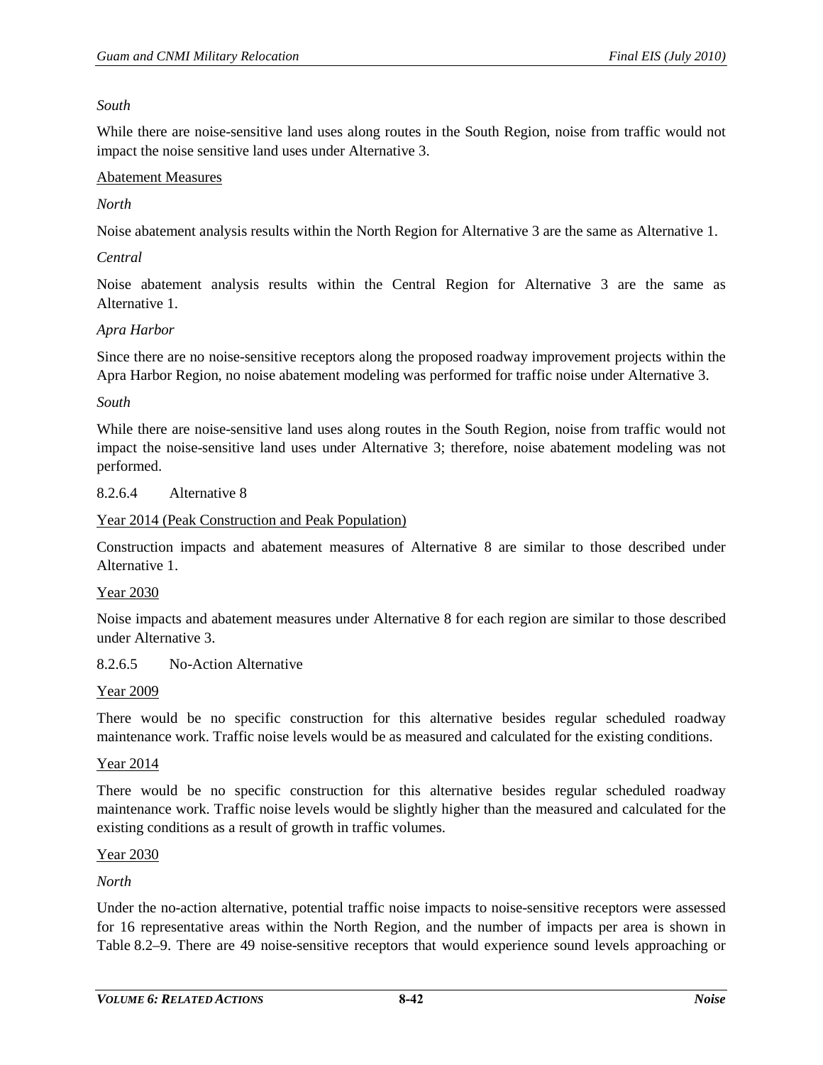*South*

While there are noise-sensitive land uses along routes in the South Region, noise from traffic would not impact the noise sensitive land uses under Alternative 3.

<u>Abatement Measures</u>

*North*

Noise abatement analysis results within the North Region for Alternative 3 are the same as Alternative 1.

*Central*

Noise abatement analysis results within the Central Region for Alternative 3 are the same as Alternative 1.

*Apra Harbor*

Since there are no noise-sensitive receptors along the proposed roadway improvement projects within the Apra Harbor Region, no noise abatement modeling was performed for traffic noise under Alternative 3.

*South*

While there are noise-sensitive land uses along routes in the South Region, noise from traffic would not impact the noise-sensitive land uses under Alternative 3; therefore, noise abatement modeling was not performed.

8.2.6.4 Alternative 8

<u>Year 2014 (Peak Construction and Peak Population)</u>

Construction impacts and abatement measures of Alternative 8 are similar to those described under Alternative 1.

<u>Year 2030</u>

Noise impacts and abatement measures under Alternative 8 for each region are similar to those described under Alternative 3.

8.2.6.5 No-Action Alternative

<u>Year 2009</u>

There would be no specific construction for this alternative besides regular scheduled roadway maintenance work. Traffic noise levels would be as measured and calculated for the existing conditions.

<u>Year 2014</u>

There would be no specific construction for this alternative besides regular scheduled roadway maintenance work. Traffic noise levels would be slightly higher than the measured and calculated for the existing conditions as a result of growth in traffic volumes.

<u>Year 2030</u>

*North*

Under the no-action alternative, potential traffic noise impacts to noise-sensitive receptors were assessed for 16 representative areas within the North Region, and the number of impacts per area is shown in Table 8.2–9. There are 49 noise-sensitive receptors that would experience sound levels approaching or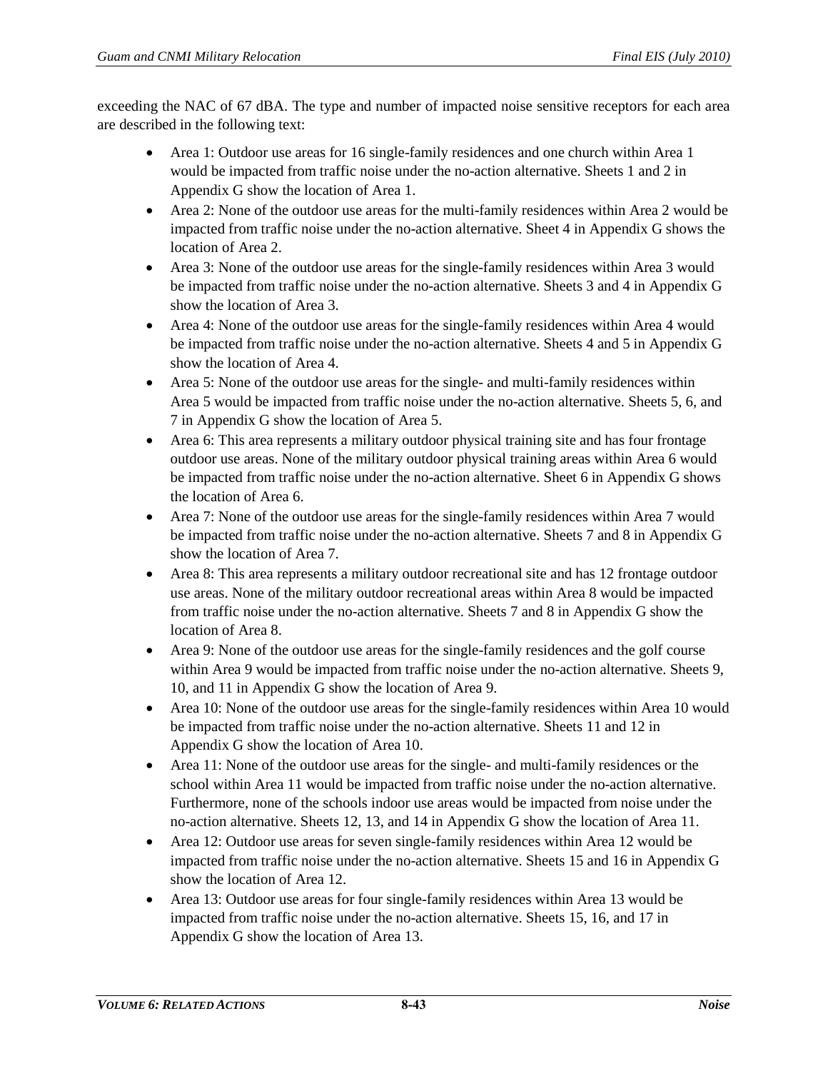exceeding the NAC of 67 dBA. The type and number of impacted noise sensitive receptors for each area are described in the following text:

- Area 1: Outdoor use areas for 16 single-family residences and one church within Area 1 would be impacted from traffic noise under the no-action alternative. Sheets 1 and 2 in Appendix G show the location of Area 1.
- Area 2: None of the outdoor use areas for the multi-family residences within Area 2 would be impacted from traffic noise under the no-action alternative. Sheet 4 in Appendix G shows the location of Area 2.
- Area 3: None of the outdoor use areas for the single-family residences within Area 3 would be impacted from traffic noise under the no-action alternative. Sheets 3 and 4 in Appendix G show the location of Area 3.
- Area 4: None of the outdoor use areas for the single-family residences within Area 4 would be impacted from traffic noise under the no-action alternative. Sheets 4 and 5 in Appendix G show the location of Area 4.
- Area 5: None of the outdoor use areas for the single- and multi-family residences within Area 5 would be impacted from traffic noise under the no-action alternative. Sheets 5, 6, and 7 in Appendix G show the location of Area 5.
- Area 6: This area represents a military outdoor physical training site and has four frontage outdoor use areas. None of the military outdoor physical training areas within Area 6 would be impacted from traffic noise under the no-action alternative. Sheet 6 in Appendix G shows the location of Area 6.
- Area 7: None of the outdoor use areas for the single-family residences within Area 7 would be impacted from traffic noise under the no-action alternative. Sheets 7 and 8 in Appendix G show the location of Area 7.
- Area 8: This area represents a military outdoor recreational site and has 12 frontage outdoor use areas. None of the military outdoor recreational areas within Area 8 would be impacted from traffic noise under the no-action alternative. Sheets 7 and 8 in Appendix G show the location of Area 8.
- Area 9: None of the outdoor use areas for the single-family residences and the golf course within Area 9 would be impacted from traffic noise under the no-action alternative. Sheets 9, 10, and 11 in Appendix G show the location of Area 9.
- Area 10: None of the outdoor use areas for the single-family residences within Area 10 would be impacted from traffic noise under the no-action alternative. Sheets 11 and 12 in Appendix G show the location of Area 10.
- Area 11: None of the outdoor use areas for the single- and multi-family residences or the school within Area 11 would be impacted from traffic noise under the no-action alternative. Furthermore, none of the schools indoor use areas would be impacted from noise under the no-action alternative. Sheets 12, 13, and 14 in Appendix G show the location of Area 11.
- Area 12: Outdoor use areas for seven single-family residences within Area 12 would be impacted from traffic noise under the no-action alternative. Sheets 15 and 16 in Appendix G show the location of Area 12.
- Area 13: Outdoor use areas for four single-family residences within Area 13 would be impacted from traffic noise under the no-action alternative. Sheets 15, 16, and 17 in Appendix G show the location of Area 13.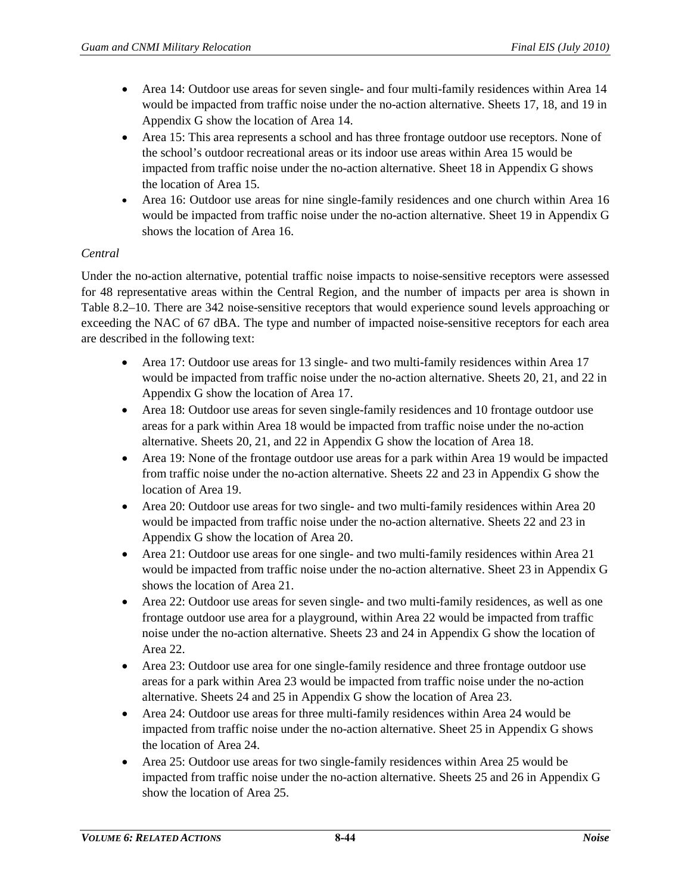- Area 14: Outdoor use areas for seven single- and four multi-family residences within Area 14 would be impacted from traffic noise under the no-action alternative. Sheets 17, 18, and 19 in Appendix G show the location of Area 14.
- Area 15: This area represents a school and has three frontage outdoor use receptors. None of the school's outdoor recreational areas or its indoor use areas within Area 15 would be impacted from traffic noise under the no-action alternative. Sheet 18 in Appendix G shows the location of Area 15.
- Area 16: Outdoor use areas for nine single-family residences and one church within Area 16 would be impacted from traffic noise under the no-action alternative. Sheet 19 in Appendix G shows the location of Area 16.

*Central*

Under the no-action alternative, potential traffic noise impacts to noise-sensitive receptors were assessed for 48 representative areas within the Central Region, and the number of impacts per area is shown in Table 8.2–10. There are 342 noise-sensitive receptors that would experience sound levels approaching or exceeding the NAC of 67 dBA. The type and number of impacted noise-sensitive receptors for each area are described in the following text:

- Area 17: Outdoor use areas for 13 single- and two multi-family residences within Area 17 would be impacted from traffic noise under the no-action alternative. Sheets 20, 21, and 22 in Appendix G show the location of Area 17.
- Area 18: Outdoor use areas for seven single-family residences and 10 frontage outdoor use areas for a park within Area 18 would be impacted from traffic noise under the no-action alternative. Sheets 20, 21, and 22 in Appendix G show the location of Area 18.
- Area 19: None of the frontage outdoor use areas for a park within Area 19 would be impacted from traffic noise under the no-action alternative. Sheets 22 and 23 in Appendix G show the location of Area 19.
- Area 20: Outdoor use areas for two single- and two multi-family residences within Area 20 would be impacted from traffic noise under the no-action alternative. Sheets 22 and 23 in Appendix G show the location of Area 20.
- Area 21: Outdoor use areas for one single- and two multi-family residences within Area 21 would be impacted from traffic noise under the no-action alternative. Sheet 23 in Appendix G shows the location of Area 21.
- Area 22: Outdoor use areas for seven single- and two multi-family residences, as well as one frontage outdoor use area for a playground, within Area 22 would be impacted from traffic noise under the no-action alternative. Sheets 23 and 24 in Appendix G show the location of Area 22.
- Area 23: Outdoor use area for one single-family residence and three frontage outdoor use areas for a park within Area 23 would be impacted from traffic noise under the no-action alternative. Sheets 24 and 25 in Appendix G show the location of Area 23.
- Area 24: Outdoor use areas for three multi-family residences within Area 24 would be impacted from traffic noise under the no-action alternative. Sheet 25 in Appendix G shows the location of Area 24.
- Area 25: Outdoor use areas for two single-family residences within Area 25 would be impacted from traffic noise under the no-action alternative. Sheets 25 and 26 in Appendix G show the location of Area 25.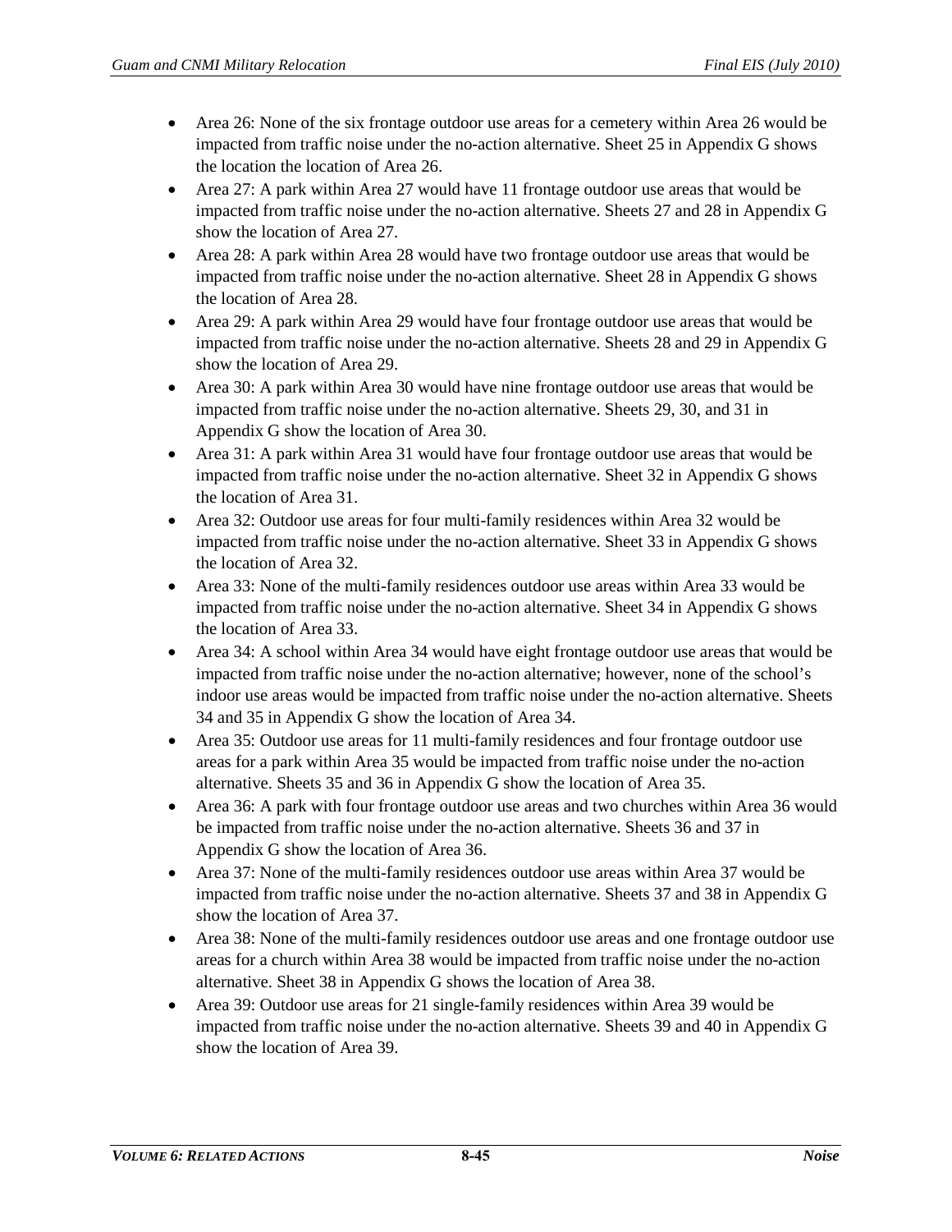- Area 26: None of the six frontage outdoor use areas for a cemetery within Area 26 would be impacted from traffic noise under the no-action alternative. Sheet 25 in Appendix G shows the location the location of Area 26.
- Area 27: A park within Area 27 would have 11 frontage outdoor use areas that would be impacted from traffic noise under the no-action alternative. Sheets 27 and 28 in Appendix G show the location of Area 27.
- Area 28: A park within Area 28 would have two frontage outdoor use areas that would be impacted from traffic noise under the no-action alternative. Sheet 28 in Appendix G shows the location of Area 28.
- Area 29: A park within Area 29 would have four frontage outdoor use areas that would be impacted from traffic noise under the no-action alternative. Sheets 28 and 29 in Appendix G show the location of Area 29.
- Area 30: A park within Area 30 would have nine frontage outdoor use areas that would be impacted from traffic noise under the no-action alternative. Sheets 29, 30, and 31 in Appendix G show the location of Area 30.
- Area 31: A park within Area 31 would have four frontage outdoor use areas that would be impacted from traffic noise under the no-action alternative. Sheet 32 in Appendix G shows the location of Area 31.
- Area 32: Outdoor use areas for four multi-family residences within Area 32 would be impacted from traffic noise under the no-action alternative. Sheet 33 in Appendix G shows the location of Area 32.
- Area 33: None of the multi-family residences outdoor use areas within Area 33 would be impacted from traffic noise under the no-action alternative. Sheet 34 in Appendix G shows the location of Area 33.
- Area 34: A school within Area 34 would have eight frontage outdoor use areas that would be impacted from traffic noise under the no-action alternative; however, none of the school's indoor use areas would be impacted from traffic noise under the no-action alternative. Sheets 34 and 35 in Appendix G show the location of Area 34.
- Area 35: Outdoor use areas for 11 multi-family residences and four frontage outdoor use areas for a park within Area 35 would be impacted from traffic noise under the no-action alternative. Sheets 35 and 36 in Appendix G show the location of Area 35.
- Area 36: A park with four frontage outdoor use areas and two churches within Area 36 would be impacted from traffic noise under the no-action alternative. Sheets 36 and 37 in Appendix G show the location of Area 36.
- Area 37: None of the multi-family residences outdoor use areas within Area 37 would be impacted from traffic noise under the no-action alternative. Sheets 37 and 38 in Appendix G show the location of Area 37.
- Area 38: None of the multi-family residences outdoor use areas and one frontage outdoor use areas for a church within Area 38 would be impacted from traffic noise under the no-action alternative. Sheet 38 in Appendix G shows the location of Area 38.
- Area 39: Outdoor use areas for 21 single-family residences within Area 39 would be impacted from traffic noise under the no-action alternative. Sheets 39 and 40 in Appendix G show the location of Area 39.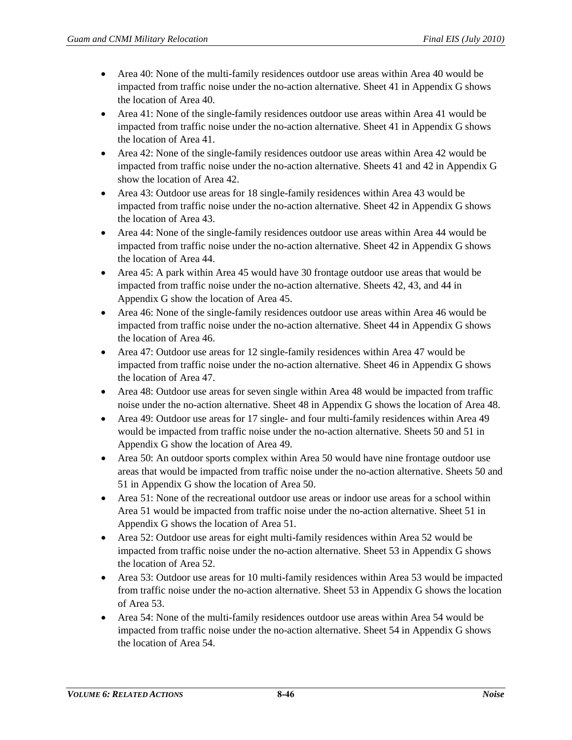- Area 40: None of the multi-family residences outdoor use areas within Area 40 would be impacted from traffic noise under the no-action alternative. Sheet 41 in Appendix G shows the location of Area 40.
- Area 41: None of the single-family residences outdoor use areas within Area 41 would be impacted from traffic noise under the no-action alternative. Sheet 41 in Appendix G shows the location of Area 41.
- Area 42: None of the single-family residences outdoor use areas within Area 42 would be impacted from traffic noise under the no-action alternative. Sheets 41 and 42 in Appendix G show the location of Area 42.
- Area 43: Outdoor use areas for 18 single-family residences within Area 43 would be impacted from traffic noise under the no-action alternative. Sheet 42 in Appendix G shows the location of Area 43.
- Area 44: None of the single-family residences outdoor use areas within Area 44 would be impacted from traffic noise under the no-action alternative. Sheet 42 in Appendix G shows the location of Area 44.
- Area 45: A park within Area 45 would have 30 frontage outdoor use areas that would be impacted from traffic noise under the no-action alternative. Sheets 42, 43, and 44 in Appendix G show the location of Area 45.
- Area 46: None of the single-family residences outdoor use areas within Area 46 would be impacted from traffic noise under the no-action alternative. Sheet 44 in Appendix G shows the location of Area 46.
- Area 47: Outdoor use areas for 12 single-family residences within Area 47 would be impacted from traffic noise under the no-action alternative. Sheet 46 in Appendix G shows the location of Area 47.
- Area 48: Outdoor use areas for seven single within Area 48 would be impacted from traffic noise under the no-action alternative. Sheet 48 in Appendix G shows the location of Area 48.
- Area 49: Outdoor use areas for 17 single- and four multi-family residences within Area 49 would be impacted from traffic noise under the no-action alternative. Sheets 50 and 51 in Appendix G show the location of Area 49.
- Area 50: An outdoor sports complex within Area 50 would have nine frontage outdoor use areas that would be impacted from traffic noise under the no-action alternative. Sheets 50 and 51 in Appendix G show the location of Area 50.
- Area 51: None of the recreational outdoor use areas or indoor use areas for a school within Area 51 would be impacted from traffic noise under the no-action alternative. Sheet 51 in Appendix G shows the location of Area 51.
- Area 52: Outdoor use areas for eight multi-family residences within Area 52 would be impacted from traffic noise under the no-action alternative. Sheet 53 in Appendix G shows the location of Area 52.
- Area 53: Outdoor use areas for 10 multi-family residences within Area 53 would be impacted from traffic noise under the no-action alternative. Sheet 53 in Appendix G shows the location of Area 53.
- Area 54: None of the multi-family residences outdoor use areas within Area 54 would be impacted from traffic noise under the no-action alternative. Sheet 54 in Appendix G shows the location of Area 54.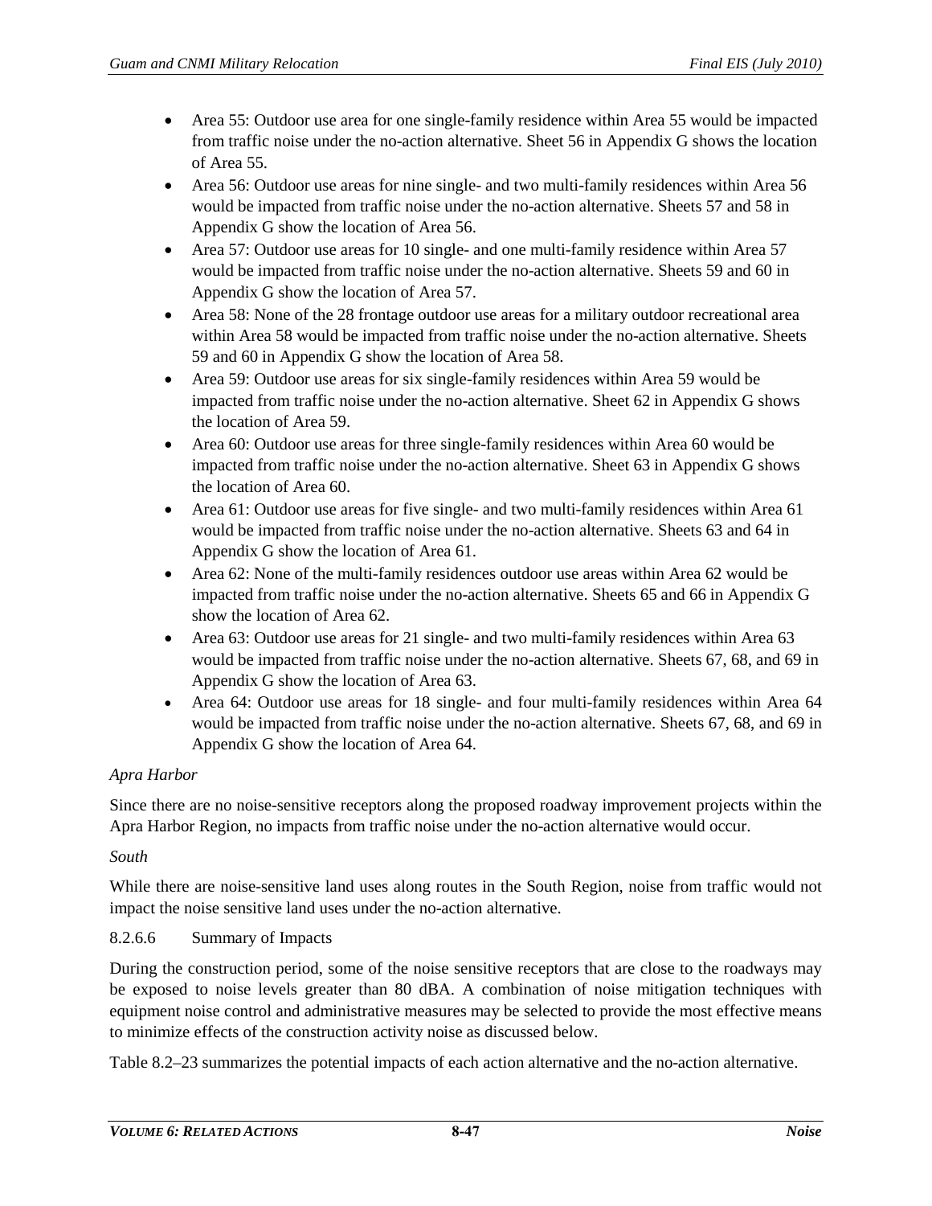- Area 55: Outdoor use area for one single-family residence within Area 55 would be impacted from traffic noise under the no-action alternative. Sheet 56 in Appendix G shows the location of Area 55.
- Area 56: Outdoor use areas for nine single- and two multi-family residences within Area 56 would be impacted from traffic noise under the no-action alternative. Sheets 57 and 58 in Appendix G show the location of Area 56.
- Area 57: Outdoor use areas for 10 single- and one multi-family residence within Area 57 would be impacted from traffic noise under the no-action alternative. Sheets 59 and 60 in Appendix G show the location of Area 57.
- Area 58: None of the 28 frontage outdoor use areas for a military outdoor recreational area within Area 58 would be impacted from traffic noise under the no-action alternative. Sheets 59 and 60 in Appendix G show the location of Area 58.
- Area 59: Outdoor use areas for six single-family residences within Area 59 would be impacted from traffic noise under the no-action alternative. Sheet 62 in Appendix G shows the location of Area 59.
- Area 60: Outdoor use areas for three single-family residences within Area 60 would be impacted from traffic noise under the no-action alternative. Sheet 63 in Appendix G shows the location of Area 60.
- Area 61: Outdoor use areas for five single- and two multi-family residences within Area 61 would be impacted from traffic noise under the no-action alternative. Sheets 63 and 64 in Appendix G show the location of Area 61.
- Area 62: None of the multi-family residences outdoor use areas within Area 62 would be impacted from traffic noise under the no-action alternative. Sheets 65 and 66 in Appendix G show the location of Area 62.
- Area 63: Outdoor use areas for 21 single- and two multi-family residences within Area 63 would be impacted from traffic noise under the no-action alternative. Sheets 67, 68, and 69 in Appendix G show the location of Area 63.
- Area 64: Outdoor use areas for 18 single- and four multi-family residences within Area 64 would be impacted from traffic noise under the no-action alternative. Sheets 67, 68, and 69 in Appendix G show the location of Area 64.

*Apra Harbor*

Since there are no noise-sensitive receptors along the proposed roadway improvement projects within the Apra Harbor Region, no impacts from traffic noise under the no-action alternative would occur.

*South*

While there are noise-sensitive land uses along routes in the South Region, noise from traffic would not impact the noise sensitive land uses under the no-action alternative.

8.2.6.6 Summary of Impacts

During the construction period, some of the noise sensitive receptors that are close to the roadways may be exposed to noise levels greater than 80 dBA. A combination of noise mitigation techniques with equipment noise control and administrative measures may be selected to provide the most effective means to minimize effects of the construction activity noise as discussed below.

Table 8.2–23 summarizes the potential impacts of each action alternative and the no-action alternative.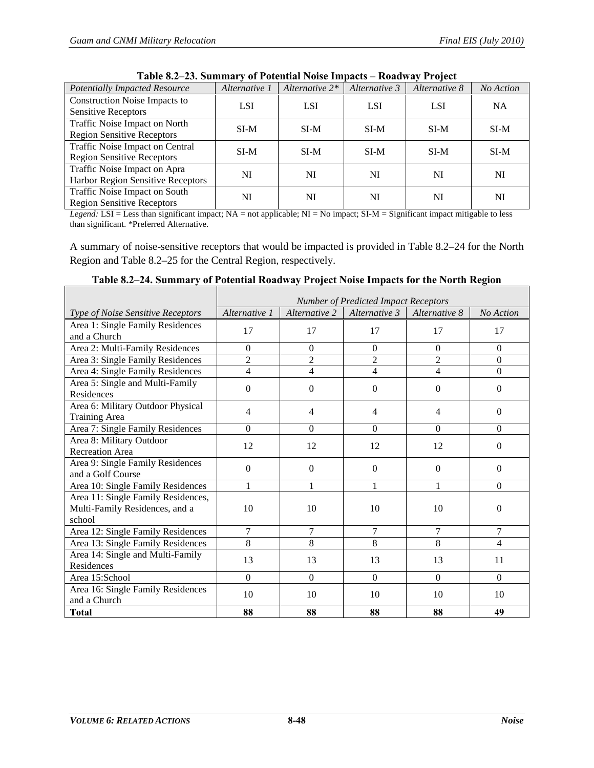**Table 8.2–23. Summary of Potential Noise Impacts – Roadway Project**

| *Potentially Impacted Resource* | *Alternative 1* | *Alternative 2** | *Alternative 3* | *Alternative 8* | *No Action* |
|---|---|---|---|---|---|
| Construction Noise Impacts to Sensitive Receptors | LSI | LSI | LSI | LSI | NA |
| Traffic Noise Impact on North Region Sensitive Receptors | SI-M | SI-M | SI-M | SI-M | SI-M |
| Traffic Noise Impact on Central Region Sensitive Receptors | SI-M | SI-M | SI-M | SI-M | SI-M |
| Traffic Noise Impact on Apra Harbor Region Sensitive Receptors | NI | NI | NI | NI | NI |
| Traffic Noise Impact on South Region Sensitive Receptors | NI | NI | NI | NI | NI |

*Legend:* LSI = Less than significant impact; NA = not applicable; NI = No impact; SI-M = Significant impact mitigable to less than significant. *Preferred Alternative.

A summary of noise-sensitive receptors that would be impacted is provided in Table 8.2–24 for the North Region and Table 8.2–25 for the Central Region, respectively.

**Table 8.2–24. Summary of Potential Roadway Project Noise Impacts for the North Region**

| | *Number of Predicted Impact Receptors* | | | | |
|---|---|---|---|---|---|
| *Type of Noise Sensitive Receptors* | *Alternative 1* | *Alternative 2* | *Alternative 3* | *Alternative 8* | *No Action* |
| Area 1: Single Family Residences and a Church | 17 | 17 | 17 | 17 | 17 |
| Area 2: Multi-Family Residences | 0 | 0 | 0 | 0 | 0 |
| Area 3: Single Family Residences | 2 | 2 | 2 | 2 | 0 |
| Area 4: Single Family Residences | 4 | 4 | 4 | 4 | 0 |
| Area 5: Single and Multi-Family Residences | 0 | 0 | 0 | 0 | 0 |
| Area 6: Military Outdoor Physical Training Area | 4 | 4 | 4 | 4 | 0 |
| Area 7: Single Family Residences | 0 | 0 | 0 | 0 | 0 |
| Area 8: Military Outdoor Recreation Area | 12 | 12 | 12 | 12 | 0 |
| Area 9: Single Family Residences and a Golf Course | 0 | 0 | 0 | 0 | 0 |
| Area 10: Single Family Residences | 1 | 1 | 1 | 1 | 0 |
| Area 11: Single Family Residences, Multi-Family Residences, and a school | 10 | 10 | 10 | 10 | 0 |
| Area 12: Single Family Residences | 7 | 7 | 7 | 7 | 7 |
| Area 13: Single Family Residences | 8 | 8 | 8 | 8 | 4 |
| Area 14: Single and Multi-Family Residences | 13 | 13 | 13 | 13 | 11 |
| Area 15:School | 0 | 0 | 0 | 0 | 0 |
| Area 16: Single Family Residences and a Church | 10 | 10 | 10 | 10 | 10 |
| **Total** | **88** | **88** | **88** | **88** | **49** |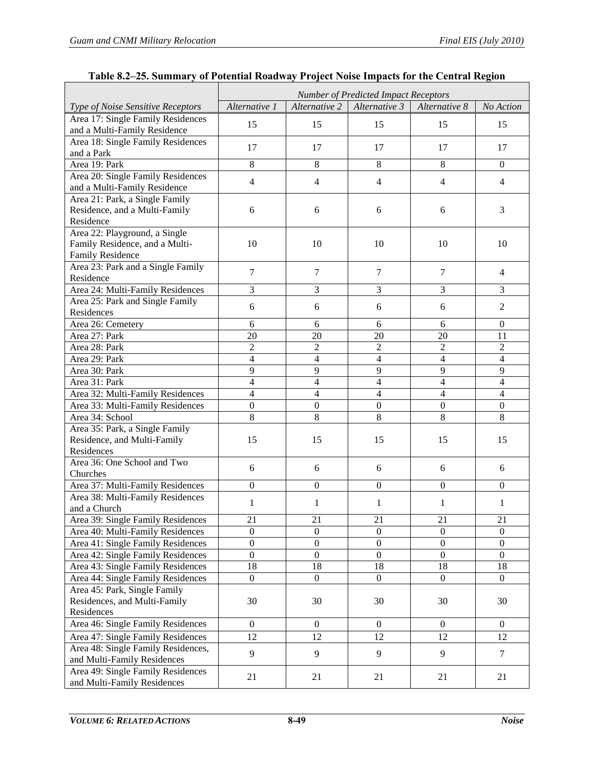**Table 8.2–25. Summary of Potential Roadway Project Noise Impacts for the Central Region**

| *Type of Noise Sensitive Receptors* | *Number of Predicted Impact Receptors* | | | | |
|---|---|---|---|---|---|
| | *Alternative 1* | *Alternative 2* | *Alternative 3* | *Alternative 8* | *No Action* |
| Area 17: Single Family Residences and a Multi-Family Residence | 15 | 15 | 15 | 15 | 15 |
| Area 18: Single Family Residences and a Park | 17 | 17 | 17 | 17 | 17 |
| Area 19: Park | 8 | 8 | 8 | 8 | 0 |
| Area 20: Single Family Residences and a Multi-Family Residence | 4 | 4 | 4 | 4 | 4 |
| Area 21: Park, a Single Family Residence, and a Multi-Family Residence | 6 | 6 | 6 | 6 | 3 |
| Area 22: Playground, a Single Family Residence, and a Multi-Family Residence | 10 | 10 | 10 | 10 | 10 |
| Area 23: Park and a Single Family Residence | 7 | 7 | 7 | 7 | 4 |
| Area 24: Multi-Family Residences | 3 | 3 | 3 | 3 | 3 |
| Area 25: Park and Single Family Residences | 6 | 6 | 6 | 6 | 2 |
| Area 26: Cemetery | 6 | 6 | 6 | 6 | 0 |
| Area 27: Park | 20 | 20 | 20 | 20 | 11 |
| Area 28: Park | 2 | 2 | 2 | 2 | 2 |
| Area 29: Park | 4 | 4 | 4 | 4 | 4 |
| Area 30: Park | 9 | 9 | 9 | 9 | 9 |
| Area 31: Park | 4 | 4 | 4 | 4 | 4 |
| Area 32: Multi-Family Residences | 4 | 4 | 4 | 4 | 4 |
| Area 33: Multi-Family Residences | 0 | 0 | 0 | 0 | 0 |
| Area 34: School | 8 | 8 | 8 | 8 | 8 |
| Area 35: Park, a Single Family Residence, and Multi-Family Residences | 15 | 15 | 15 | 15 | 15 |
| Area 36: One School and Two Churches | 6 | 6 | 6 | 6 | 6 |
| Area 37: Multi-Family Residences | 0 | 0 | 0 | 0 | 0 |
| Area 38: Multi-Family Residences and a Church | 1 | 1 | 1 | 1 | 1 |
| Area 39: Single Family Residences | 21 | 21 | 21 | 21 | 21 |
| Area 40: Multi-Family Residences | 0 | 0 | 0 | 0 | 0 |
| Area 41: Single Family Residences | 0 | 0 | 0 | 0 | 0 |
| Area 42: Single Family Residences | 0 | 0 | 0 | 0 | 0 |
| Area 43: Single Family Residences | 18 | 18 | 18 | 18 | 18 |
| Area 44: Single Family Residences | 0 | 0 | 0 | 0 | 0 |
| Area 45: Park, Single Family Residences, and Multi-Family Residences | 30 | 30 | 30 | 30 | 30 |
| Area 46: Single Family Residences | 0 | 0 | 0 | 0 | 0 |
| Area 47: Single Family Residences | 12 | 12 | 12 | 12 | 12 |
| Area 48: Single Family Residences, and Multi-Family Residences | 9 | 9 | 9 | 9 | 7 |
| Area 49: Single Family Residences and Multi-Family Residences | 21 | 21 | 21 | 21 | 21 |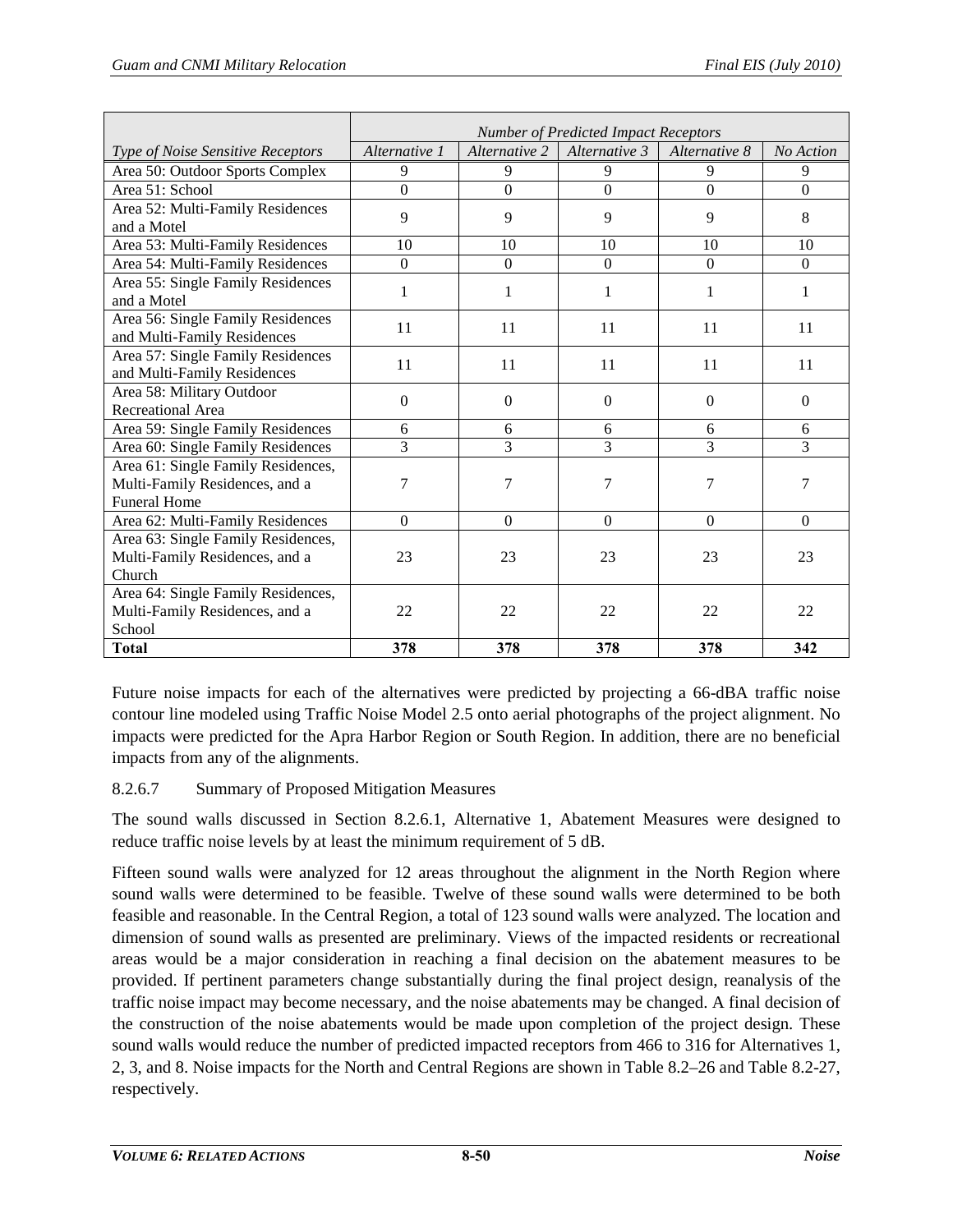| | Number of Predicted Impact Receptors | | | | |
|---|---|---|---|---|---|
| *Type of Noise Sensitive Receptors* | *Alternative 1* | *Alternative 2* | *Alternative 3* | *Alternative 8* | *No Action* |
| Area 50: Outdoor Sports Complex | 9 | 9 | 9 | 9 | 9 |
| Area 51: School | 0 | 0 | 0 | 0 | 0 |
| Area 52: Multi-Family Residences and a Motel | 9 | 9 | 9 | 9 | 8 |
| Area 53: Multi-Family Residences | 10 | 10 | 10 | 10 | 10 |
| Area 54: Multi-Family Residences | 0 | 0 | 0 | 0 | 0 |
| Area 55: Single Family Residences and a Motel | 1 | 1 | 1 | 1 | 1 |
| Area 56: Single Family Residences and Multi-Family Residences | 11 | 11 | 11 | 11 | 11 |
| Area 57: Single Family Residences and Multi-Family Residences | 11 | 11 | 11 | 11 | 11 |
| Area 58: Military Outdoor Recreational Area | 0 | 0 | 0 | 0 | 0 |
| Area 59: Single Family Residences | 6 | 6 | 6 | 6 | 6 |
| Area 60: Single Family Residences | 3 | 3 | 3 | 3 | 3 |
| Area 61: Single Family Residences, Multi-Family Residences, and a Funeral Home | 7 | 7 | 7 | 7 | 7 |
| Area 62: Multi-Family Residences | 0 | 0 | 0 | 0 | 0 |
| Area 63: Single Family Residences, Multi-Family Residences, and a Church | 23 | 23 | 23 | 23 | 23 |
| Area 64: Single Family Residences, Multi-Family Residences, and a School | 22 | 22 | 22 | 22 | 22 |
| **Total** | **378** | **378** | **378** | **378** | **342** |

Future noise impacts for each of the alternatives were predicted by projecting a 66-dBA traffic noise contour line modeled using Traffic Noise Model 2.5 onto aerial photographs of the project alignment. No impacts were predicted for the Apra Harbor Region or South Region. In addition, there are no beneficial impacts from any of the alignments.

### 8.2.6.7 Summary of Proposed Mitigation Measures

The sound walls discussed in Section 8.2.6.1, Alternative 1, Abatement Measures were designed to reduce traffic noise levels by at least the minimum requirement of 5 dB.

Fifteen sound walls were analyzed for 12 areas throughout the alignment in the North Region where sound walls were determined to be feasible. Twelve of these sound walls were determined to be both feasible and reasonable. In the Central Region, a total of 123 sound walls were analyzed. The location and dimension of sound walls as presented are preliminary. Views of the impacted residents or recreational areas would be a major consideration in reaching a final decision on the abatement measures to be provided. If pertinent parameters change substantially during the final project design, reanalysis of the traffic noise impact may become necessary, and the noise abatements may be changed. A final decision of the construction of the noise abatements would be made upon completion of the project design. These sound walls would reduce the number of predicted impacted receptors from 466 to 316 for Alternatives 1, 2, 3, and 8. Noise impacts for the North and Central Regions are shown in Table 8.2–26 and Table 8.2-27, respectively.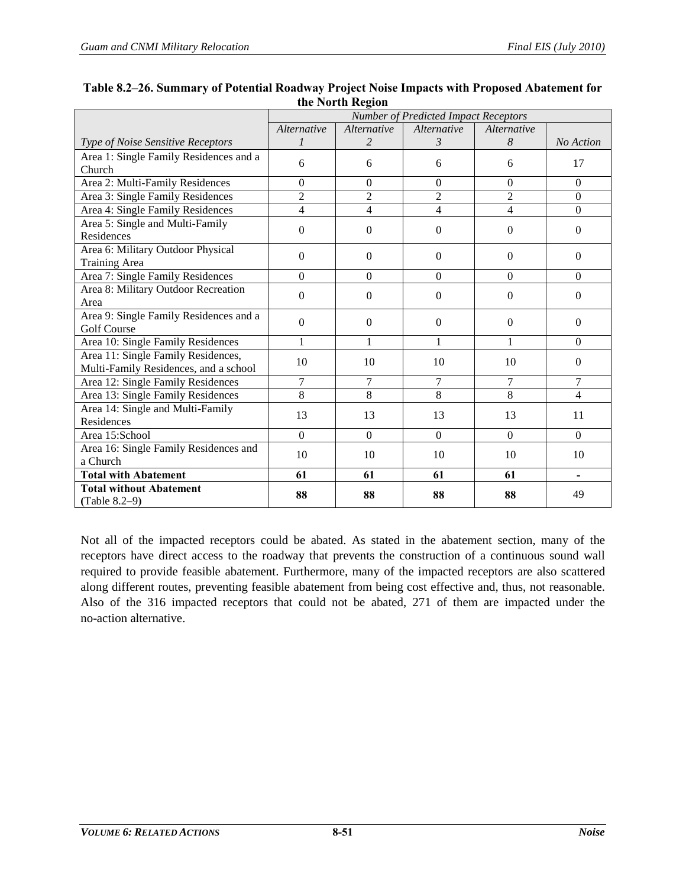**Table 8.2–26. Summary of Potential Roadway Project Noise Impacts with Proposed Abatement for the North Region**

| | *Number of Predicted Impact Receptors* | | | | |
|---|---|---|---|---|---|
| *Type of Noise Sensitive Receptors* | *Alternative 1* | *Alternative 2* | *Alternative 3* | *Alternative 8* | *No Action* |
| Area 1: Single Family Residences and a Church | 6 | 6 | 6 | 6 | 17 |
| Area 2: Multi-Family Residences | 0 | 0 | 0 | 0 | 0 |
| Area 3: Single Family Residences | 2 | 2 | 2 | 2 | 0 |
| Area 4: Single Family Residences | 4 | 4 | 4 | 4 | 0 |
| Area 5: Single and Multi-Family Residences | 0 | 0 | 0 | 0 | 0 |
| Area 6: Military Outdoor Physical Training Area | 0 | 0 | 0 | 0 | 0 |
| Area 7: Single Family Residences | 0 | 0 | 0 | 0 | 0 |
| Area 8: Military Outdoor Recreation Area | 0 | 0 | 0 | 0 | 0 |
| Area 9: Single Family Residences and a Golf Course | 0 | 0 | 0 | 0 | 0 |
| Area 10: Single Family Residences | 1 | 1 | 1 | 1 | 0 |
| Area 11: Single Family Residences, Multi-Family Residences, and a school | 10 | 10 | 10 | 10 | 0 |
| Area 12: Single Family Residences | 7 | 7 | 7 | 7 | 7 |
| Area 13: Single Family Residences | 8 | 8 | 8 | 8 | 4 |
| Area 14: Single and Multi-Family Residences | 13 | 13 | 13 | 13 | 11 |
| Area 15:School | 0 | 0 | 0 | 0 | 0 |
| Area 16: Single Family Residences and a Church | 10 | 10 | 10 | 10 | 10 |
| **Total with Abatement** | **61** | **61** | **61** | **61** | **-** |
| **Total without Abatement** (Table 8.2–9) | **88** | **88** | **88** | **88** | 49 |

Not all of the impacted receptors could be abated. As stated in the abatement section, many of the receptors have direct access to the roadway that prevents the construction of a continuous sound wall required to provide feasible abatement. Furthermore, many of the impacted receptors are also scattered along different routes, preventing feasible abatement from being cost effective and, thus, not reasonable. Also of the 316 impacted receptors that could not be abated, 271 of them are impacted under the no-action alternative.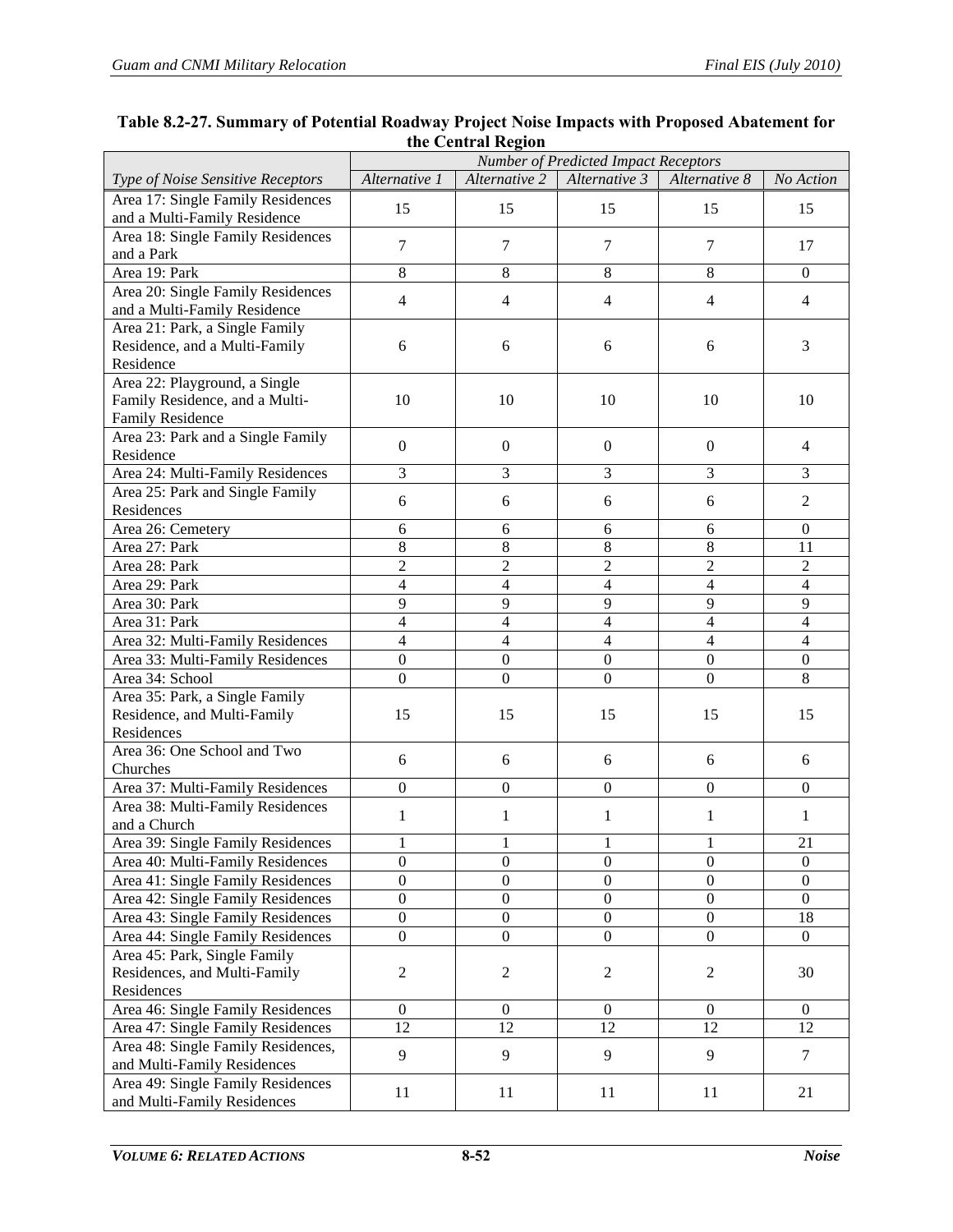**Table 8.2-27. Summary of Potential Roadway Project Noise Impacts with Proposed Abatement for the Central Region**

| | *Number of Predicted Impact Receptors* | | | | |
|---|---|---|---|---|---|
| *Type of Noise Sensitive Receptors* | *Alternative 1* | *Alternative 2* | *Alternative 3* | *Alternative 8* | *No Action* |
| Area 17: Single Family Residences and a Multi-Family Residence | 15 | 15 | 15 | 15 | 15 |
| Area 18: Single Family Residences and a Park | 7 | 7 | 7 | 7 | 17 |
| Area 19: Park | 8 | 8 | 8 | 8 | 0 |
| Area 20: Single Family Residences and a Multi-Family Residence | 4 | 4 | 4 | 4 | 4 |
| Area 21: Park, a Single Family Residence, and a Multi-Family Residence | 6 | 6 | 6 | 6 | 3 |
| Area 22: Playground, a Single Family Residence, and a Multi-Family Residence | 10 | 10 | 10 | 10 | 10 |
| Area 23: Park and a Single Family Residence | 0 | 0 | 0 | 0 | 4 |
| Area 24: Multi-Family Residences | 3 | 3 | 3 | 3 | 3 |
| Area 25: Park and Single Family Residences | 6 | 6 | 6 | 6 | 2 |
| Area 26: Cemetery | 6 | 6 | 6 | 6 | 0 |
| Area 27: Park | 8 | 8 | 8 | 8 | 11 |
| Area 28: Park | 2 | 2 | 2 | 2 | 2 |
| Area 29: Park | 4 | 4 | 4 | 4 | 4 |
| Area 30: Park | 9 | 9 | 9 | 9 | 9 |
| Area 31: Park | 4 | 4 | 4 | 4 | 4 |
| Area 32: Multi-Family Residences | 4 | 4 | 4 | 4 | 4 |
| Area 33: Multi-Family Residences | 0 | 0 | 0 | 0 | 0 |
| Area 34: School | 0 | 0 | 0 | 0 | 8 |
| Area 35: Park, a Single Family Residence, and Multi-Family Residences | 15 | 15 | 15 | 15 | 15 |
| Area 36: One School and Two Churches | 6 | 6 | 6 | 6 | 6 |
| Area 37: Multi-Family Residences | 0 | 0 | 0 | 0 | 0 |
| Area 38: Multi-Family Residences and a Church | 1 | 1 | 1 | 1 | 1 |
| Area 39: Single Family Residences | 1 | 1 | 1 | 1 | 21 |
| Area 40: Multi-Family Residences | 0 | 0 | 0 | 0 | 0 |
| Area 41: Single Family Residences | 0 | 0 | 0 | 0 | 0 |
| Area 42: Single Family Residences | 0 | 0 | 0 | 0 | 0 |
| Area 43: Single Family Residences | 0 | 0 | 0 | 0 | 18 |
| Area 44: Single Family Residences | 0 | 0 | 0 | 0 | 0 |
| Area 45: Park, Single Family Residences, and Multi-Family Residences | 2 | 2 | 2 | 2 | 30 |
| Area 46: Single Family Residences | 0 | 0 | 0 | 0 | 0 |
| Area 47: Single Family Residences | 12 | 12 | 12 | 12 | 12 |
| Area 48: Single Family Residences, and Multi-Family Residences | 9 | 9 | 9 | 9 | 7 |
| Area 49: Single Family Residences and Multi-Family Residences | 11 | 11 | 11 | 11 | 21 |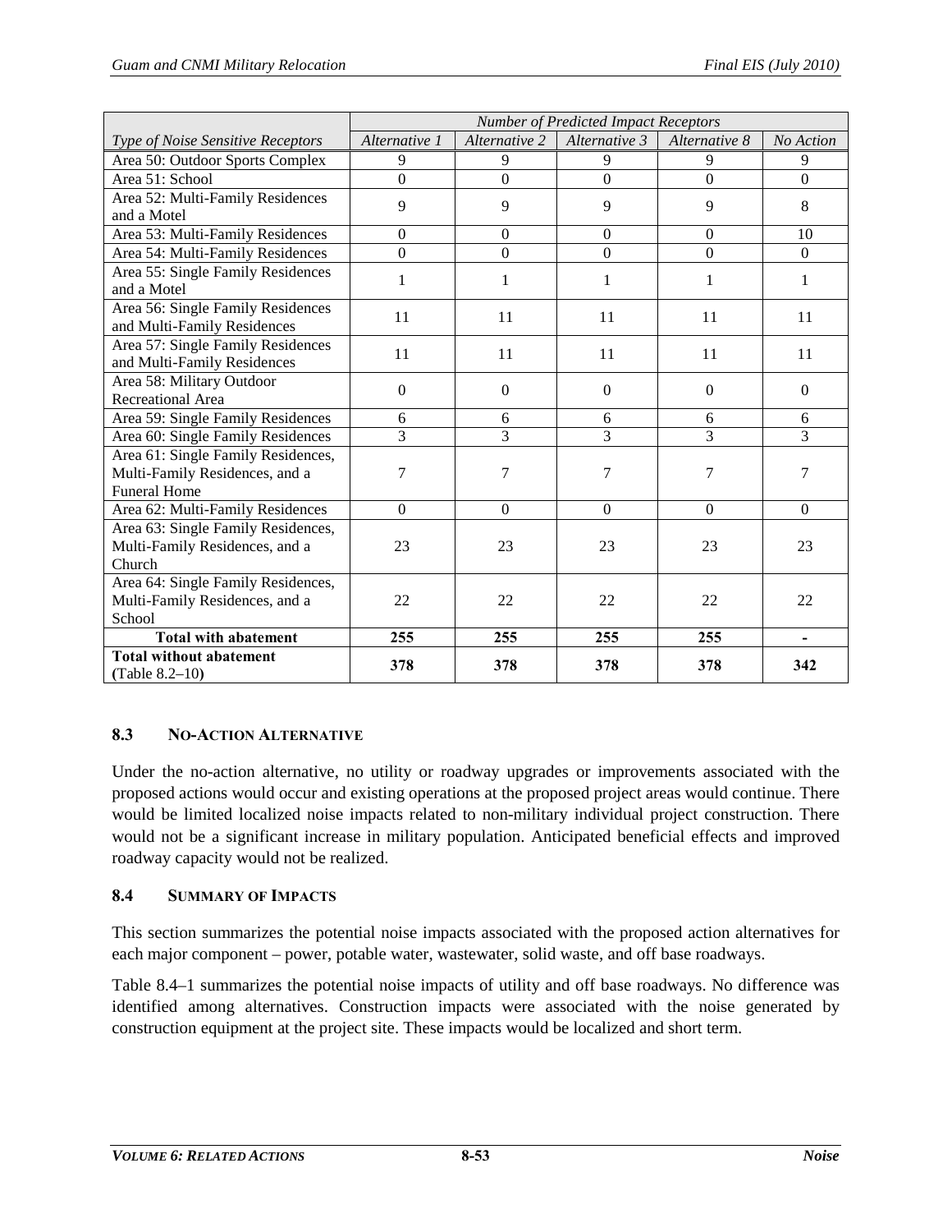| | *Number of Predicted Impact Receptors* | | | | |
|---|---|---|---|---|---|
| *Type of Noise Sensitive Receptors* | *Alternative 1* | *Alternative 2* | *Alternative 3* | *Alternative 8* | *No Action* |
| Area 50: Outdoor Sports Complex | 9 | 9 | 9 | 9 | 9 |
| Area 51: School | 0 | 0 | 0 | 0 | 0 |
| Area 52: Multi-Family Residences and a Motel | 9 | 9 | 9 | 9 | 8 |
| Area 53: Multi-Family Residences | 0 | 0 | 0 | 0 | 10 |
| Area 54: Multi-Family Residences | 0 | 0 | 0 | 0 | 0 |
| Area 55: Single Family Residences and a Motel | 1 | 1 | 1 | 1 | 1 |
| Area 56: Single Family Residences and Multi-Family Residences | 11 | 11 | 11 | 11 | 11 |
| Area 57: Single Family Residences and Multi-Family Residences | 11 | 11 | 11 | 11 | 11 |
| Area 58: Military Outdoor Recreational Area | 0 | 0 | 0 | 0 | 0 |
| Area 59: Single Family Residences | 6 | 6 | 6 | 6 | 6 |
| Area 60: Single Family Residences | 3 | 3 | 3 | 3 | 3 |
| Area 61: Single Family Residences, Multi-Family Residences, and a Funeral Home | 7 | 7 | 7 | 7 | 7 |
| Area 62: Multi-Family Residences | 0 | 0 | 0 | 0 | 0 |
| Area 63: Single Family Residences, Multi-Family Residences, and a Church | 23 | 23 | 23 | 23 | 23 |
| Area 64: Single Family Residences, Multi-Family Residences, and a School | 22 | 22 | 22 | 22 | 22 |
| **Total with abatement** | **255** | **255** | **255** | **255** | **-** |
| **Total without abatement** (Table 8.2–10) | **378** | **378** | **378** | **378** | **342** |

## 8.3 NO-ACTION ALTERNATIVE

Under the no-action alternative, no utility or roadway upgrades or improvements associated with the proposed actions would occur and existing operations at the proposed project areas would continue. There would be limited localized noise impacts related to non-military individual project construction. There would not be a significant increase in military population. Anticipated beneficial effects and improved roadway capacity would not be realized.

## 8.4 SUMMARY OF IMPACTS

This section summarizes the potential noise impacts associated with the proposed action alternatives for each major component – power, potable water, wastewater, solid waste, and off base roadways.

Table 8.4–1 summarizes the potential noise impacts of utility and off base roadways. No difference was identified among alternatives. Construction impacts were associated with the noise generated by construction equipment at the project site. These impacts would be localized and short term.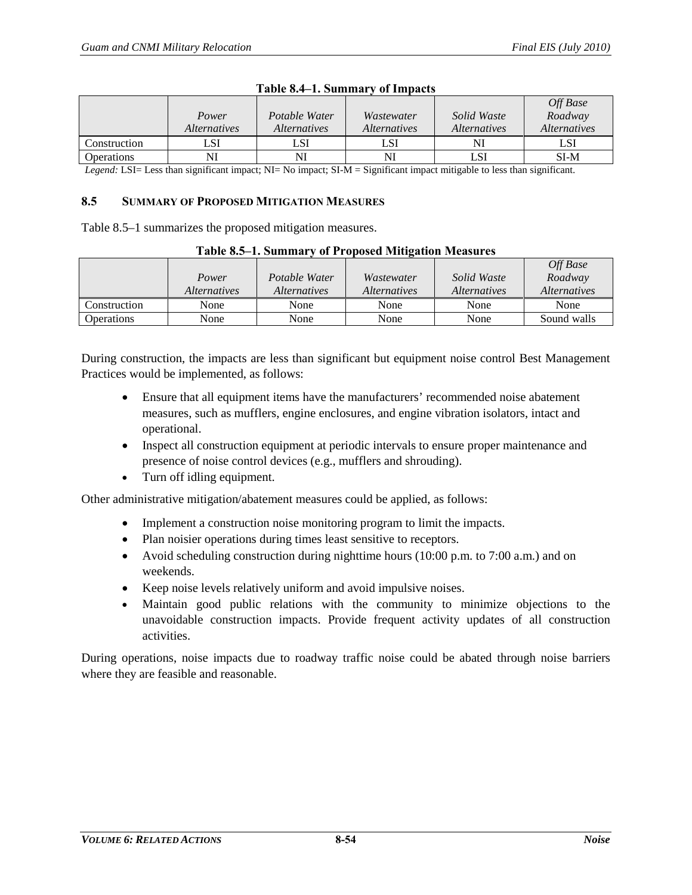**Table 8.4–1. Summary of Impacts**

| | *Power Alternatives* | *Potable Water Alternatives* | *Wastewater Alternatives* | *Solid Waste Alternatives* | *Off Base Roadway Alternatives* |
|---|---|---|---|---|---|
| Construction | LSI | LSI | LSI | NI | LSI |
| Operations | NI | NI | NI | LSI | SI-M |

*Legend:* LSI= Less than significant impact; NI= No impact; SI-M = Significant impact mitigable to less than significant.

## 8.5 Summary of Proposed Mitigation Measures

Table 8.5–1 summarizes the proposed mitigation measures.

**Table 8.5–1. Summary of Proposed Mitigation Measures**

| | *Power Alternatives* | *Potable Water Alternatives* | *Wastewater Alternatives* | *Solid Waste Alternatives* | *Off Base Roadway Alternatives* |
|---|---|---|---|---|---|
| Construction | None | None | None | None | None |
| Operations | None | None | None | None | Sound walls |

During construction, the impacts are less than significant but equipment noise control Best Management Practices would be implemented, as follows:

- Ensure that all equipment items have the manufacturers' recommended noise abatement measures, such as mufflers, engine enclosures, and engine vibration isolators, intact and operational.
- Inspect all construction equipment at periodic intervals to ensure proper maintenance and presence of noise control devices (e.g., mufflers and shrouding).
- Turn off idling equipment.

Other administrative mitigation/abatement measures could be applied, as follows:

- Implement a construction noise monitoring program to limit the impacts.
- Plan noisier operations during times least sensitive to receptors.
- Avoid scheduling construction during nighttime hours (10:00 p.m. to 7:00 a.m.) and on weekends.
- Keep noise levels relatively uniform and avoid impulsive noises.
- Maintain good public relations with the community to minimize objections to the unavoidable construction impacts. Provide frequent activity updates of all construction activities.

During operations, noise impacts due to roadway traffic noise could be abated through noise barriers where they are feasible and reasonable.